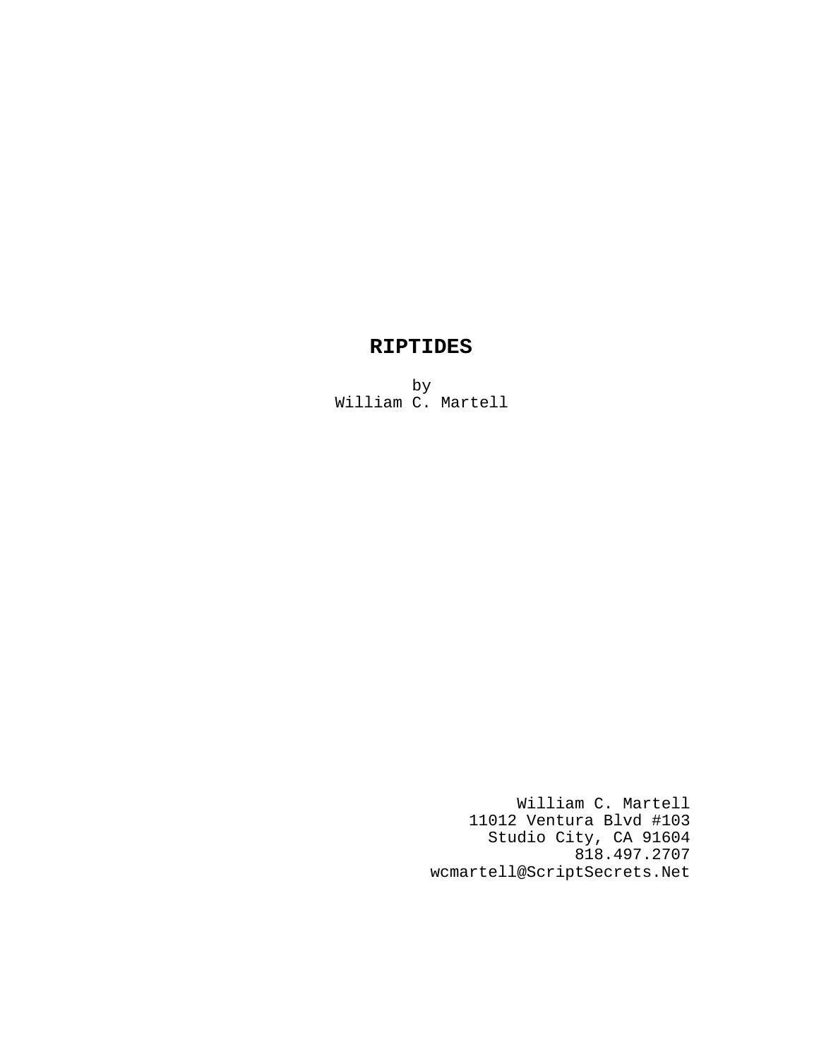# RIPTIDES

by
William C. Martell

William C. Martell
11012 Ventura Blvd #103
Studio City, CA 91604
818.497.2707
wcmartell@ScriptSecrets.Net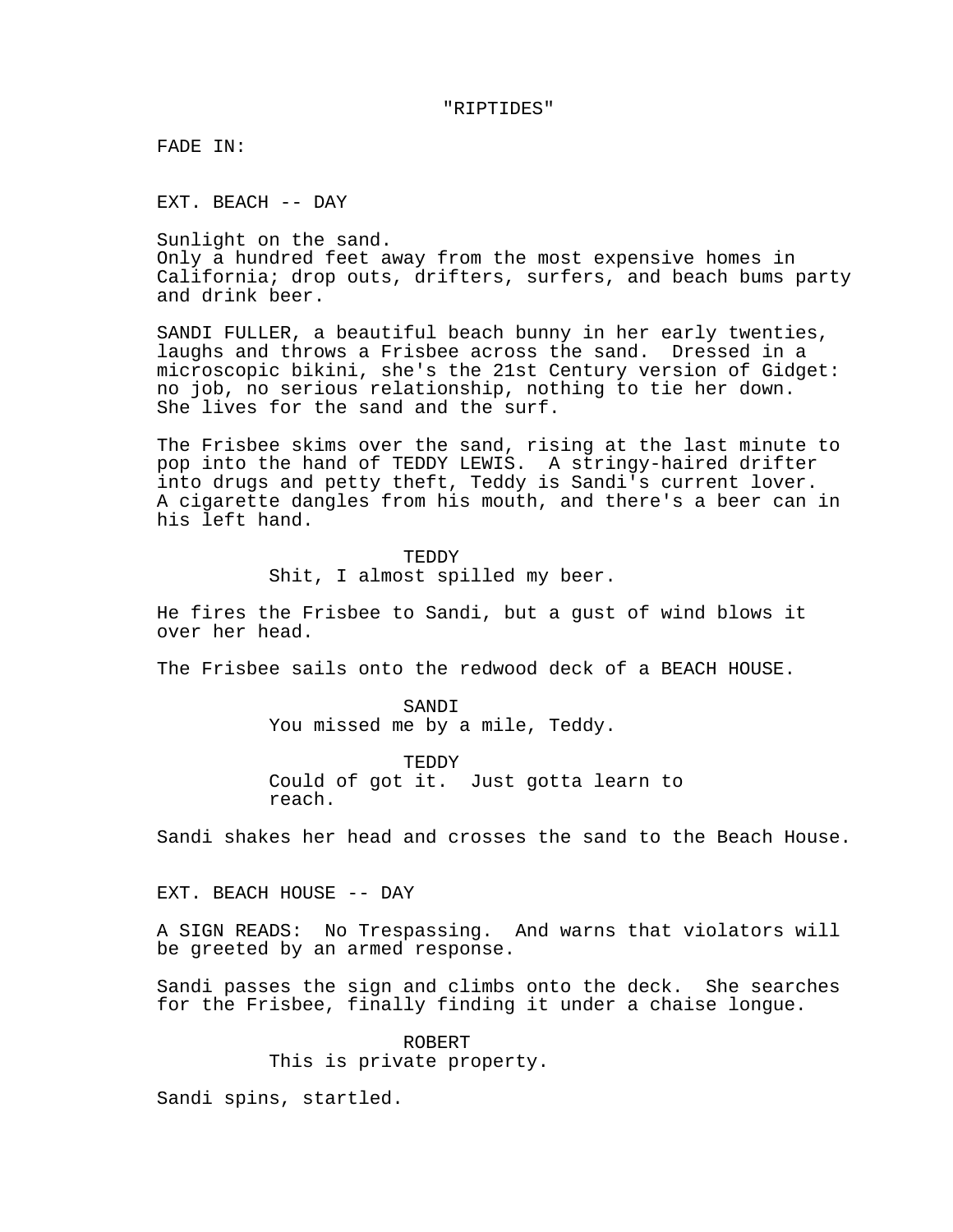"RIPTIDES"

FADE IN:

EXT. BEACH -- DAY

Sunlight on the sand.
Only a hundred feet away from the most expensive homes in California; drop outs, drifters, surfers, and beach bums party and drink beer.

SANDI FULLER, a beautiful beach bunny in her early twenties, laughs and throws a Frisbee across the sand. Dressed in a microscopic bikini, she's the 21st Century version of Gidget: no job, no serious relationship, nothing to tie her down. She lives for the sand and the surf.

The Frisbee skims over the sand, rising at the last minute to pop into the hand of TEDDY LEWIS. A stringy-haired drifter into drugs and petty theft, Teddy is Sandi's current lover. A cigarette dangles from his mouth, and there's a beer can in his left hand.

TEDDY
Shit, I almost spilled my beer.

He fires the Frisbee to Sandi, but a gust of wind blows it over her head.

The Frisbee sails onto the redwood deck of a BEACH HOUSE.

SANDI
You missed me by a mile, Teddy.

TEDDY
Could of got it. Just gotta learn to reach.

Sandi shakes her head and crosses the sand to the Beach House.

EXT. BEACH HOUSE -- DAY

A SIGN READS: No Trespassing. And warns that violators will be greeted by an armed response.

Sandi passes the sign and climbs onto the deck. She searches for the Frisbee, finally finding it under a chaise longue.

ROBERT
This is private property.

Sandi spins, startled.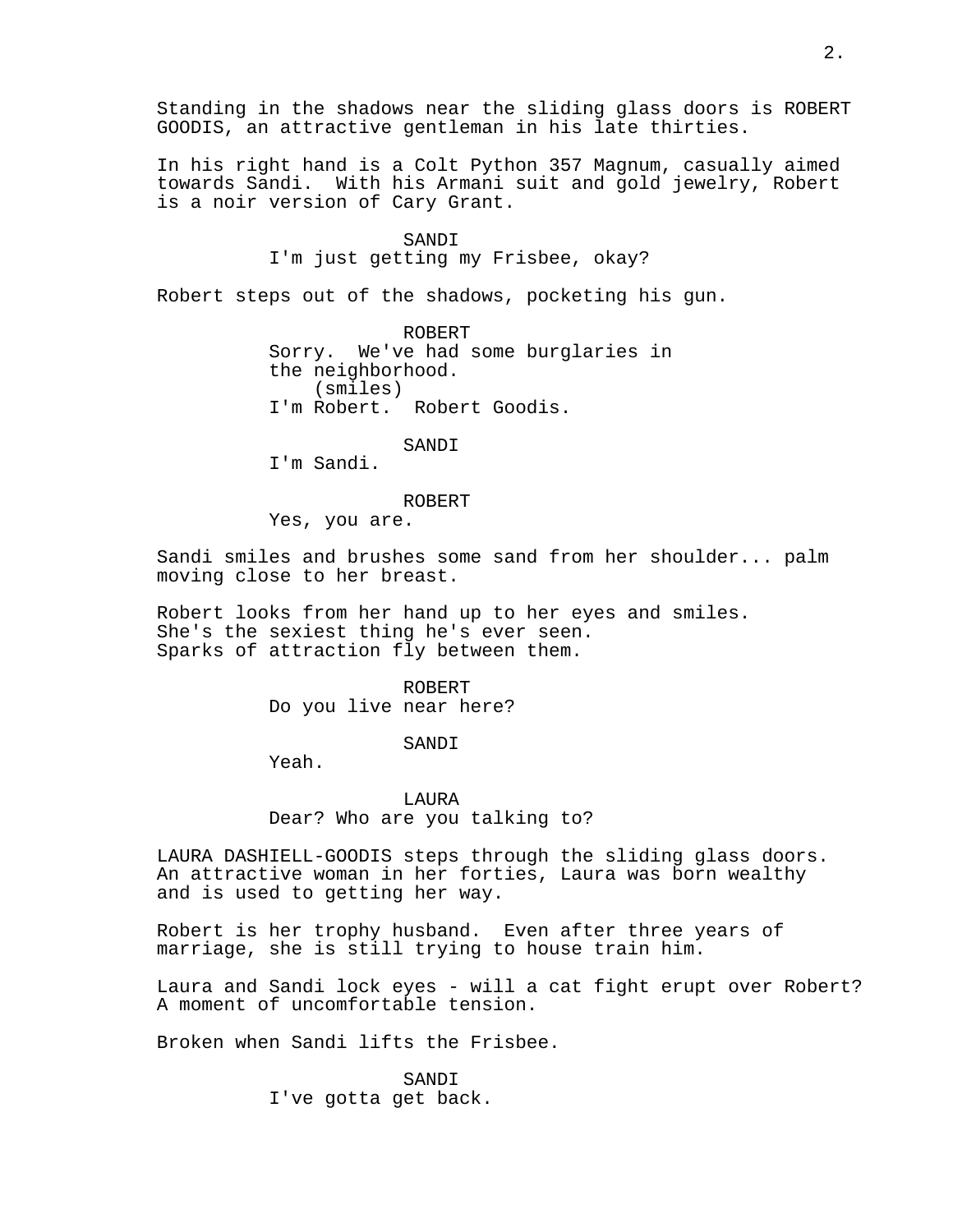Standing in the shadows near the sliding glass doors is ROBERT GOODIS, an attractive gentleman in his late thirties.

In his right hand is a Colt Python 357 Magnum, casually aimed towards Sandi. With his Armani suit and gold jewelry, Robert is a noir version of Cary Grant.

SANDI
I'm just getting my Frisbee, okay?

Robert steps out of the shadows, pocketing his gun.

ROBERT
Sorry. We've had some burglaries in the neighborhood.
(smiles)
I'm Robert. Robert Goodis.

SANDI
I'm Sandi.

ROBERT
Yes, you are.

Sandi smiles and brushes some sand from her shoulder... palm moving close to her breast.

Robert looks from her hand up to her eyes and smiles.
She's the sexiest thing he's ever seen.
Sparks of attraction fly between them.

ROBERT
Do you live near here?

SANDI
Yeah.

LAURA
Dear? Who are you talking to?

LAURA DASHIELL-GOODIS steps through the sliding glass doors. An attractive woman in her forties, Laura was born wealthy and is used to getting her way.

Robert is her trophy husband. Even after three years of marriage, she is still trying to house train him.

Laura and Sandi lock eyes - will a cat fight erupt over Robert? A moment of uncomfortable tension.

Broken when Sandi lifts the Frisbee.

SANDI
I've gotta get back.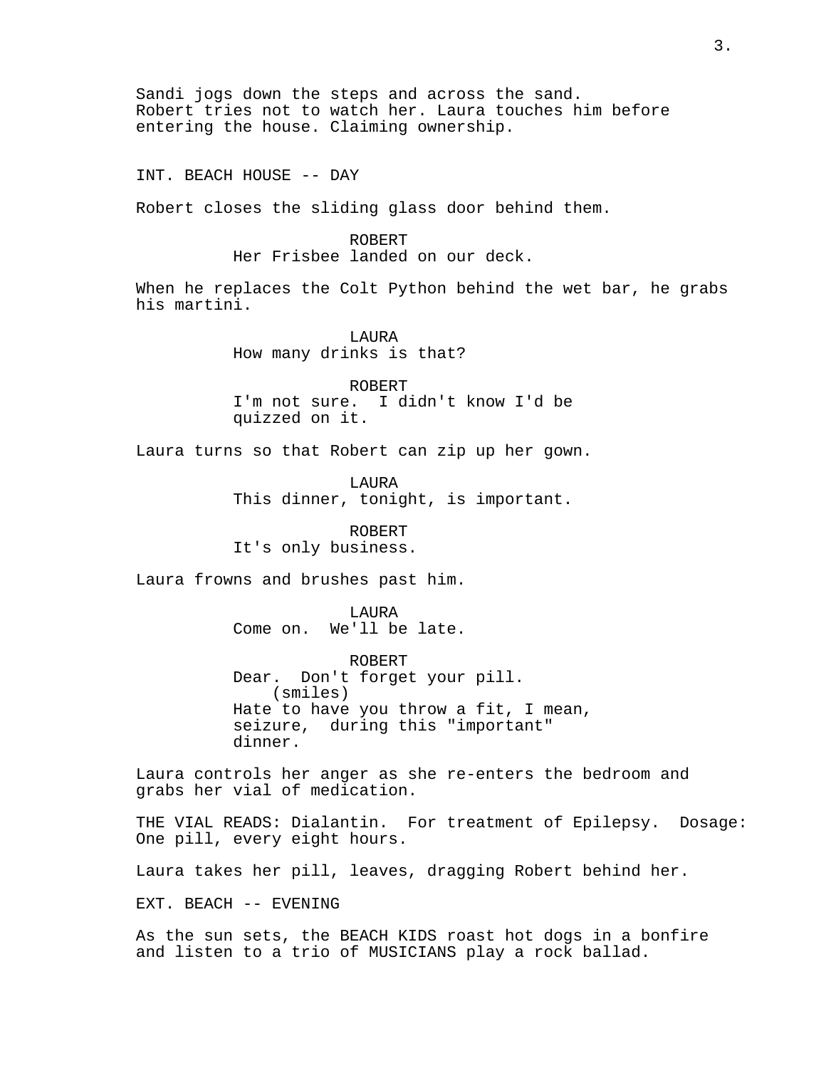Sandi jogs down the steps and across the sand. Robert tries not to watch her. Laura touches him before entering the house. Claiming ownership.

INT. BEACH HOUSE -- DAY

Robert closes the sliding glass door behind them.

ROBERT
Her Frisbee landed on our deck.

When he replaces the Colt Python behind the wet bar, he grabs his martini.

LAURA
How many drinks is that?

ROBERT
I'm not sure. I didn't know I'd be quizzed on it.

Laura turns so that Robert can zip up her gown.

LAURA
This dinner, tonight, is important.

ROBERT
It's only business.

Laura frowns and brushes past him.

LAURA
Come on. We'll be late.

ROBERT
Dear. Don't forget your pill.
(smiles)
Hate to have you throw a fit, I mean, seizure, during this "important" dinner.

Laura controls her anger as she re-enters the bedroom and grabs her vial of medication.

THE VIAL READS: Dialantin. For treatment of Epilepsy. Dosage: One pill, every eight hours.

Laura takes her pill, leaves, dragging Robert behind her.

EXT. BEACH -- EVENING

As the sun sets, the BEACH KIDS roast hot dogs in a bonfire and listen to a trio of MUSICIANS play a rock ballad.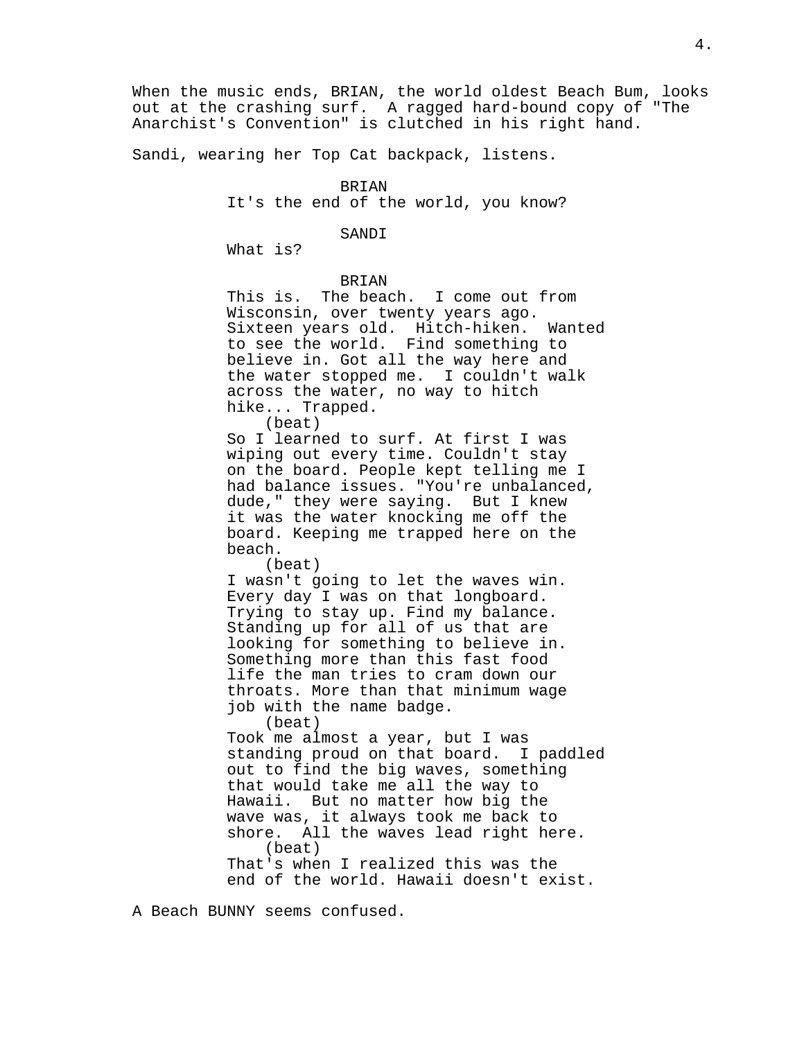When the music ends, BRIAN, the world oldest Beach Bum, looks out at the crashing surf.  A ragged hard-bound copy of "The Anarchist's Convention" is clutched in his right hand.

Sandi, wearing her Top Cat backpack, listens.

BRIAN
It's the end of the world, you know?

SANDI
What is?

BRIAN
This is.  The beach.  I come out from Wisconsin, over twenty years ago. Sixteen years old.  Hitch-hiken.  Wanted to see the world.  Find something to believe in. Got all the way here and the water stopped me.  I couldn't walk across the water, no way to hitch hike... Trapped.
(beat)
So I learned to surf. At first I was wiping out every time. Couldn't stay on the board. People kept telling me I had balance issues. "You're unbalanced, dude," they were saying.  But I knew it was the water knocking me off the board. Keeping me trapped here on the beach.
(beat)
I wasn't going to let the waves win. Every day I was on that longboard. Trying to stay up. Find my balance. Standing up for all of us that are looking for something to believe in. Something more than this fast food life the man tries to cram down our throats. More than that minimum wage job with the name badge.
(beat)
Took me almost a year, but I was standing proud on that board.  I paddled out to find the big waves, something that would take me all the way to Hawaii.  But no matter how big the wave was, it always took me back to shore.  All the waves lead right here.
(beat)
That's when I realized this was the end of the world. Hawaii doesn't exist.

A Beach BUNNY seems confused.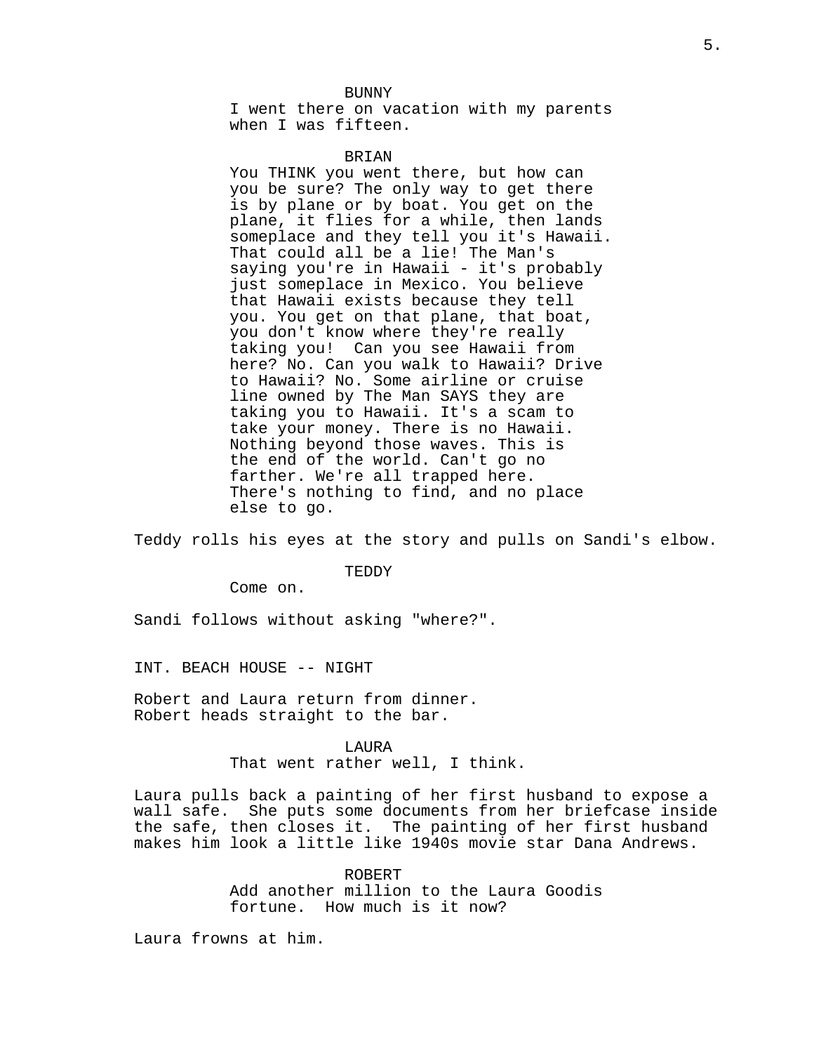BUNNY

I went there on vacation with my parents when I was fifteen.

BRIAN

You THINK you went there, but how can you be sure? The only way to get there is by plane or by boat. You get on the plane, it flies for a while, then lands someplace and they tell you it's Hawaii. That could all be a lie! The Man's saying you're in Hawaii - it's probably just someplace in Mexico. You believe that Hawaii exists because they tell you. You get on that plane, that boat, you don't know where they're really taking you! Can you see Hawaii from here? No. Can you walk to Hawaii? Drive to Hawaii? No. Some airline or cruise line owned by The Man SAYS they are taking you to Hawaii. It's a scam to take your money. There is no Hawaii. Nothing beyond those waves. This is the end of the world. Can't go no farther. We're all trapped here. There's nothing to find, and no place else to go.

Teddy rolls his eyes at the story and pulls on Sandi's elbow.

TEDDY

Come on.

Sandi follows without asking "where?".

INT. BEACH HOUSE -- NIGHT

Robert and Laura return from dinner.
Robert heads straight to the bar.

LAURA

That went rather well, I think.

Laura pulls back a painting of her first husband to expose a wall safe. She puts some documents from her briefcase inside the safe, then closes it. The painting of her first husband makes him look a little like 1940s movie star Dana Andrews.

ROBERT

Add another million to the Laura Goodis fortune. How much is it now?

Laura frowns at him.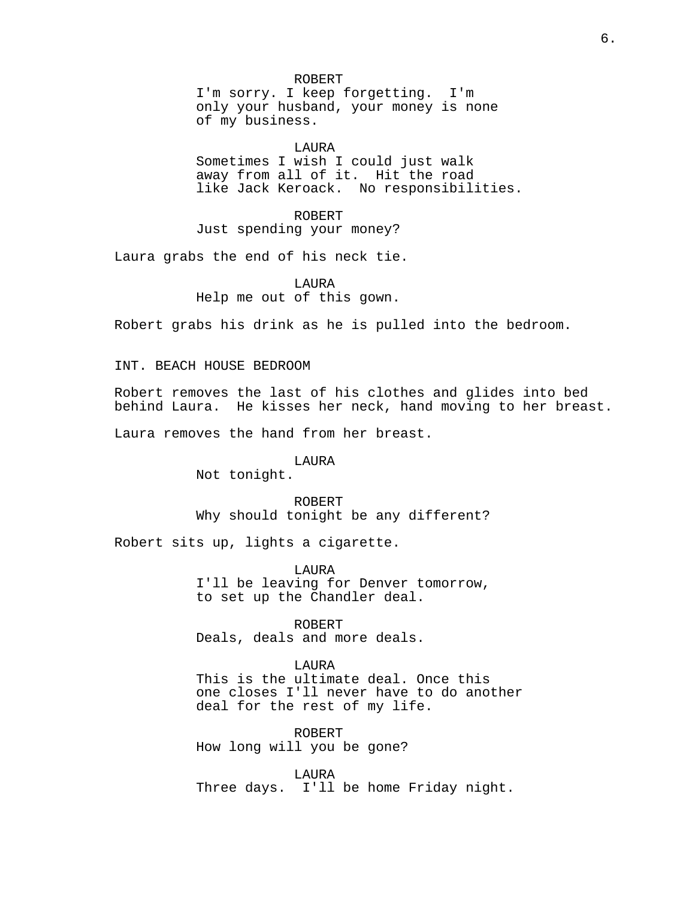ROBERT
I'm sorry. I keep forgetting.  I'm only your husband, your money is none of my business.

LAURA
Sometimes I wish I could just walk away from all of it.  Hit the road like Jack Keroack.  No responsibilities.

ROBERT
Just spending your money?

Laura grabs the end of his neck tie.

LAURA
Help me out of this gown.

Robert grabs his drink as he is pulled into the bedroom.

INT. BEACH HOUSE BEDROOM

Robert removes the last of his clothes and glides into bed behind Laura.  He kisses her neck, hand moving to her breast.

Laura removes the hand from her breast.

LAURA
Not tonight.

ROBERT
Why should tonight be any different?

Robert sits up, lights a cigarette.

LAURA
I'll be leaving for Denver tomorrow, to set up the Chandler deal.

ROBERT
Deals, deals and more deals.

LAURA
This is the ultimate deal. Once this one closes I'll never have to do another deal for the rest of my life.

ROBERT
How long will you be gone?

LAURA
Three days.  I'll be home Friday night.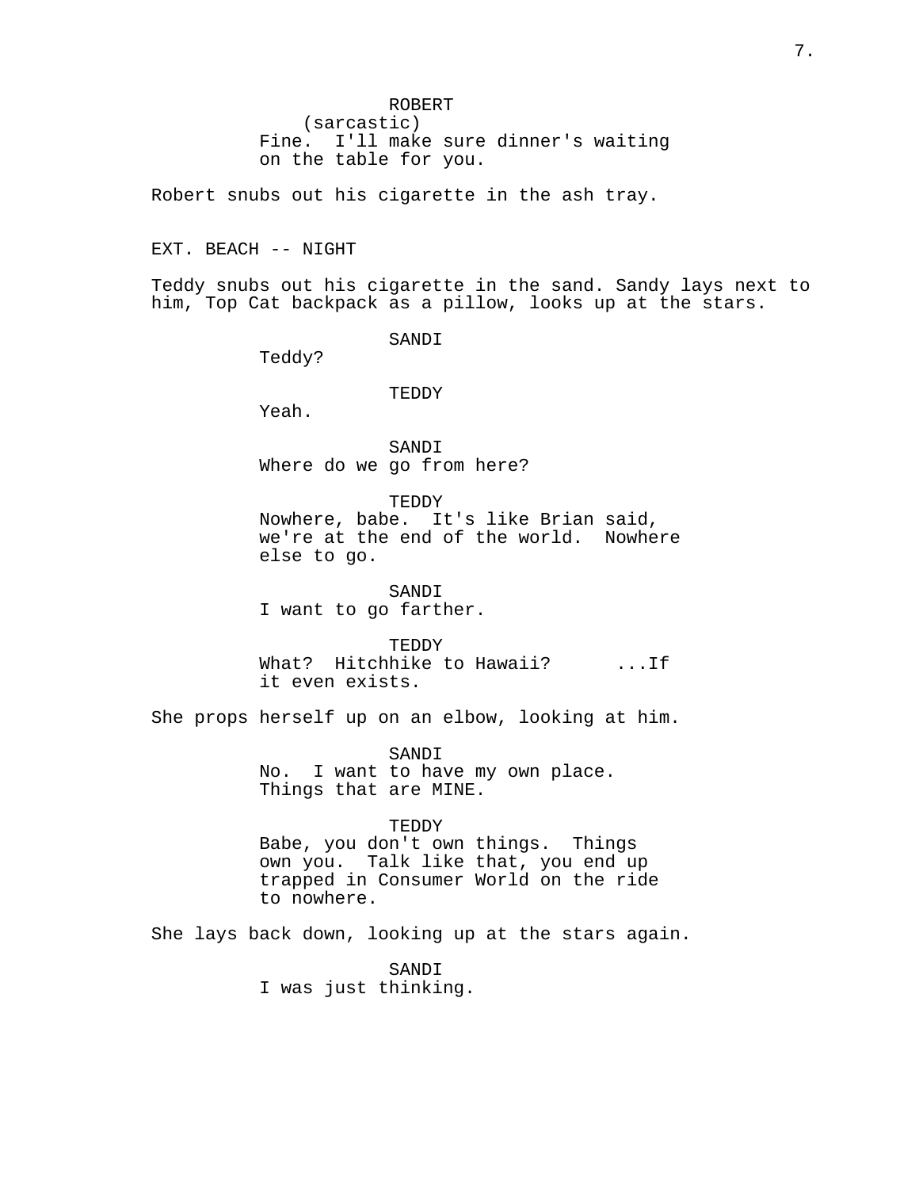ROBERT
(sarcastic)
Fine. I'll make sure dinner's waiting on the table for you.

Robert snubs out his cigarette in the ash tray.

EXT. BEACH -- NIGHT

Teddy snubs out his cigarette in the sand. Sandy lays next to him, Top Cat backpack as a pillow, looks up at the stars.

SANDI
Teddy?

TEDDY
Yeah.

SANDI
Where do we go from here?

TEDDY
Nowhere, babe. It's like Brian said, we're at the end of the world. Nowhere else to go.

SANDI
I want to go farther.

TEDDY
What? Hitchhike to Hawaii? ...If it even exists.

She props herself up on an elbow, looking at him.

SANDI
No. I want to have my own place. Things that are MINE.

TEDDY
Babe, you don't own things. Things own you. Talk like that, you end up trapped in Consumer World on the ride to nowhere.

She lays back down, looking up at the stars again.

SANDI
I was just thinking.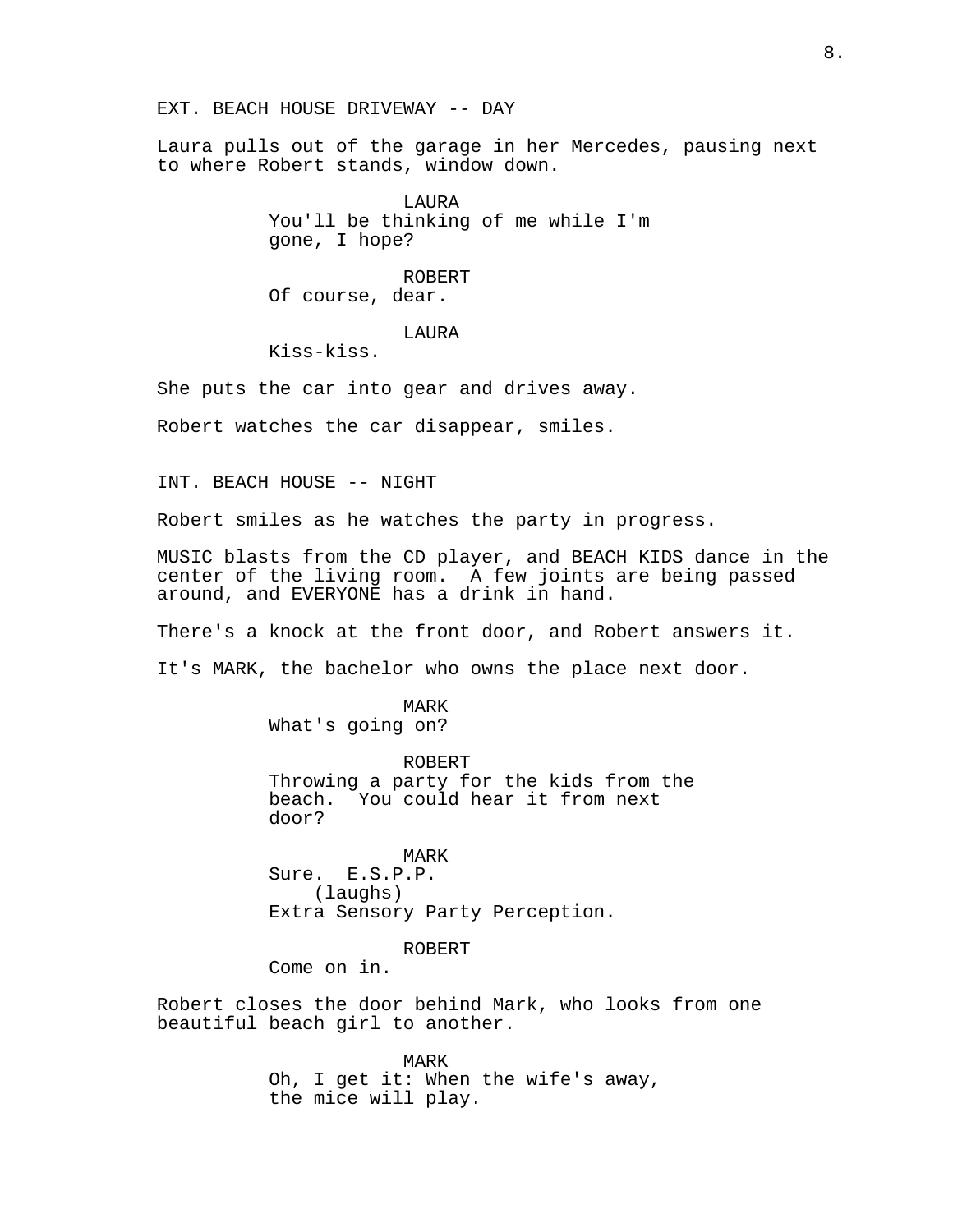EXT. BEACH HOUSE DRIVEWAY -- DAY

Laura pulls out of the garage in her Mercedes, pausing next to where Robert stands, window down.

LAURA
You'll be thinking of me while I'm gone, I hope?

ROBERT
Of course, dear.

LAURA
Kiss-kiss.

She puts the car into gear and drives away.

Robert watches the car disappear, smiles.

INT. BEACH HOUSE -- NIGHT

Robert smiles as he watches the party in progress.

MUSIC blasts from the CD player, and BEACH KIDS dance in the center of the living room. A few joints are being passed around, and EVERYONE has a drink in hand.

There's a knock at the front door, and Robert answers it.

It's MARK, the bachelor who owns the place next door.

MARK
What's going on?

ROBERT
Throwing a party for the kids from the beach. You could hear it from next door?

MARK
Sure. E.S.P.P.
(laughs)
Extra Sensory Party Perception.

ROBERT
Come on in.

Robert closes the door behind Mark, who looks from one beautiful beach girl to another.

MARK
Oh, I get it: When the wife's away, the mice will play.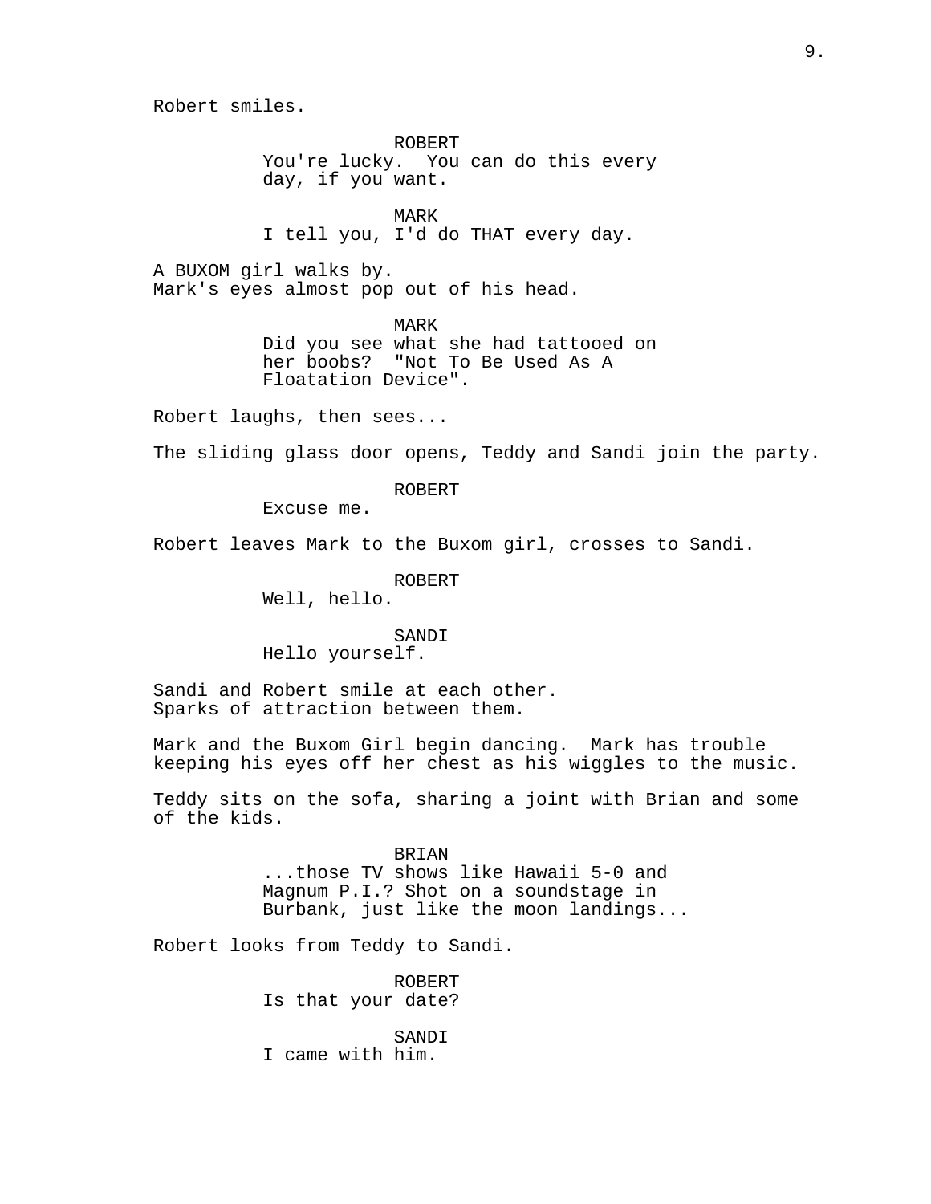Robert smiles.

ROBERT
You're lucky.  You can do this every day, if you want.

MARK
I tell you, I'd do THAT every day.

A BUXOM girl walks by.
Mark's eyes almost pop out of his head.

MARK
Did you see what she had tattooed on her boobs?  "Not To Be Used As A Floatation Device".

Robert laughs, then sees...

The sliding glass door opens, Teddy and Sandi join the party.

ROBERT
Excuse me.

Robert leaves Mark to the Buxom girl, crosses to Sandi.

ROBERT
Well, hello.

SANDI
Hello yourself.

Sandi and Robert smile at each other.
Sparks of attraction between them.

Mark and the Buxom Girl begin dancing.  Mark has trouble keeping his eyes off her chest as his wiggles to the music.

Teddy sits on the sofa, sharing a joint with Brian and some of the kids.

BRIAN
...those TV shows like Hawaii 5-0 and Magnum P.I.? Shot on a soundstage in Burbank, just like the moon landings...

Robert looks from Teddy to Sandi.

ROBERT
Is that your date?

SANDI
I came with him.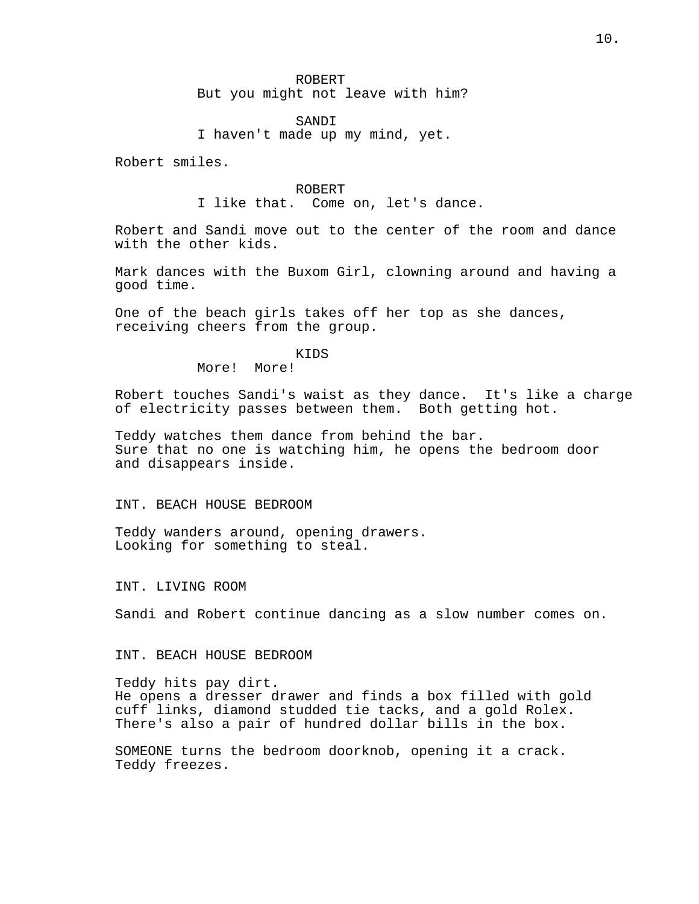ROBERT
But you might not leave with him?

SANDI
I haven't made up my mind, yet.

Robert smiles.

ROBERT
I like that.  Come on, let's dance.

Robert and Sandi move out to the center of the room and dance with the other kids.

Mark dances with the Buxom Girl, clowning around and having a good time.

One of the beach girls takes off her top as she dances, receiving cheers from the group.

KIDS
More!  More!

Robert touches Sandi's waist as they dance.  It's like a charge of electricity passes between them.  Both getting hot.

Teddy watches them dance from behind the bar.
Sure that no one is watching him, he opens the bedroom door and disappears inside.

INT. BEACH HOUSE BEDROOM

Teddy wanders around, opening drawers.
Looking for something to steal.

INT. LIVING ROOM

Sandi and Robert continue dancing as a slow number comes on.

INT. BEACH HOUSE BEDROOM

Teddy hits pay dirt.
He opens a dresser drawer and finds a box filled with gold cuff links, diamond studded tie tacks, and a gold Rolex.
There's also a pair of hundred dollar bills in the box.

SOMEONE turns the bedroom doorknob, opening it a crack.
Teddy freezes.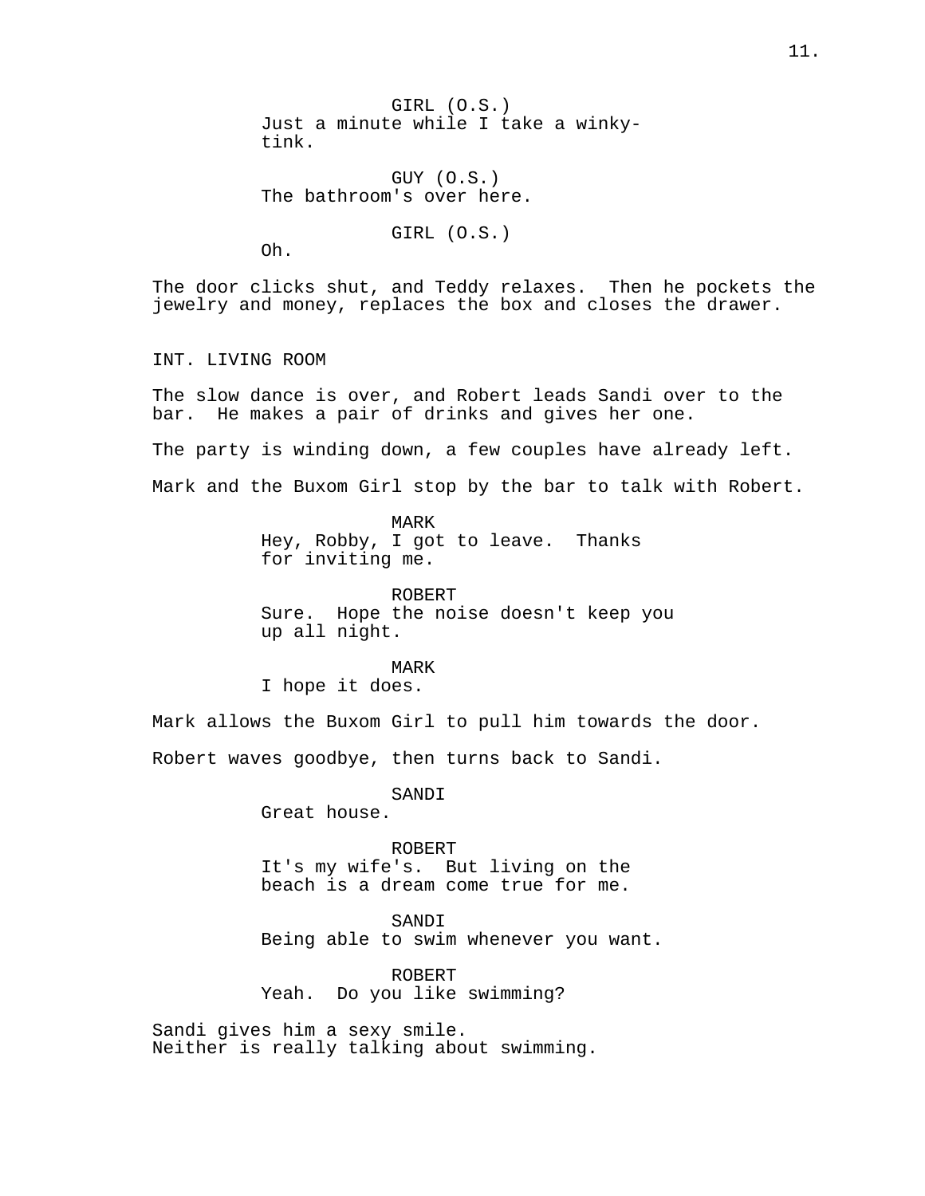GIRL (O.S.)
Just a minute while I take a winky-tink.

GUY (O.S.)
The bathroom's over here.

GIRL (O.S.)
Oh.

The door clicks shut, and Teddy relaxes. Then he pockets the jewelry and money, replaces the box and closes the drawer.

INT. LIVING ROOM

The slow dance is over, and Robert leads Sandi over to the bar. He makes a pair of drinks and gives her one.

The party is winding down, a few couples have already left.

Mark and the Buxom Girl stop by the bar to talk with Robert.

MARK
Hey, Robby, I got to leave. Thanks for inviting me.

ROBERT
Sure. Hope the noise doesn't keep you up all night.

MARK
I hope it does.

Mark allows the Buxom Girl to pull him towards the door.

Robert waves goodbye, then turns back to Sandi.

SANDI
Great house.

ROBERT
It's my wife's. But living on the beach is a dream come true for me.

SANDI
Being able to swim whenever you want.

ROBERT
Yeah. Do you like swimming?

Sandi gives him a sexy smile.
Neither is really talking about swimming.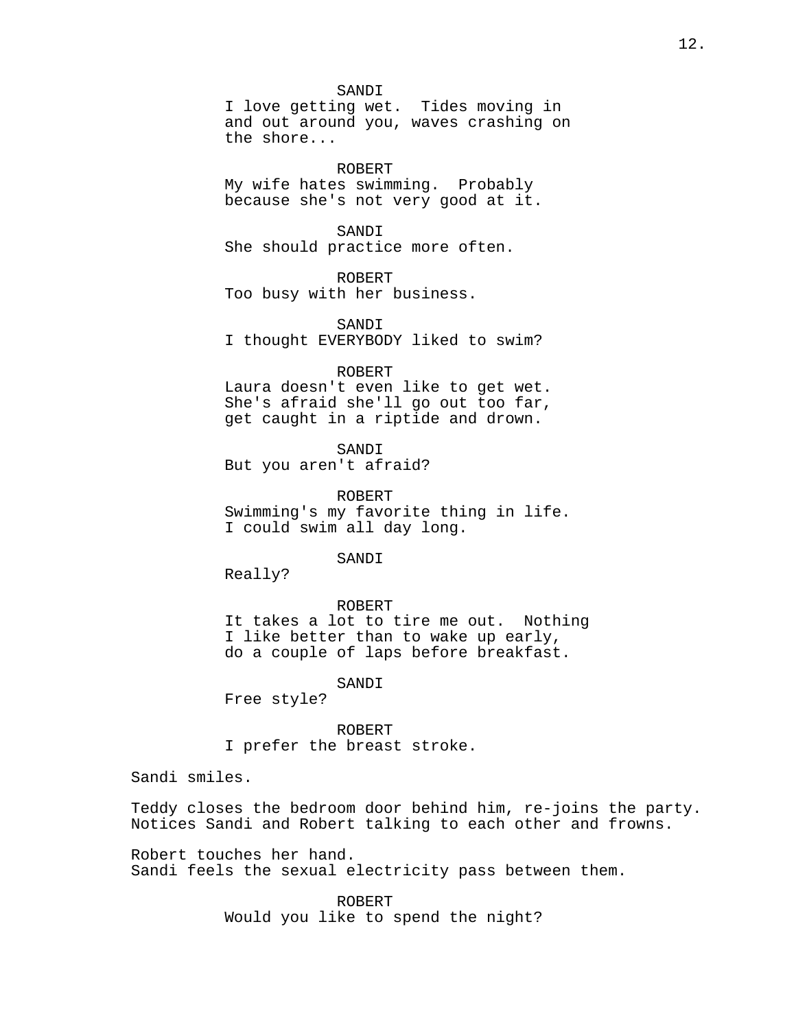SANDI
I love getting wet. Tides moving in and out around you, waves crashing on the shore...

ROBERT
My wife hates swimming. Probably because she's not very good at it.

SANDI
She should practice more often.

ROBERT
Too busy with her business.

SANDI
I thought EVERYBODY liked to swim?

ROBERT
Laura doesn't even like to get wet. She's afraid she'll go out too far, get caught in a riptide and drown.

SANDI
But you aren't afraid?

ROBERT
Swimming's my favorite thing in life. I could swim all day long.

SANDI
Really?

ROBERT
It takes a lot to tire me out. Nothing I like better than to wake up early, do a couple of laps before breakfast.

SANDI
Free style?

ROBERT
I prefer the breast stroke.

Sandi smiles.

Teddy closes the bedroom door behind him, re-joins the party. Notices Sandi and Robert talking to each other and frowns.

Robert touches her hand.
Sandi feels the sexual electricity pass between them.

ROBERT
Would you like to spend the night?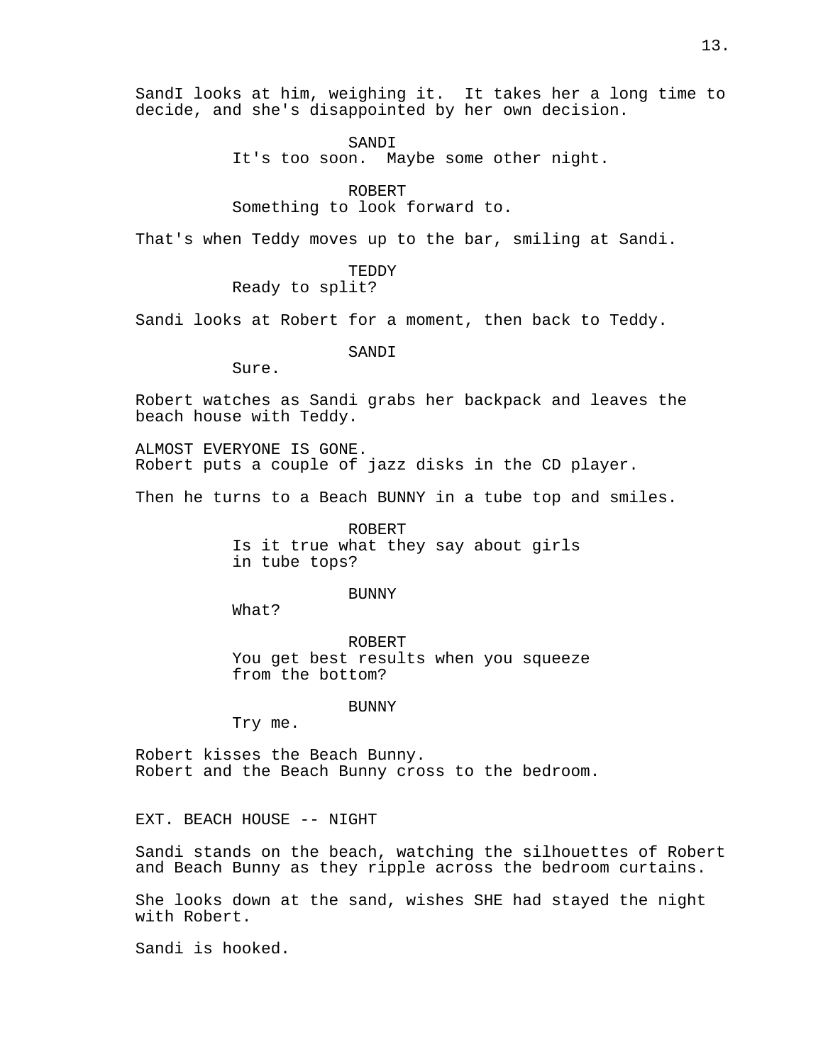SandI looks at him, weighing it. It takes her a long time to decide, and she's disappointed by her own decision.

SANDI
It's too soon. Maybe some other night.

ROBERT
Something to look forward to.

That's when Teddy moves up to the bar, smiling at Sandi.

TEDDY
Ready to split?

Sandi looks at Robert for a moment, then back to Teddy.

SANDI
Sure.

Robert watches as Sandi grabs her backpack and leaves the beach house with Teddy.

ALMOST EVERYONE IS GONE.
Robert puts a couple of jazz disks in the CD player.

Then he turns to a Beach BUNNY in a tube top and smiles.

ROBERT
Is it true what they say about girls in tube tops?

BUNNY
What?

ROBERT
You get best results when you squeeze from the bottom?

BUNNY
Try me.

Robert kisses the Beach Bunny.
Robert and the Beach Bunny cross to the bedroom.

EXT. BEACH HOUSE -- NIGHT

Sandi stands on the beach, watching the silhouettes of Robert and Beach Bunny as they ripple across the bedroom curtains.

She looks down at the sand, wishes SHE had stayed the night with Robert.

Sandi is hooked.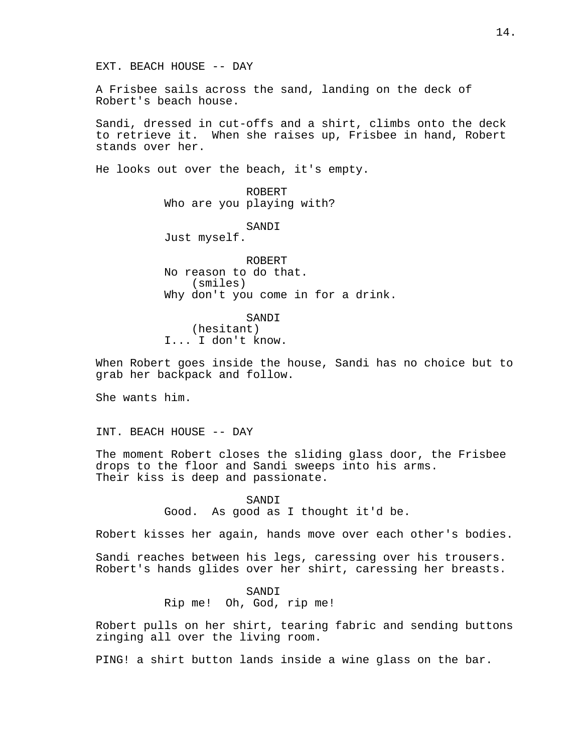EXT. BEACH HOUSE -- DAY

A Frisbee sails across the sand, landing on the deck of Robert's beach house.

Sandi, dressed in cut-offs and a shirt, climbs onto the deck to retrieve it. When she raises up, Frisbee in hand, Robert stands over her.

He looks out over the beach, it's empty.

ROBERT
Who are you playing with?

SANDI
Just myself.

ROBERT
No reason to do that.
(smiles)
Why don't you come in for a drink.

SANDI
(hesitant)
I... I don't know.

When Robert goes inside the house, Sandi has no choice but to grab her backpack and follow.

She wants him.

INT. BEACH HOUSE -- DAY

The moment Robert closes the sliding glass door, the Frisbee drops to the floor and Sandi sweeps into his arms. Their kiss is deep and passionate.

SANDI
Good. As good as I thought it'd be.

Robert kisses her again, hands move over each other's bodies.

Sandi reaches between his legs, caressing over his trousers. Robert's hands glides over her shirt, caressing her breasts.

SANDI
Rip me! Oh, God, rip me!

Robert pulls on her shirt, tearing fabric and sending buttons zinging all over the living room.

PING! a shirt button lands inside a wine glass on the bar.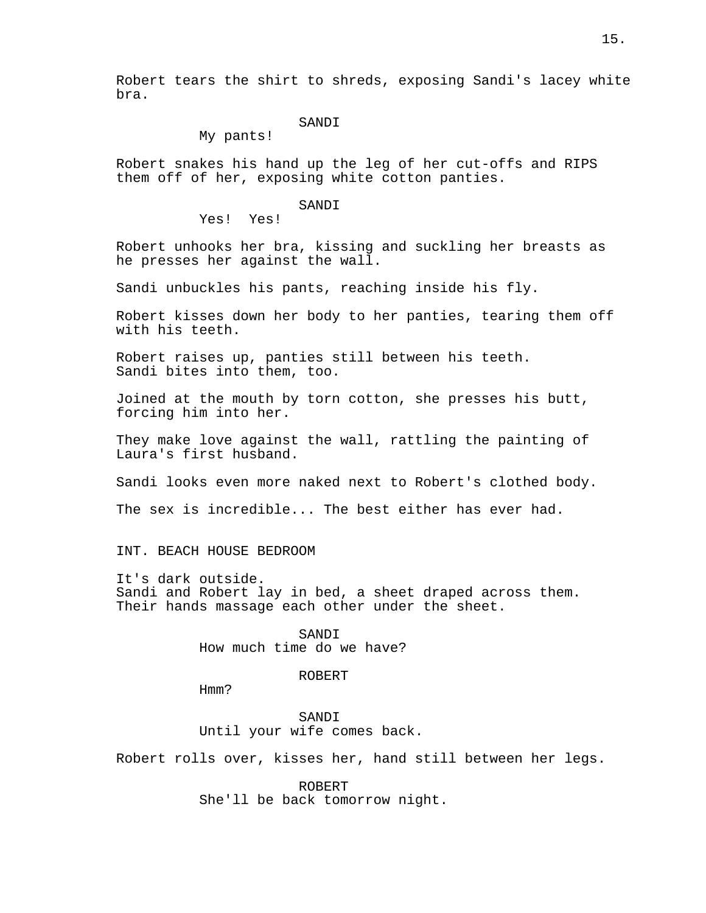Robert tears the shirt to shreds, exposing Sandi's lacey white bra.

SANDI
My pants!

Robert snakes his hand up the leg of her cut-offs and RIPS them off of her, exposing white cotton panties.

SANDI
Yes!  Yes!

Robert unhooks her bra, kissing and suckling her breasts as he presses her against the wall.

Sandi unbuckles his pants, reaching inside his fly.

Robert kisses down her body to her panties, tearing them off with his teeth.

Robert raises up, panties still between his teeth.
Sandi bites into them, too.

Joined at the mouth by torn cotton, she presses his butt, forcing him into her.

They make love against the wall, rattling the painting of Laura's first husband.

Sandi looks even more naked next to Robert's clothed body.

The sex is incredible... The best either has ever had.

INT. BEACH HOUSE BEDROOM

It's dark outside.
Sandi and Robert lay in bed, a sheet draped across them.
Their hands massage each other under the sheet.

SANDI
How much time do we have?

ROBERT
Hmm?

SANDI
Until your wife comes back.

Robert rolls over, kisses her, hand still between her legs.

ROBERT
She'll be back tomorrow night.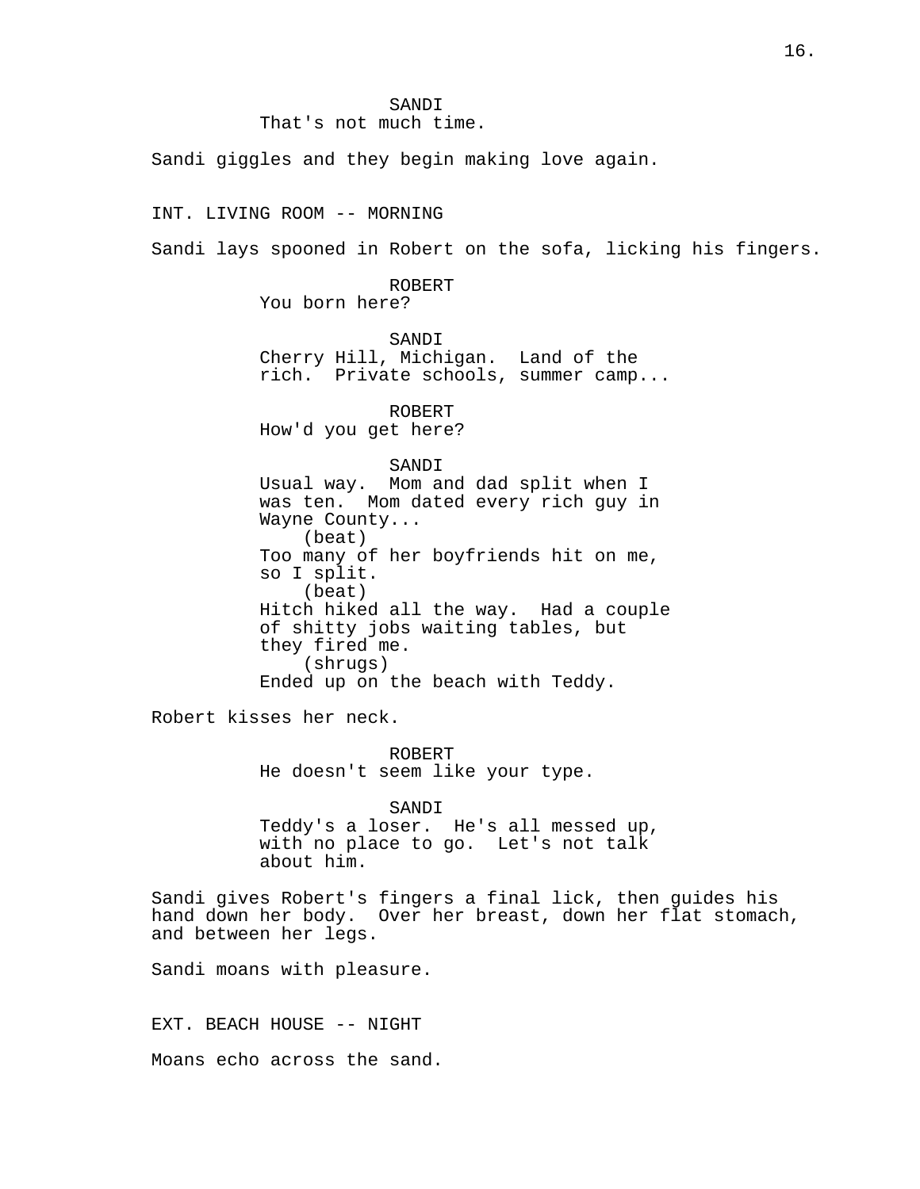SANDI
That's not much time.

Sandi giggles and they begin making love again.

INT. LIVING ROOM -- MORNING

Sandi lays spooned in Robert on the sofa, licking his fingers.

ROBERT
You born here?

SANDI
Cherry Hill, Michigan.  Land of the rich.  Private schools, summer camp...

ROBERT
How'd you get here?

SANDI
Usual way.  Mom and dad split when I was ten.  Mom dated every rich guy in Wayne County...
(beat)
Too many of her boyfriends hit on me, so I split.
(beat)
Hitch hiked all the way.  Had a couple of shitty jobs waiting tables, but they fired me.
(shrugs)
Ended up on the beach with Teddy.

Robert kisses her neck.

ROBERT
He doesn't seem like your type.

SANDI
Teddy's a loser.  He's all messed up, with no place to go.  Let's not talk about him.

Sandi gives Robert's fingers a final lick, then guides his hand down her body.  Over her breast, down her flat stomach, and between her legs.

Sandi moans with pleasure.

EXT. BEACH HOUSE -- NIGHT

Moans echo across the sand.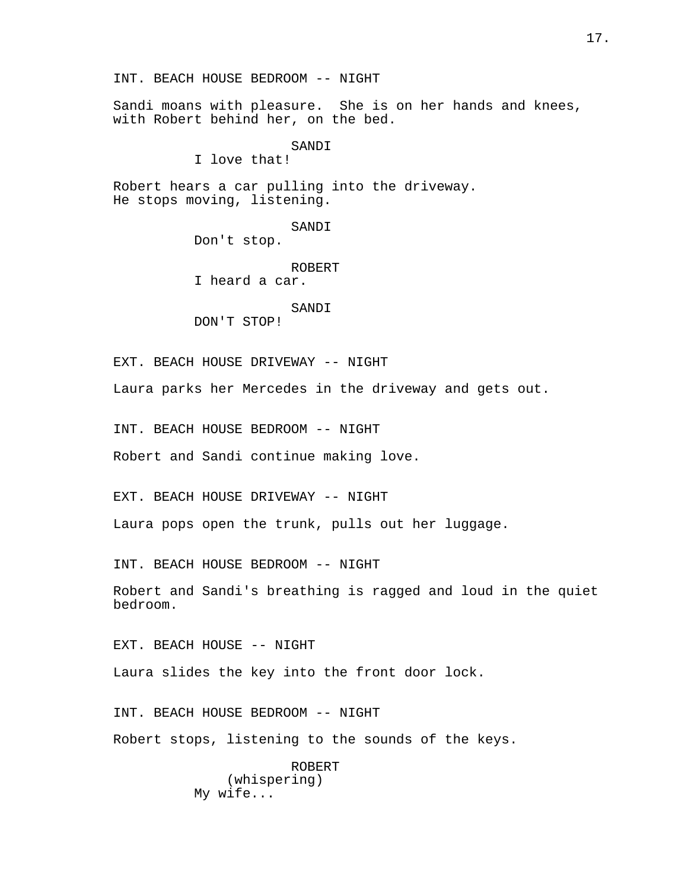INT. BEACH HOUSE BEDROOM -- NIGHT

Sandi moans with pleasure. She is on her hands and knees, with Robert behind her, on the bed.

SANDI
I love that!

Robert hears a car pulling into the driveway. He stops moving, listening.

SANDI
Don't stop.

ROBERT
I heard a car.

SANDI
DON'T STOP!

EXT. BEACH HOUSE DRIVEWAY -- NIGHT

Laura parks her Mercedes in the driveway and gets out.

INT. BEACH HOUSE BEDROOM -- NIGHT

Robert and Sandi continue making love.

EXT. BEACH HOUSE DRIVEWAY -- NIGHT

Laura pops open the trunk, pulls out her luggage.

INT. BEACH HOUSE BEDROOM -- NIGHT

Robert and Sandi's breathing is ragged and loud in the quiet bedroom.

EXT. BEACH HOUSE -- NIGHT

Laura slides the key into the front door lock.

INT. BEACH HOUSE BEDROOM -- NIGHT

Robert stops, listening to the sounds of the keys.

ROBERT
(whispering)
My wife...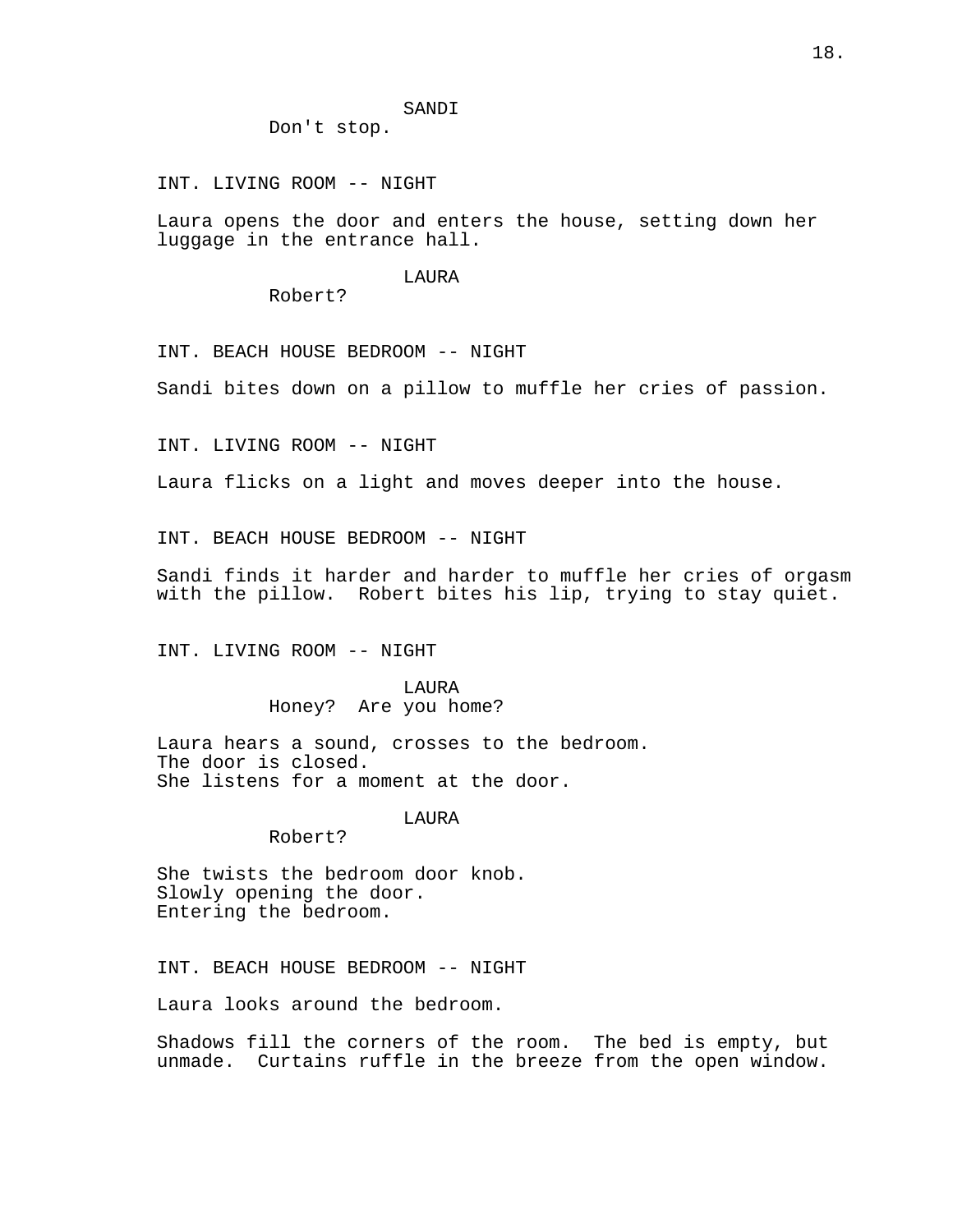SANDI
Don't stop.

INT. LIVING ROOM -- NIGHT

Laura opens the door and enters the house, setting down her luggage in the entrance hall.

LAURA
Robert?

INT. BEACH HOUSE BEDROOM -- NIGHT

Sandi bites down on a pillow to muffle her cries of passion.

INT. LIVING ROOM -- NIGHT

Laura flicks on a light and moves deeper into the house.

INT. BEACH HOUSE BEDROOM -- NIGHT

Sandi finds it harder and harder to muffle her cries of orgasm with the pillow. Robert bites his lip, trying to stay quiet.

INT. LIVING ROOM -- NIGHT

LAURA
Honey? Are you home?

Laura hears a sound, crosses to the bedroom.
The door is closed.
She listens for a moment at the door.

LAURA
Robert?

She twists the bedroom door knob.
Slowly opening the door.
Entering the bedroom.

INT. BEACH HOUSE BEDROOM -- NIGHT

Laura looks around the bedroom.

Shadows fill the corners of the room. The bed is empty, but unmade. Curtains ruffle in the breeze from the open window.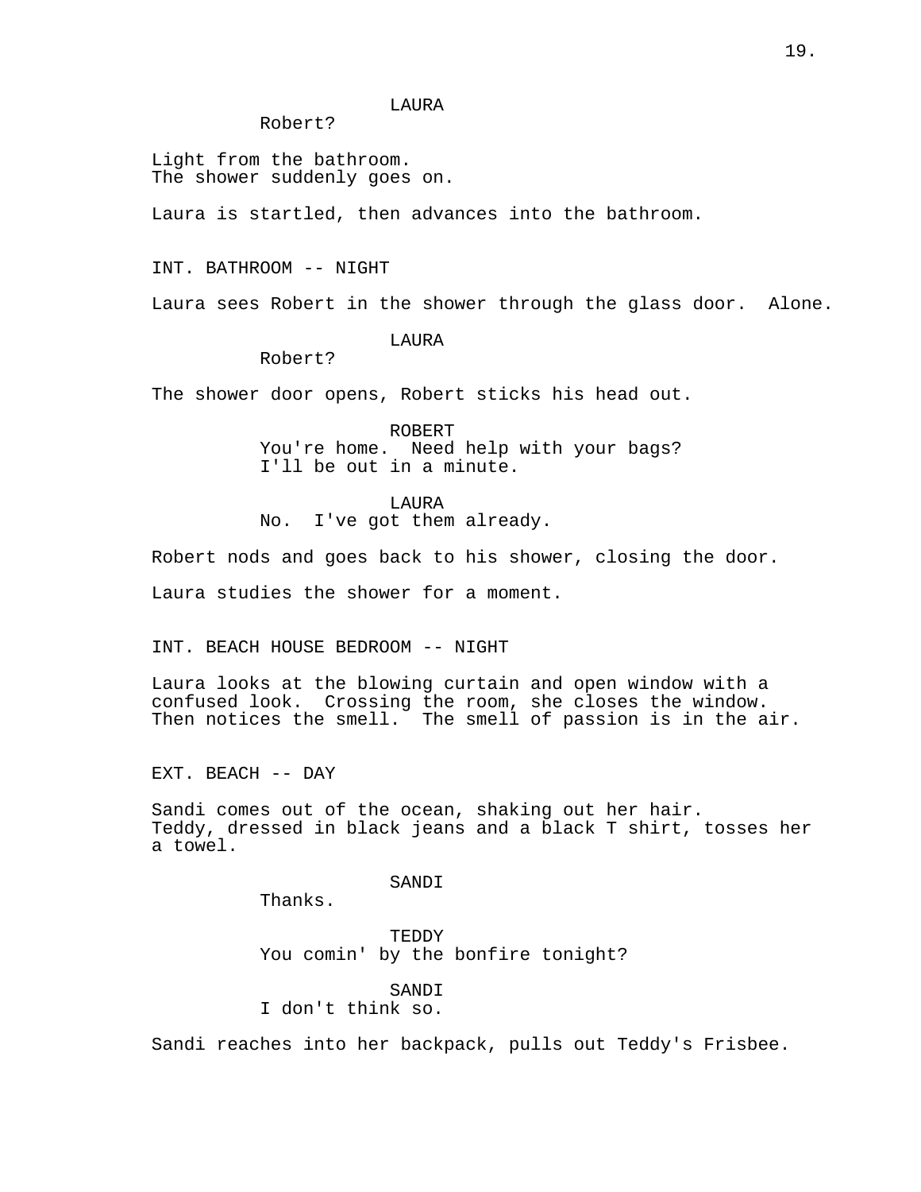LAURA
Robert?

Light from the bathroom.
The shower suddenly goes on.

Laura is startled, then advances into the bathroom.

INT. BATHROOM -- NIGHT

Laura sees Robert in the shower through the glass door. Alone.

LAURA
Robert?

The shower door opens, Robert sticks his head out.

ROBERT
You're home. Need help with your bags?
I'll be out in a minute.

LAURA
No. I've got them already.

Robert nods and goes back to his shower, closing the door.

Laura studies the shower for a moment.

INT. BEACH HOUSE BEDROOM -- NIGHT

Laura looks at the blowing curtain and open window with a confused look. Crossing the room, she closes the window. Then notices the smell. The smell of passion is in the air.

EXT. BEACH -- DAY

Sandi comes out of the ocean, shaking out her hair.
Teddy, dressed in black jeans and a black T shirt, tosses her a towel.

SANDI
Thanks.

TEDDY
You comin' by the bonfire tonight?

SANDI
I don't think so.

Sandi reaches into her backpack, pulls out Teddy's Frisbee.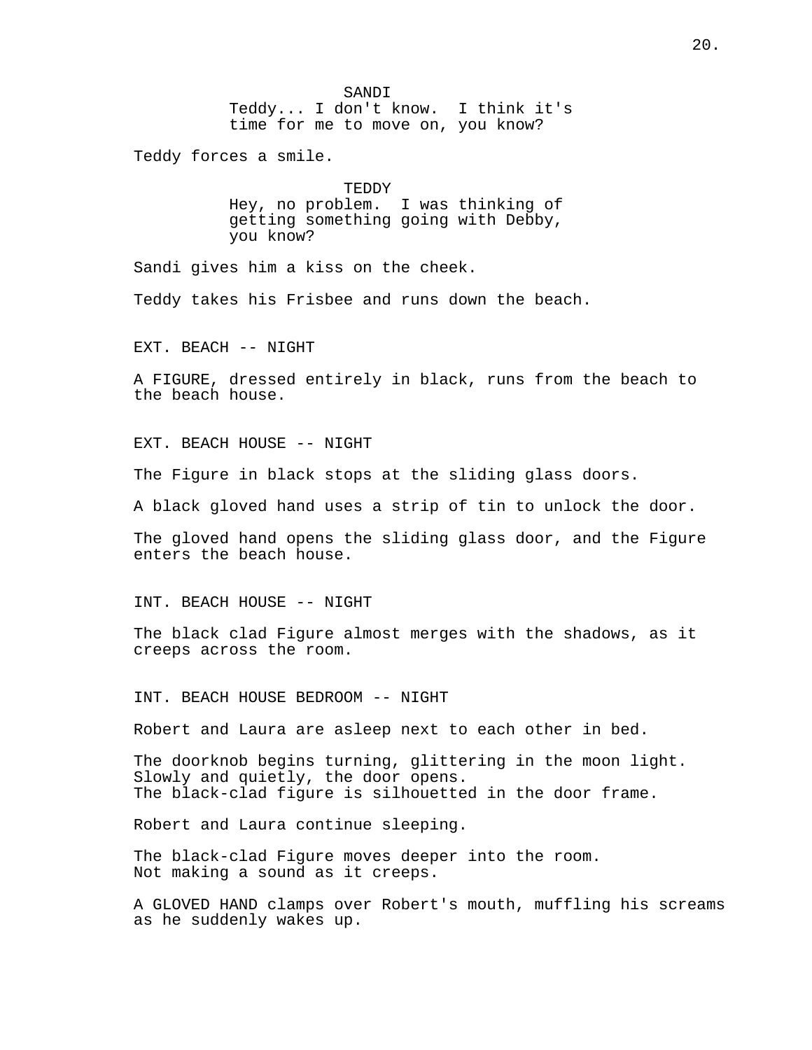SANDI
Teddy... I don't know.  I think it's time for me to move on, you know?

Teddy forces a smile.

TEDDY
Hey, no problem.  I was thinking of getting something going with Debby, you know?

Sandi gives him a kiss on the cheek.

Teddy takes his Frisbee and runs down the beach.

EXT. BEACH -- NIGHT

A FIGURE, dressed entirely in black, runs from the beach to the beach house.

EXT. BEACH HOUSE -- NIGHT

The Figure in black stops at the sliding glass doors.

A black gloved hand uses a strip of tin to unlock the door.

The gloved hand opens the sliding glass door, and the Figure enters the beach house.

INT. BEACH HOUSE -- NIGHT

The black clad Figure almost merges with the shadows, as it creeps across the room.

INT. BEACH HOUSE BEDROOM -- NIGHT

Robert and Laura are asleep next to each other in bed.

The doorknob begins turning, glittering in the moon light.
Slowly and quietly, the door opens.
The black-clad figure is silhouetted in the door frame.

Robert and Laura continue sleeping.

The black-clad Figure moves deeper into the room.
Not making a sound as it creeps.

A GLOVED HAND clamps over Robert's mouth, muffling his screams as he suddenly wakes up.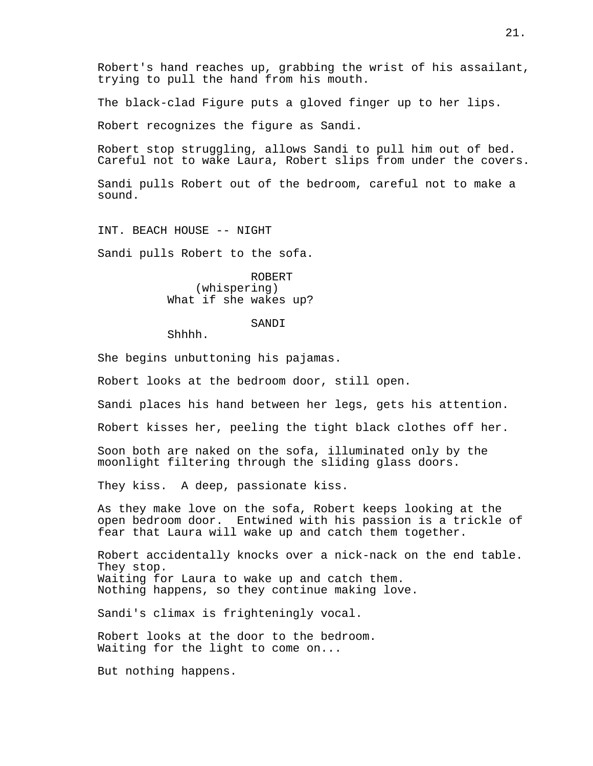Robert's hand reaches up, grabbing the wrist of his assailant, trying to pull the hand from his mouth.

The black-clad Figure puts a gloved finger up to her lips.

Robert recognizes the figure as Sandi.

Robert stop struggling, allows Sandi to pull him out of bed. Careful not to wake Laura, Robert slips from under the covers.

Sandi pulls Robert out of the bedroom, careful not to make a sound.

INT. BEACH HOUSE -- NIGHT

Sandi pulls Robert to the sofa.

ROBERT
(whispering)
What if she wakes up?

SANDI
Shhhh.

She begins unbuttoning his pajamas.

Robert looks at the bedroom door, still open.

Sandi places his hand between her legs, gets his attention.

Robert kisses her, peeling the tight black clothes off her.

Soon both are naked on the sofa, illuminated only by the moonlight filtering through the sliding glass doors.

They kiss. A deep, passionate kiss.

As they make love on the sofa, Robert keeps looking at the open bedroom door. Entwined with his passion is a trickle of fear that Laura will wake up and catch them together.

Robert accidentally knocks over a nick-nack on the end table.
They stop.
Waiting for Laura to wake up and catch them.
Nothing happens, so they continue making love.

Sandi's climax is frighteningly vocal.

Robert looks at the door to the bedroom.
Waiting for the light to come on...

But nothing happens.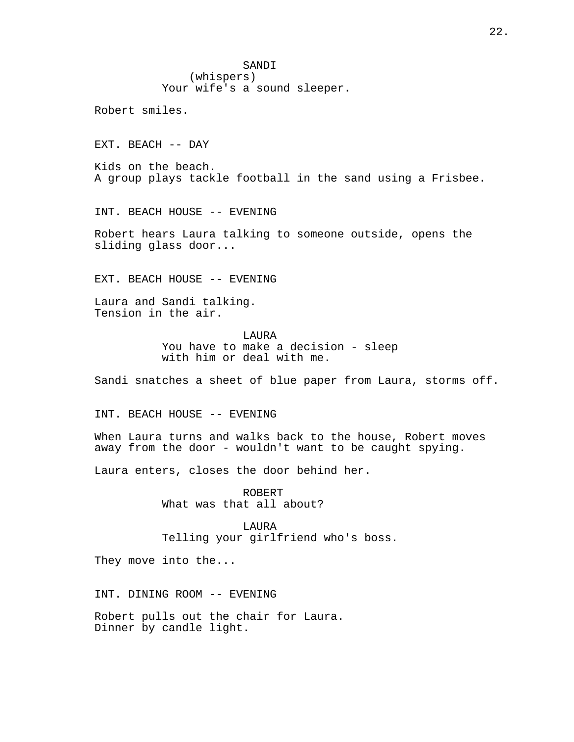SANDI
(whispers)
Your wife's a sound sleeper.

Robert smiles.

EXT. BEACH -- DAY

Kids on the beach.
A group plays tackle football in the sand using a Frisbee.

INT. BEACH HOUSE -- EVENING

Robert hears Laura talking to someone outside, opens the sliding glass door...

EXT. BEACH HOUSE -- EVENING

Laura and Sandi talking.
Tension in the air.

LAURA
You have to make a decision - sleep with him or deal with me.

Sandi snatches a sheet of blue paper from Laura, storms off.

INT. BEACH HOUSE -- EVENING

When Laura turns and walks back to the house, Robert moves away from the door - wouldn't want to be caught spying.

Laura enters, closes the door behind her.

ROBERT
What was that all about?

LAURA
Telling your girlfriend who's boss.

They move into the...

INT. DINING ROOM -- EVENING

Robert pulls out the chair for Laura.
Dinner by candle light.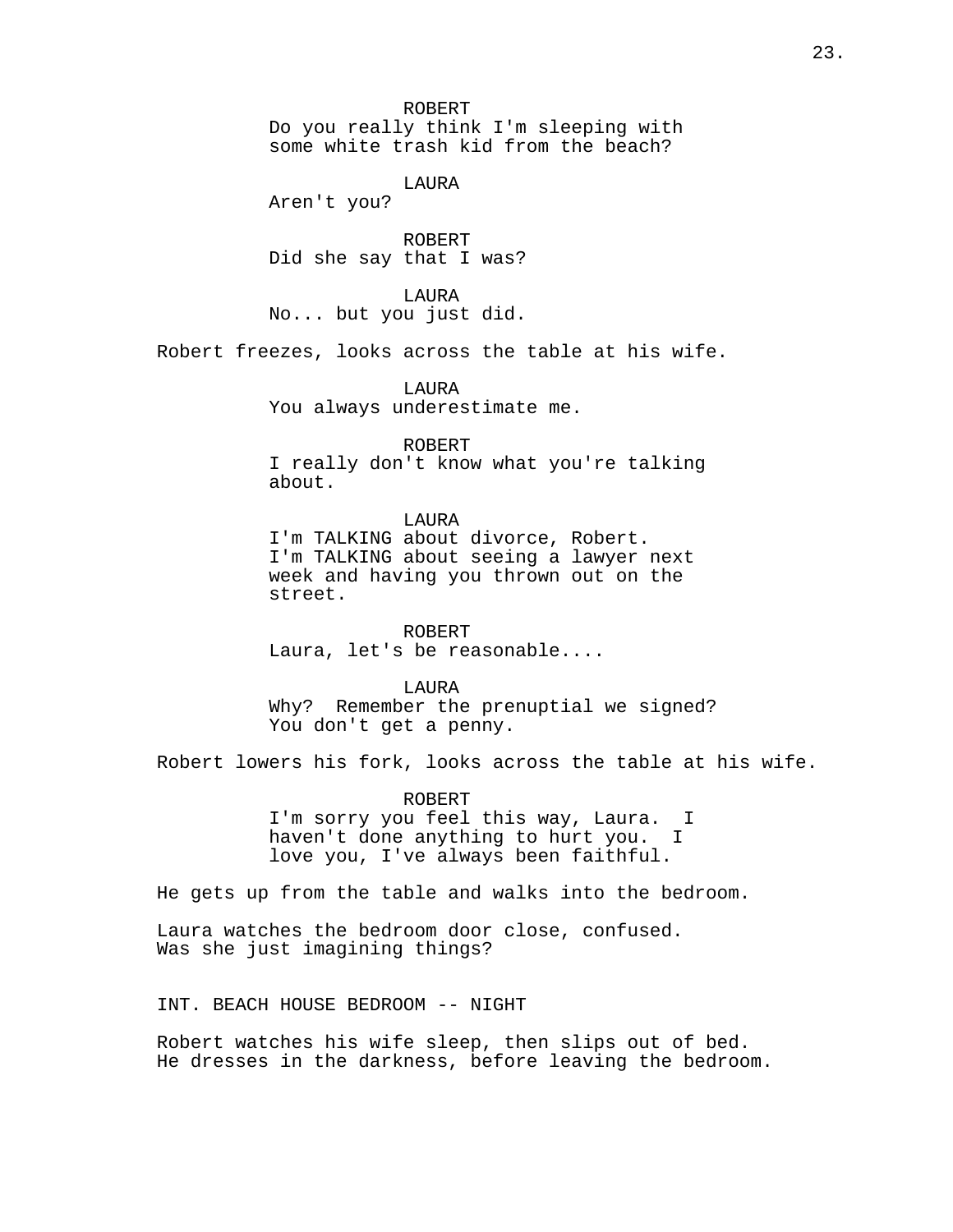ROBERT
Do you really think I'm sleeping with some white trash kid from the beach?

LAURA
Aren't you?

ROBERT
Did she say that I was?

LAURA
No... but you just did.

Robert freezes, looks across the table at his wife.

LAURA
You always underestimate me.

ROBERT
I really don't know what you're talking about.

LAURA
I'm TALKING about divorce, Robert. I'm TALKING about seeing a lawyer next week and having you thrown out on the street.

ROBERT
Laura, let's be reasonable....

LAURA
Why? Remember the prenuptial we signed? You don't get a penny.

Robert lowers his fork, looks across the table at his wife.

ROBERT
I'm sorry you feel this way, Laura. I haven't done anything to hurt you. I love you, I've always been faithful.

He gets up from the table and walks into the bedroom.

Laura watches the bedroom door close, confused. Was she just imagining things?

INT. BEACH HOUSE BEDROOM -- NIGHT

Robert watches his wife sleep, then slips out of bed. He dresses in the darkness, before leaving the bedroom.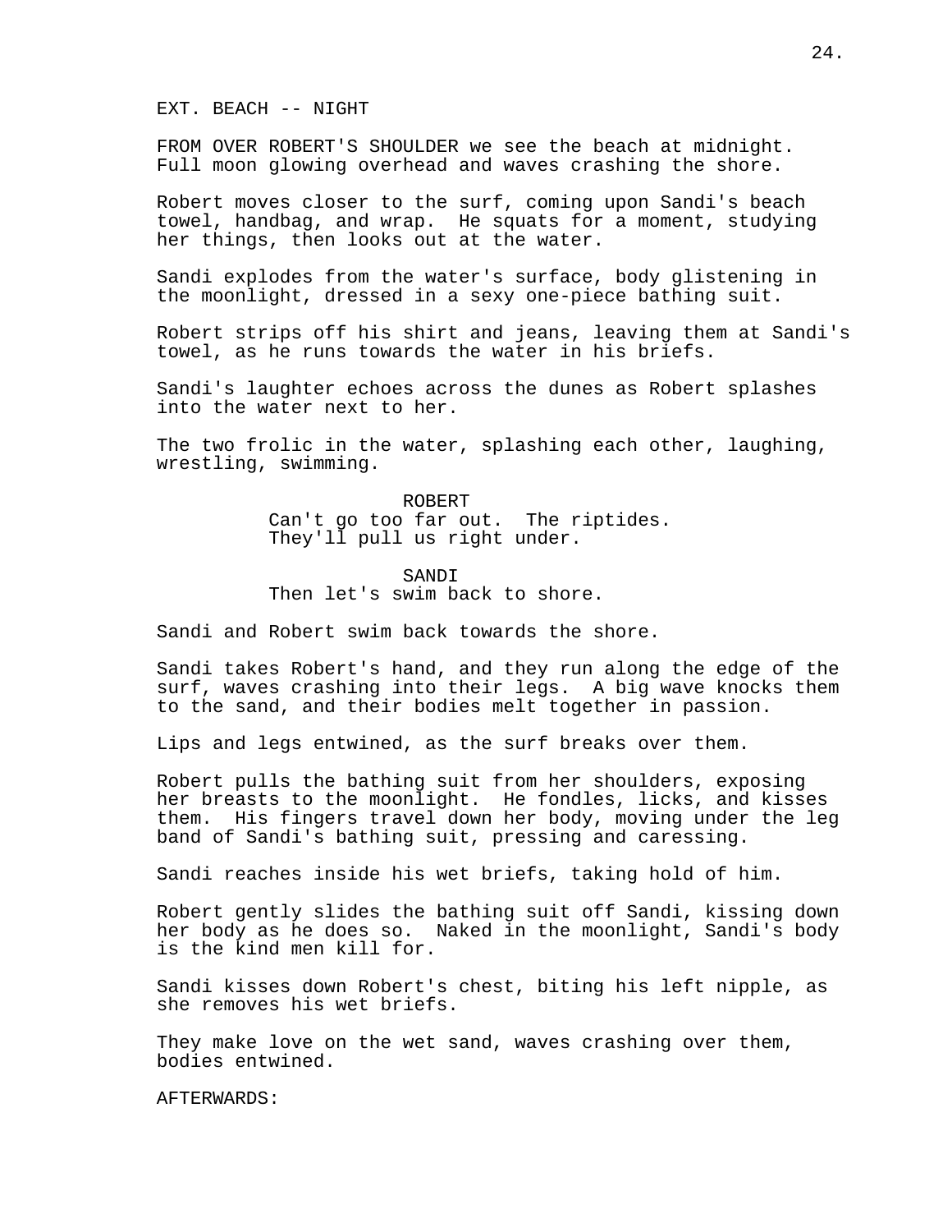EXT. BEACH -- NIGHT

FROM OVER ROBERT'S SHOULDER we see the beach at midnight. Full moon glowing overhead and waves crashing the shore.

Robert moves closer to the surf, coming upon Sandi's beach towel, handbag, and wrap. He squats for a moment, studying her things, then looks out at the water.

Sandi explodes from the water's surface, body glistening in the moonlight, dressed in a sexy one-piece bathing suit.

Robert strips off his shirt and jeans, leaving them at Sandi's towel, as he runs towards the water in his briefs.

Sandi's laughter echoes across the dunes as Robert splashes into the water next to her.

The two frolic in the water, splashing each other, laughing, wrestling, swimming.

ROBERT
Can't go too far out. The riptides. They'll pull us right under.

SANDI
Then let's swim back to shore.

Sandi and Robert swim back towards the shore.

Sandi takes Robert's hand, and they run along the edge of the surf, waves crashing into their legs. A big wave knocks them to the sand, and their bodies melt together in passion.

Lips and legs entwined, as the surf breaks over them.

Robert pulls the bathing suit from her shoulders, exposing her breasts to the moonlight. He fondles, licks, and kisses them. His fingers travel down her body, moving under the leg band of Sandi's bathing suit, pressing and caressing.

Sandi reaches inside his wet briefs, taking hold of him.

Robert gently slides the bathing suit off Sandi, kissing down her body as he does so. Naked in the moonlight, Sandi's body is the kind men kill for.

Sandi kisses down Robert's chest, biting his left nipple, as she removes his wet briefs.

They make love on the wet sand, waves crashing over them, bodies entwined.

AFTERWARDS: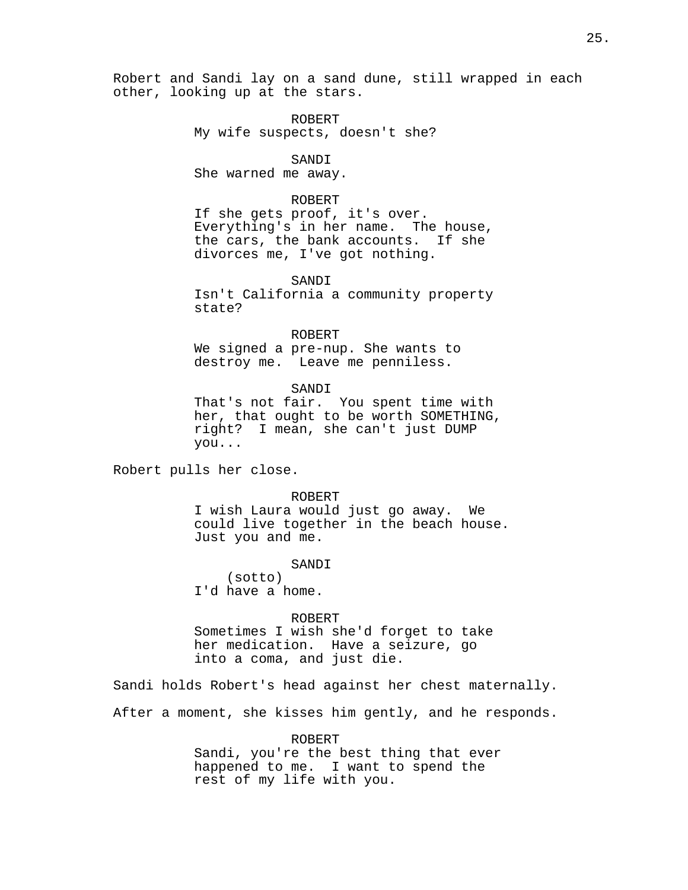Robert and Sandi lay on a sand dune, still wrapped in each other, looking up at the stars.

ROBERT
My wife suspects, doesn't she?

SANDI
She warned me away.

ROBERT
If she gets proof, it's over. Everything's in her name. The house, the cars, the bank accounts. If she divorces me, I've got nothing.

SANDI
Isn't California a community property state?

ROBERT
We signed a pre-nup. She wants to destroy me. Leave me penniless.

SANDI
That's not fair. You spent time with her, that ought to be worth SOMETHING, right? I mean, she can't just DUMP you...

Robert pulls her close.

ROBERT
I wish Laura would just go away. We could live together in the beach house. Just you and me.

SANDI
(sotto)
I'd have a home.

ROBERT
Sometimes I wish she'd forget to take her medication. Have a seizure, go into a coma, and just die.

Sandi holds Robert's head against her chest maternally.

After a moment, she kisses him gently, and he responds.

ROBERT
Sandi, you're the best thing that ever happened to me. I want to spend the rest of my life with you.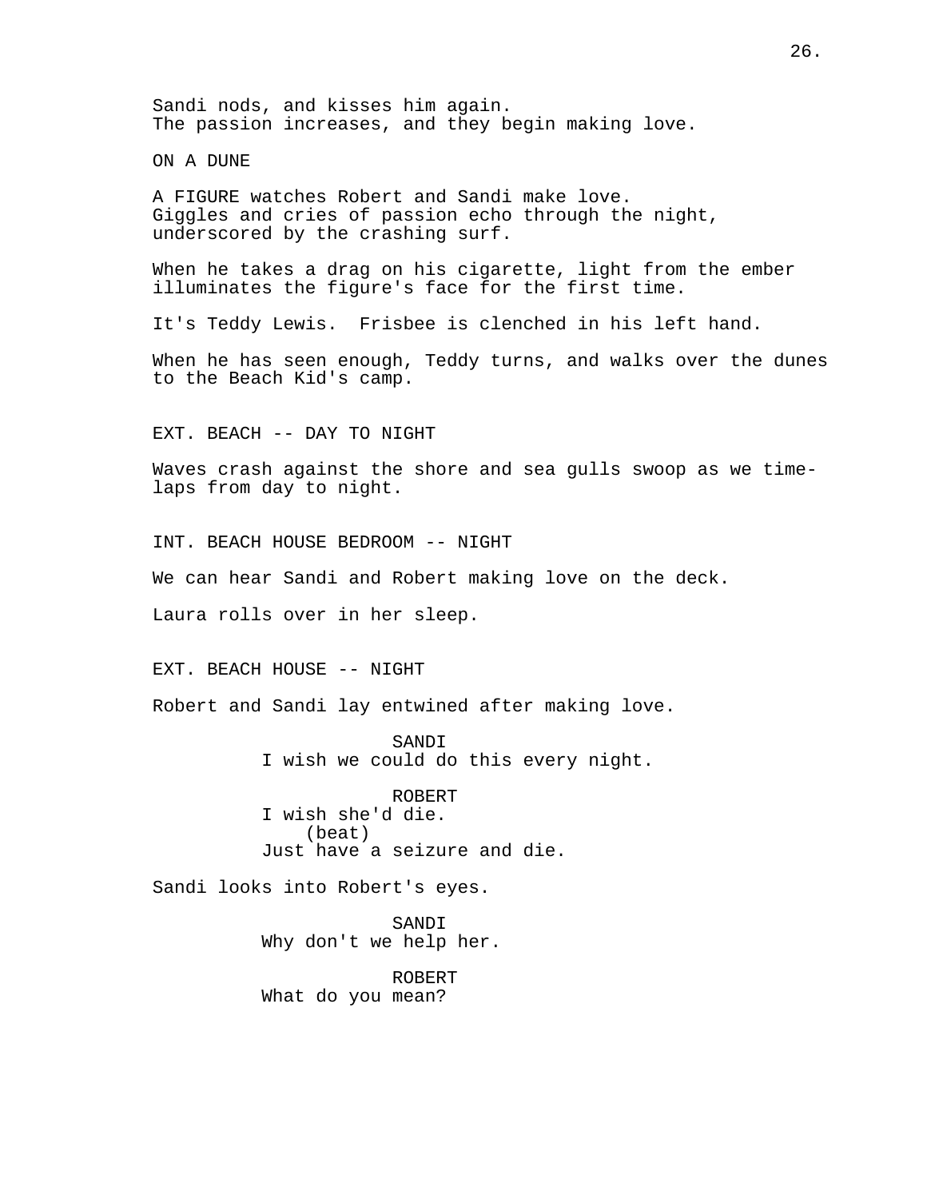Sandi nods, and kisses him again.
The passion increases, and they begin making love.

ON A DUNE

A FIGURE watches Robert and Sandi make love.
Giggles and cries of passion echo through the night, underscored by the crashing surf.

When he takes a drag on his cigarette, light from the ember illuminates the figure's face for the first time.

It's Teddy Lewis.  Frisbee is clenched in his left hand.

When he has seen enough, Teddy turns, and walks over the dunes to the Beach Kid's camp.

EXT. BEACH -- DAY TO NIGHT

Waves crash against the shore and sea gulls swoop as we time-laps from day to night.

INT. BEACH HOUSE BEDROOM -- NIGHT

We can hear Sandi and Robert making love on the deck.

Laura rolls over in her sleep.

EXT. BEACH HOUSE -- NIGHT

Robert and Sandi lay entwined after making love.

SANDI
I wish we could do this every night.

ROBERT
I wish she'd die.
(beat)
Just have a seizure and die.

Sandi looks into Robert's eyes.

SANDI
Why don't we help her.

ROBERT
What do you mean?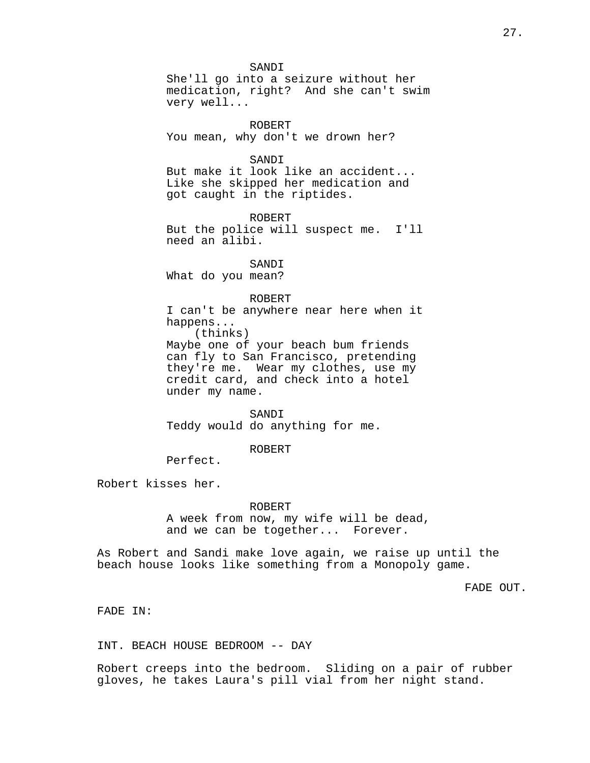SANDI
She'll go into a seizure without her medication, right? And she can't swim very well...

ROBERT
You mean, why don't we drown her?

SANDI
But make it look like an accident... Like she skipped her medication and got caught in the riptides.

ROBERT
But the police will suspect me. I'll need an alibi.

SANDI
What do you mean?

ROBERT
I can't be anywhere near here when it happens...
(thinks)
Maybe one of your beach bum friends can fly to San Francisco, pretending they're me. Wear my clothes, use my credit card, and check into a hotel under my name.

SANDI
Teddy would do anything for me.

ROBERT
Perfect.

Robert kisses her.

ROBERT
A week from now, my wife will be dead, and we can be together... Forever.

As Robert and Sandi make love again, we raise up until the beach house looks like something from a Monopoly game.

FADE OUT.

FADE IN:

INT. BEACH HOUSE BEDROOM -- DAY

Robert creeps into the bedroom. Sliding on a pair of rubber gloves, he takes Laura's pill vial from her night stand.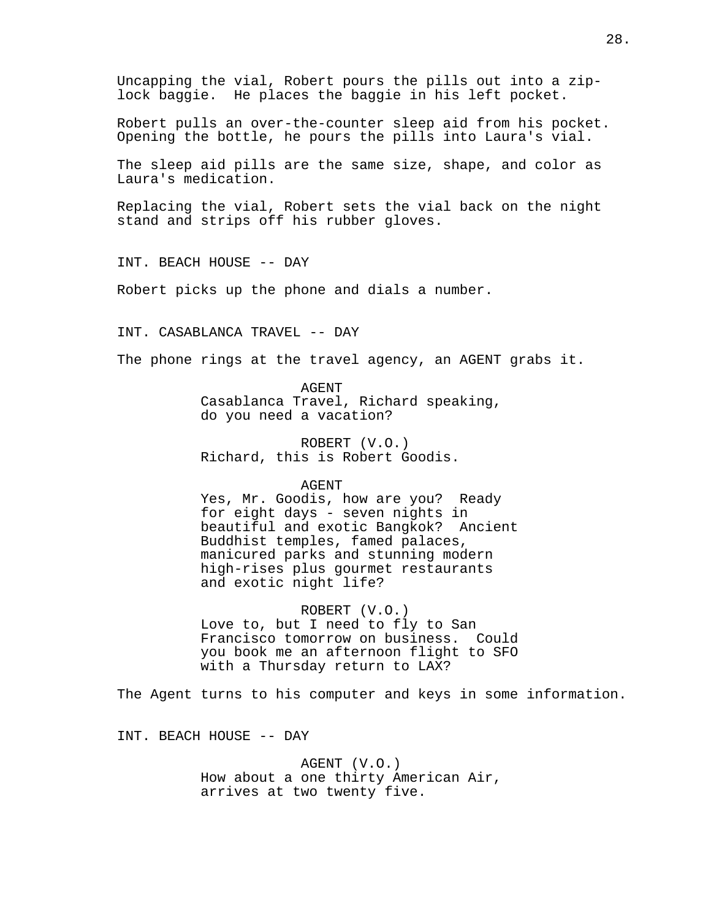Uncapping the vial, Robert pours the pills out into a zip-lock baggie. He places the baggie in his left pocket.

Robert pulls an over-the-counter sleep aid from his pocket. Opening the bottle, he pours the pills into Laura's vial.

The sleep aid pills are the same size, shape, and color as Laura's medication.

Replacing the vial, Robert sets the vial back on the night stand and strips off his rubber gloves.

INT. BEACH HOUSE -- DAY

Robert picks up the phone and dials a number.

INT. CASABLANCA TRAVEL -- DAY

The phone rings at the travel agency, an AGENT grabs it.

AGENT
Casablanca Travel, Richard speaking, do you need a vacation?

ROBERT (V.O.)
Richard, this is Robert Goodis.

AGENT
Yes, Mr. Goodis, how are you? Ready for eight days - seven nights in beautiful and exotic Bangkok? Ancient Buddhist temples, famed palaces, manicured parks and stunning modern high-rises plus gourmet restaurants and exotic night life?

ROBERT (V.O.)
Love to, but I need to fly to San Francisco tomorrow on business. Could you book me an afternoon flight to SFO with a Thursday return to LAX?

The Agent turns to his computer and keys in some information.

INT. BEACH HOUSE -- DAY

AGENT (V.O.)
How about a one thirty American Air, arrives at two twenty five.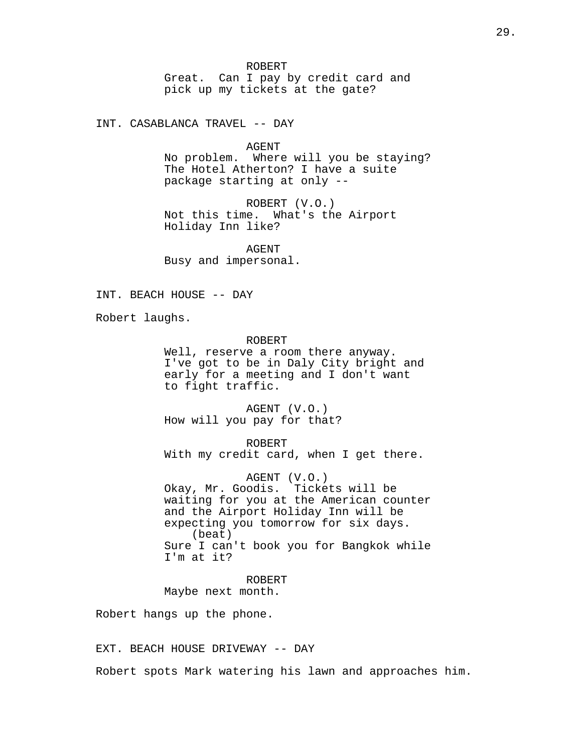ROBERT
Great.  Can I pay by credit card and pick up my tickets at the gate?

INT. CASABLANCA TRAVEL -- DAY

AGENT
No problem.  Where will you be staying? The Hotel Atherton? I have a suite package starting at only --

ROBERT (V.O.)
Not this time.  What's the Airport Holiday Inn like?

AGENT
Busy and impersonal.

INT. BEACH HOUSE -- DAY

Robert laughs.

ROBERT
Well, reserve a room there anyway. I've got to be in Daly City bright and early for a meeting and I don't want to fight traffic.

AGENT (V.O.)
How will you pay for that?

ROBERT
With my credit card, when I get there.

AGENT (V.O.)
Okay, Mr. Goodis.  Tickets will be waiting for you at the American counter and the Airport Holiday Inn will be expecting you tomorrow for six days.
(beat)
Sure I can't book you for Bangkok while I'm at it?

ROBERT
Maybe next month.

Robert hangs up the phone.

EXT. BEACH HOUSE DRIVEWAY -- DAY

Robert spots Mark watering his lawn and approaches him.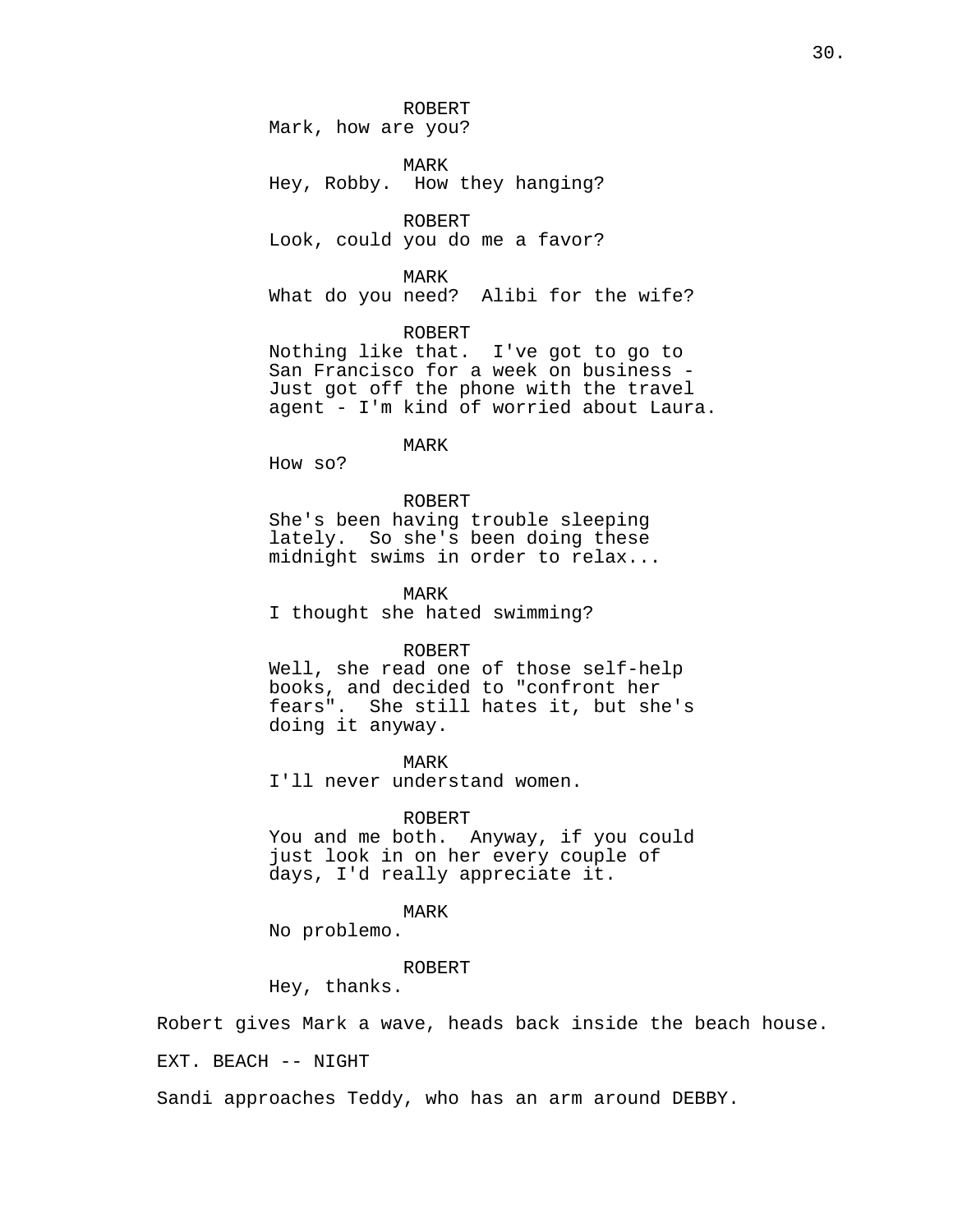ROBERT
Mark, how are you?

MARK
Hey, Robby.  How they hanging?

ROBERT
Look, could you do me a favor?

MARK
What do you need?  Alibi for the wife?

ROBERT
Nothing like that.  I've got to go to San Francisco for a week on business - Just got off the phone with the travel agent - I'm kind of worried about Laura.

MARK
How so?

ROBERT
She's been having trouble sleeping lately.  So she's been doing these midnight swims in order to relax...

MARK
I thought she hated swimming?

ROBERT
Well, she read one of those self-help books, and decided to "confront her fears".  She still hates it, but she's doing it anyway.

MARK
I'll never understand women.

ROBERT
You and me both.  Anyway, if you could just look in on her every couple of days, I'd really appreciate it.

MARK
No problemo.

ROBERT
Hey, thanks.

Robert gives Mark a wave, heads back inside the beach house.

EXT. BEACH -- NIGHT

Sandi approaches Teddy, who has an arm around DEBBY.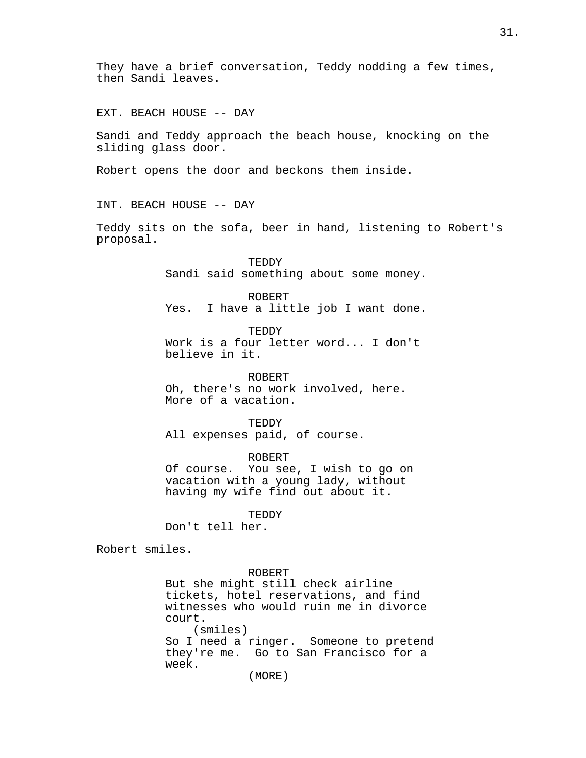They have a brief conversation, Teddy nodding a few times, then Sandi leaves.

EXT. BEACH HOUSE -- DAY

Sandi and Teddy approach the beach house, knocking on the sliding glass door.

Robert opens the door and beckons them inside.

INT. BEACH HOUSE -- DAY

Teddy sits on the sofa, beer in hand, listening to Robert's proposal.

TEDDY
Sandi said something about some money.

ROBERT
Yes.  I have a little job I want done.

TEDDY
Work is a four letter word... I don't believe in it.

ROBERT
Oh, there's no work involved, here. More of a vacation.

TEDDY
All expenses paid, of course.

ROBERT
Of course.  You see, I wish to go on vacation with a young lady, without having my wife find out about it.

TEDDY
Don't tell her.

Robert smiles.

ROBERT
But she might still check airline tickets, hotel reservations, and find witnesses who would ruin me in divorce court.
(smiles)
So I need a ringer.  Someone to pretend they're me.  Go to San Francisco for a week.
(MORE)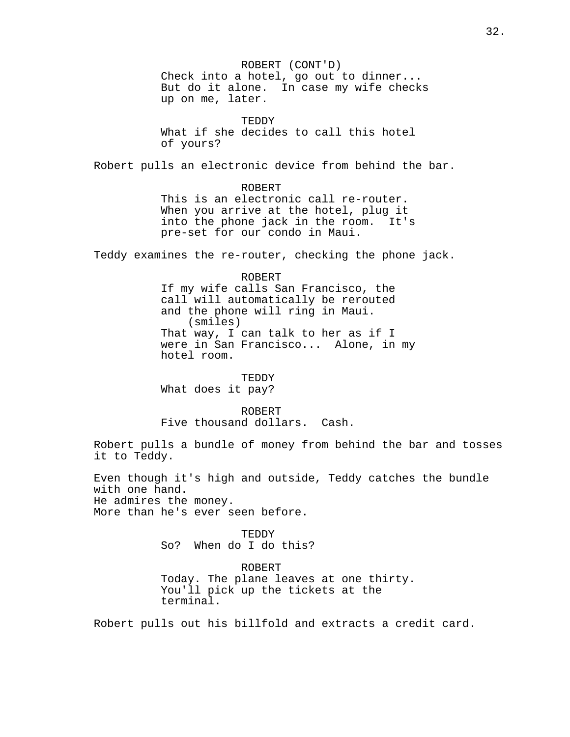ROBERT (CONT'D)
Check into a hotel, go out to dinner...
But do it alone. In case my wife checks
up on me, later.

TEDDY
What if she decides to call this hotel
of yours?

Robert pulls an electronic device from behind the bar.

ROBERT
This is an electronic call re-router.
When you arrive at the hotel, plug it
into the phone jack in the room. It's
pre-set for our condo in Maui.

Teddy examines the re-router, checking the phone jack.

ROBERT
If my wife calls San Francisco, the
call will automatically be rerouted
and the phone will ring in Maui.
(smiles)
That way, I can talk to her as if I
were in San Francisco... Alone, in my
hotel room.

TEDDY
What does it pay?

ROBERT
Five thousand dollars. Cash.

Robert pulls a bundle of money from behind the bar and tosses it to Teddy.

Even though it's high and outside, Teddy catches the bundle with one hand.
He admires the money.
More than he's ever seen before.

TEDDY
So? When do I do this?

ROBERT
Today. The plane leaves at one thirty.
You'll pick up the tickets at the
terminal.

Robert pulls out his billfold and extracts a credit card.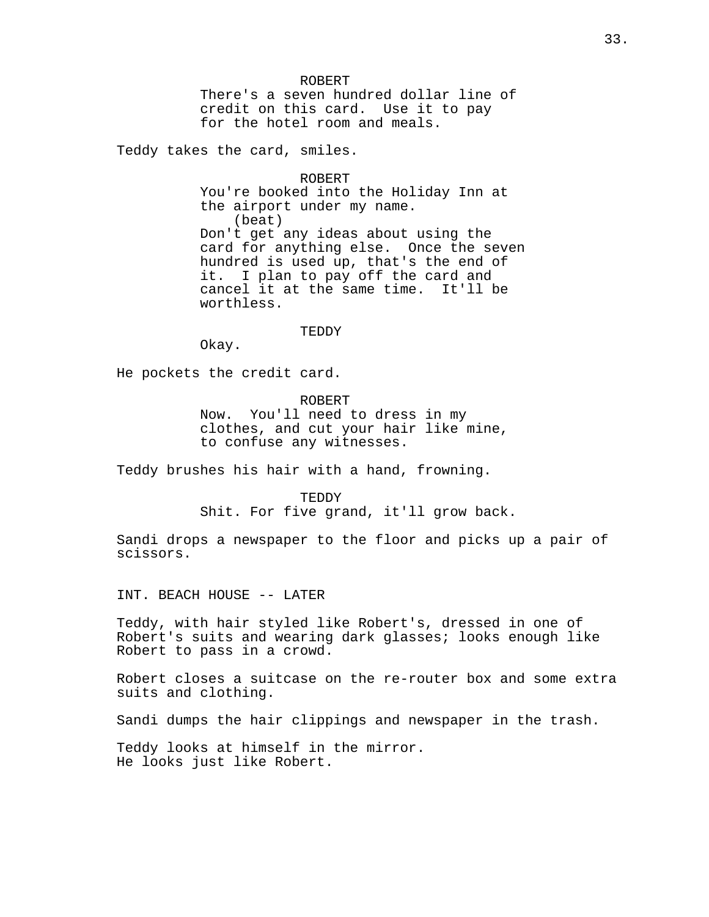ROBERT
There's a seven hundred dollar line of credit on this card. Use it to pay for the hotel room and meals.

Teddy takes the card, smiles.

ROBERT
You're booked into the Holiday Inn at the airport under my name.
(beat)
Don't get any ideas about using the card for anything else. Once the seven hundred is used up, that's the end of it. I plan to pay off the card and cancel it at the same time. It'll be worthless.

TEDDY
Okay.

He pockets the credit card.

ROBERT
Now. You'll need to dress in my clothes, and cut your hair like mine, to confuse any witnesses.

Teddy brushes his hair with a hand, frowning.

TEDDY
Shit. For five grand, it'll grow back.

Sandi drops a newspaper to the floor and picks up a pair of scissors.

INT. BEACH HOUSE -- LATER

Teddy, with hair styled like Robert's, dressed in one of Robert's suits and wearing dark glasses; looks enough like Robert to pass in a crowd.

Robert closes a suitcase on the re-router box and some extra suits and clothing.

Sandi dumps the hair clippings and newspaper in the trash.

Teddy looks at himself in the mirror.
He looks just like Robert.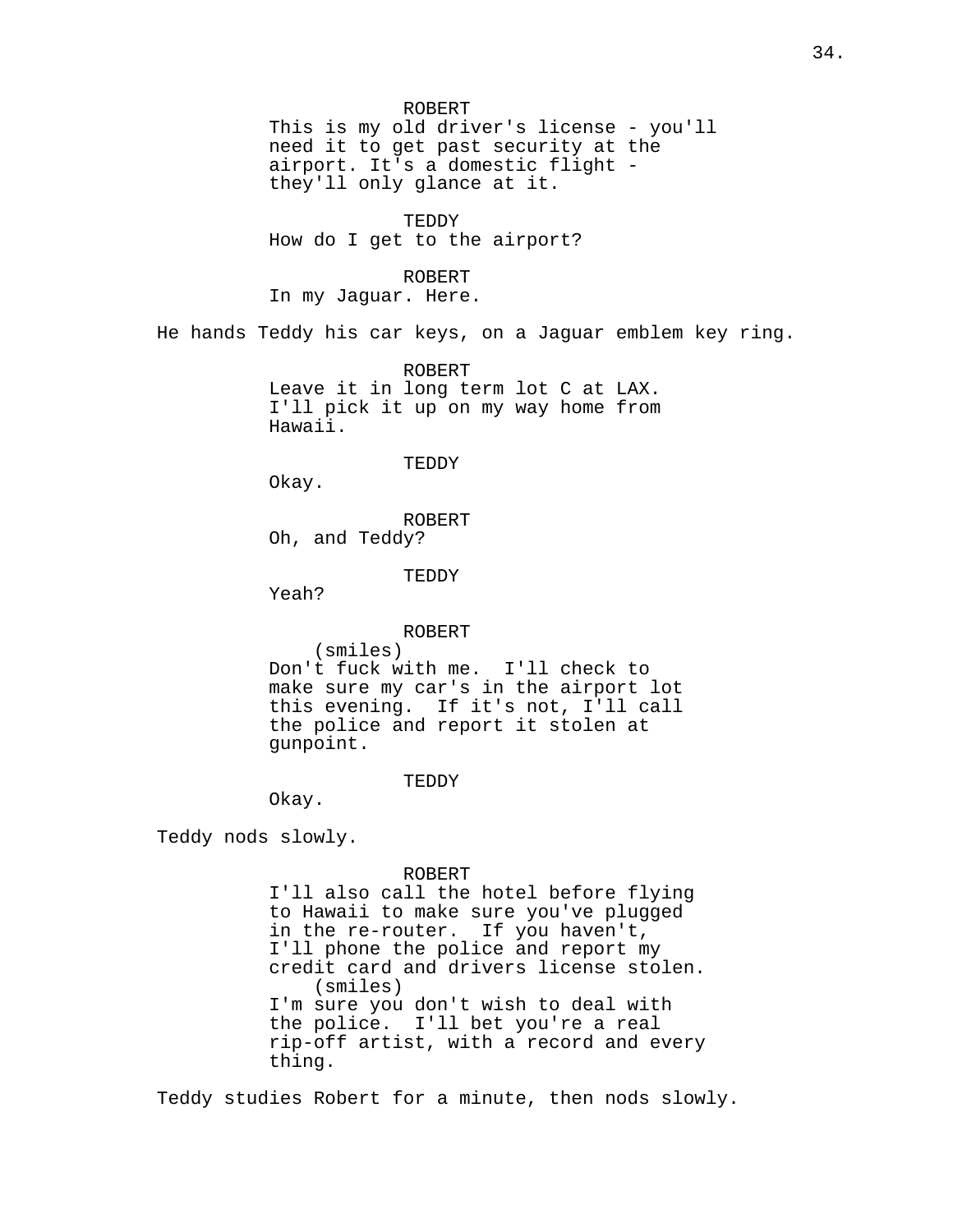ROBERT
This is my old driver's license - you'll need it to get past security at the airport. It's a domestic flight - they'll only glance at it.

TEDDY
How do I get to the airport?

ROBERT
In my Jaguar. Here.

He hands Teddy his car keys, on a Jaguar emblem key ring.

ROBERT
Leave it in long term lot C at LAX. I'll pick it up on my way home from Hawaii.

TEDDY
Okay.

ROBERT
Oh, and Teddy?

TEDDY
Yeah?

ROBERT
(smiles)
Don't fuck with me. I'll check to make sure my car's in the airport lot this evening. If it's not, I'll call the police and report it stolen at gunpoint.

TEDDY
Okay.

Teddy nods slowly.

ROBERT
I'll also call the hotel before flying to Hawaii to make sure you've plugged in the re-router. If you haven't, I'll phone the police and report my credit card and drivers license stolen.
(smiles)
I'm sure you don't wish to deal with the police. I'll bet you're a real rip-off artist, with a record and every thing.

Teddy studies Robert for a minute, then nods slowly.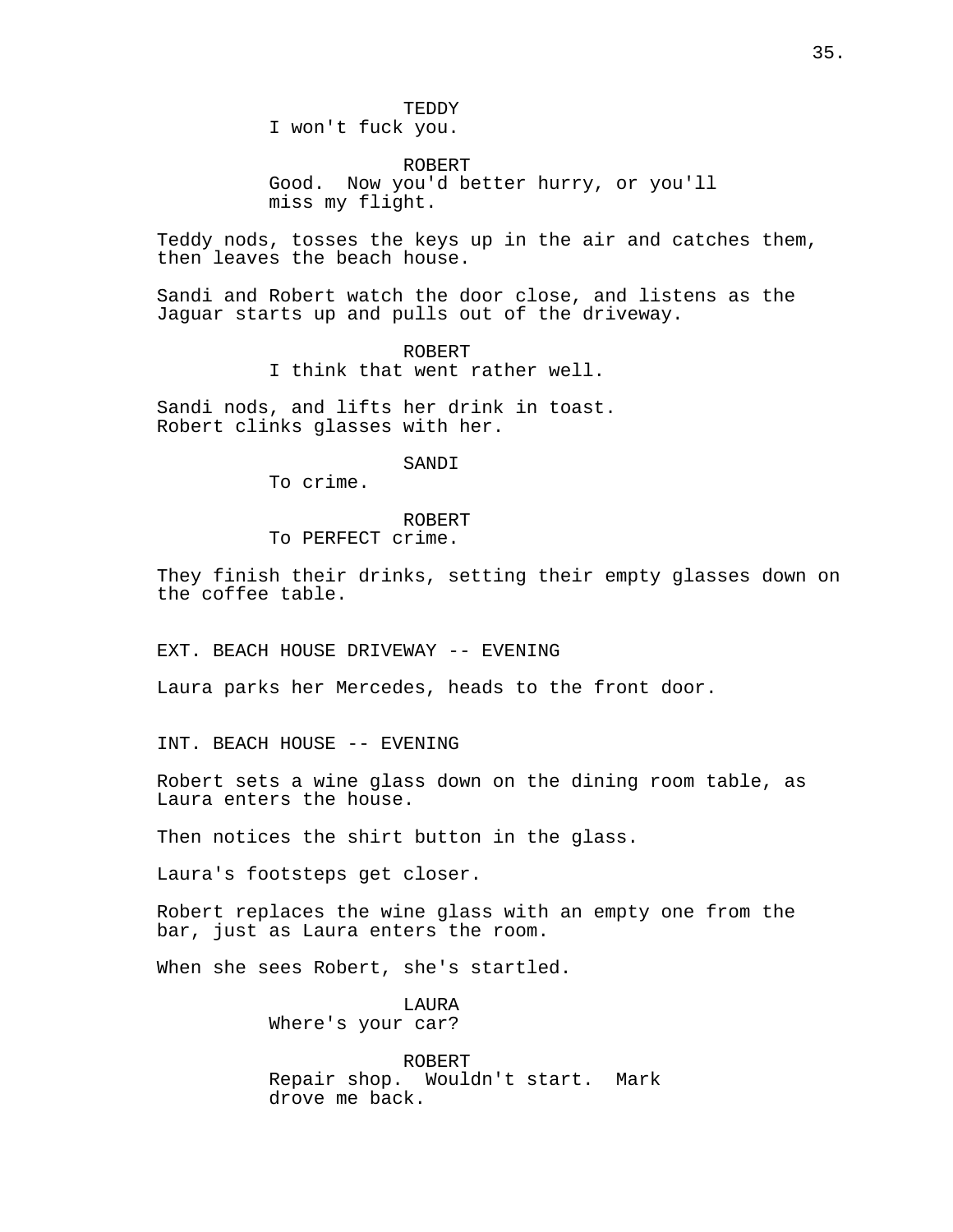TEDDY
I won't fuck you.

ROBERT
Good.  Now you'd better hurry, or you'll miss my flight.

Teddy nods, tosses the keys up in the air and catches them, then leaves the beach house.

Sandi and Robert watch the door close, and listens as the Jaguar starts up and pulls out of the driveway.

ROBERT
I think that went rather well.

Sandi nods, and lifts her drink in toast.
Robert clinks glasses with her.

SANDI
To crime.

ROBERT
To PERFECT crime.

They finish their drinks, setting their empty glasses down on the coffee table.

EXT. BEACH HOUSE DRIVEWAY -- EVENING

Laura parks her Mercedes, heads to the front door.

INT. BEACH HOUSE -- EVENING

Robert sets a wine glass down on the dining room table, as Laura enters the house.

Then notices the shirt button in the glass.

Laura's footsteps get closer.

Robert replaces the wine glass with an empty one from the bar, just as Laura enters the room.

When she sees Robert, she's startled.

LAURA
Where's your car?

ROBERT
Repair shop.  Wouldn't start.  Mark drove me back.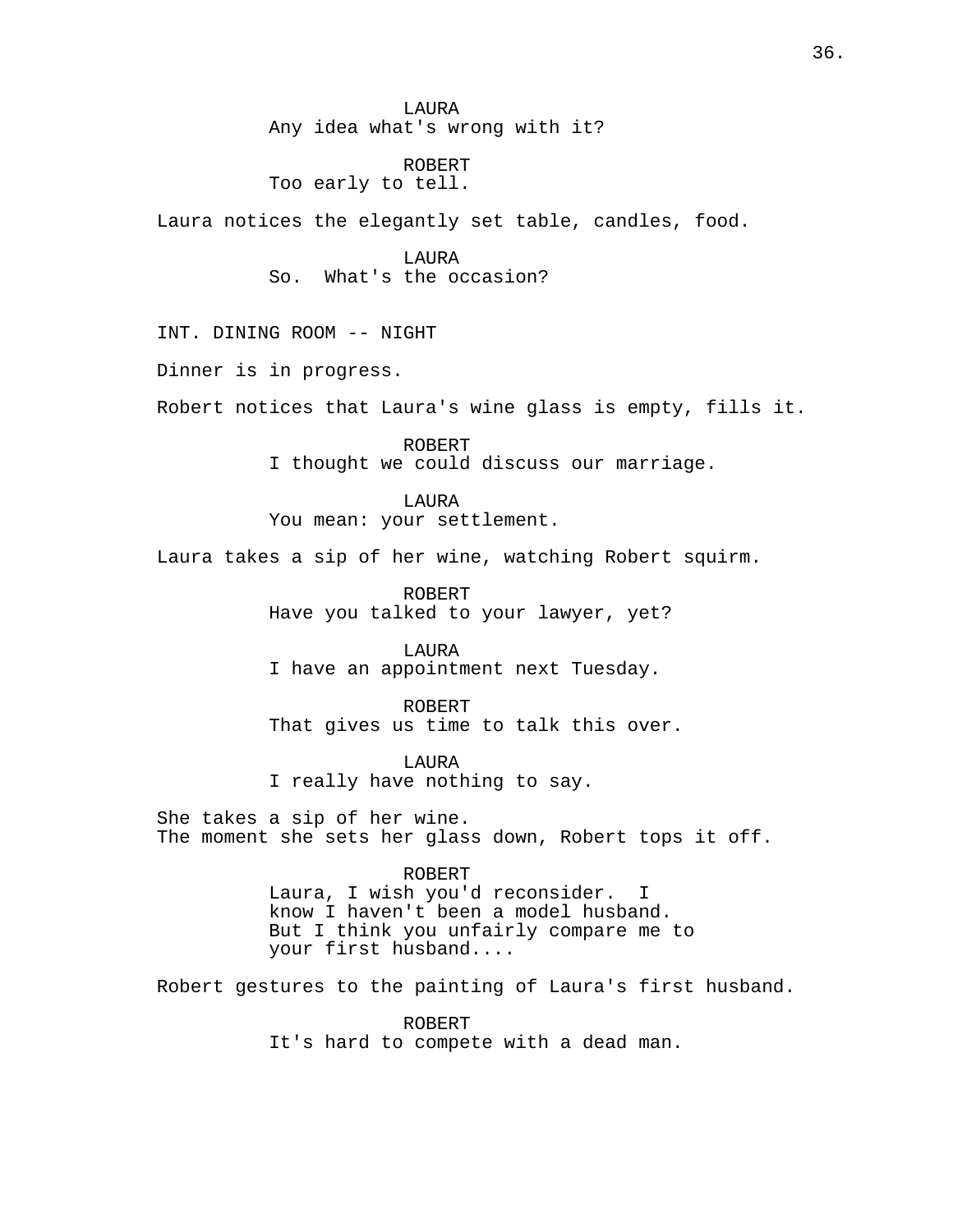LAURA
Any idea what's wrong with it?

ROBERT
Too early to tell.

Laura notices the elegantly set table, candles, food.

LAURA
So.  What's the occasion?

INT. DINING ROOM -- NIGHT

Dinner is in progress.

Robert notices that Laura's wine glass is empty, fills it.

ROBERT
I thought we could discuss our marriage.

LAURA
You mean: your settlement.

Laura takes a sip of her wine, watching Robert squirm.

ROBERT
Have you talked to your lawyer, yet?

LAURA
I have an appointment next Tuesday.

ROBERT
That gives us time to talk this over.

LAURA
I really have nothing to say.

She takes a sip of her wine.
The moment she sets her glass down, Robert tops it off.

ROBERT
Laura, I wish you'd reconsider.  I know I haven't been a model husband. But I think you unfairly compare me to your first husband....

Robert gestures to the painting of Laura's first husband.

ROBERT
It's hard to compete with a dead man.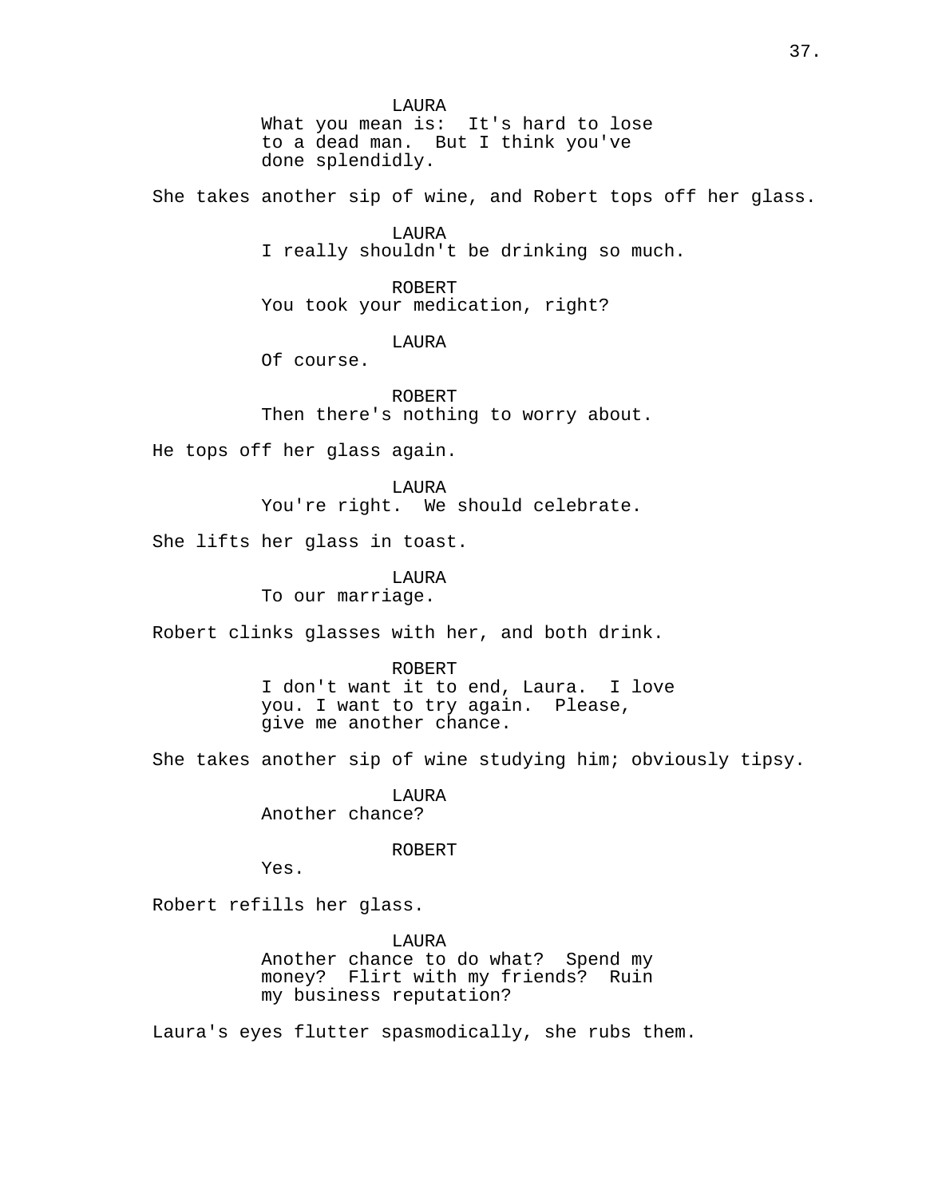LAURA
What you mean is:  It's hard to lose to a dead man.  But I think you've done splendidly.

She takes another sip of wine, and Robert tops off her glass.

LAURA
I really shouldn't be drinking so much.

ROBERT
You took your medication, right?

LAURA
Of course.

ROBERT
Then there's nothing to worry about.

He tops off her glass again.

LAURA
You're right.  We should celebrate.

She lifts her glass in toast.

LAURA
To our marriage.

Robert clinks glasses with her, and both drink.

ROBERT
I don't want it to end, Laura.  I love you. I want to try again.  Please, give me another chance.

She takes another sip of wine studying him; obviously tipsy.

LAURA
Another chance?

ROBERT
Yes.

Robert refills her glass.

LAURA
Another chance to do what?  Spend my money?  Flirt with my friends?  Ruin my business reputation?

Laura's eyes flutter spasmodically, she rubs them.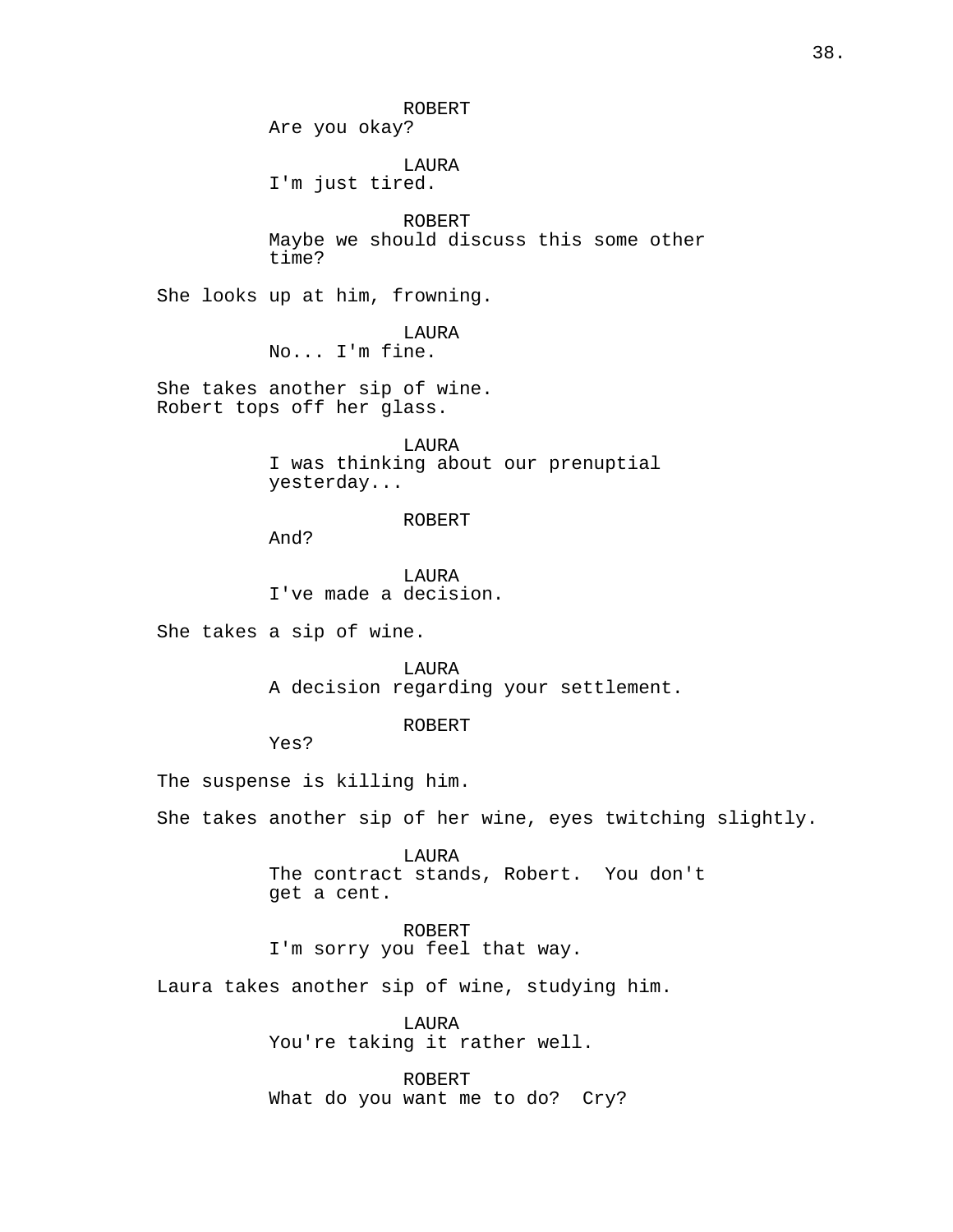ROBERT
Are you okay?

LAURA
I'm just tired.

ROBERT
Maybe we should discuss this some other time?

She looks up at him, frowning.

LAURA
No... I'm fine.

She takes another sip of wine.
Robert tops off her glass.

LAURA
I was thinking about our prenuptial yesterday...

ROBERT
And?

LAURA
I've made a decision.

She takes a sip of wine.

LAURA
A decision regarding your settlement.

ROBERT
Yes?

The suspense is killing him.

She takes another sip of her wine, eyes twitching slightly.

LAURA
The contract stands, Robert. You don't get a cent.

ROBERT
I'm sorry you feel that way.

Laura takes another sip of wine, studying him.

LAURA
You're taking it rather well.

ROBERT
What do you want me to do? Cry?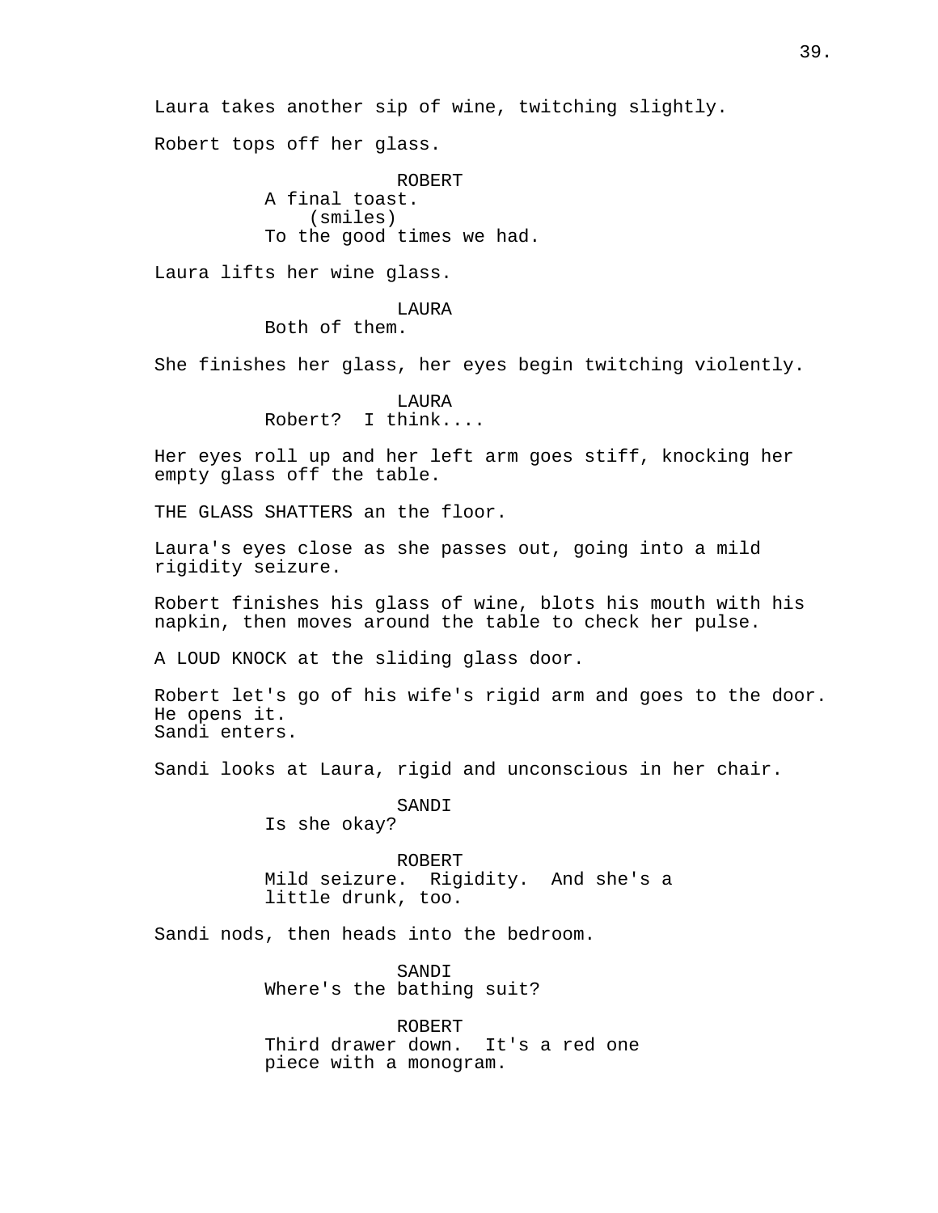Laura takes another sip of wine, twitching slightly.

Robert tops off her glass.

ROBERT
A final toast.
(smiles)
To the good times we had.

Laura lifts her wine glass.

LAURA
Both of them.

She finishes her glass, her eyes begin twitching violently.

LAURA
Robert? I think....

Her eyes roll up and her left arm goes stiff, knocking her empty glass off the table.

THE GLASS SHATTERS an the floor.

Laura's eyes close as she passes out, going into a mild rigidity seizure.

Robert finishes his glass of wine, blots his mouth with his napkin, then moves around the table to check her pulse.

A LOUD KNOCK at the sliding glass door.

Robert let's go of his wife's rigid arm and goes to the door. He opens it.
Sandi enters.

Sandi looks at Laura, rigid and unconscious in her chair.

SANDI
Is she okay?

ROBERT
Mild seizure. Rigidity. And she's a little drunk, too.

Sandi nods, then heads into the bedroom.

SANDI
Where's the bathing suit?

ROBERT
Third drawer down. It's a red one piece with a monogram.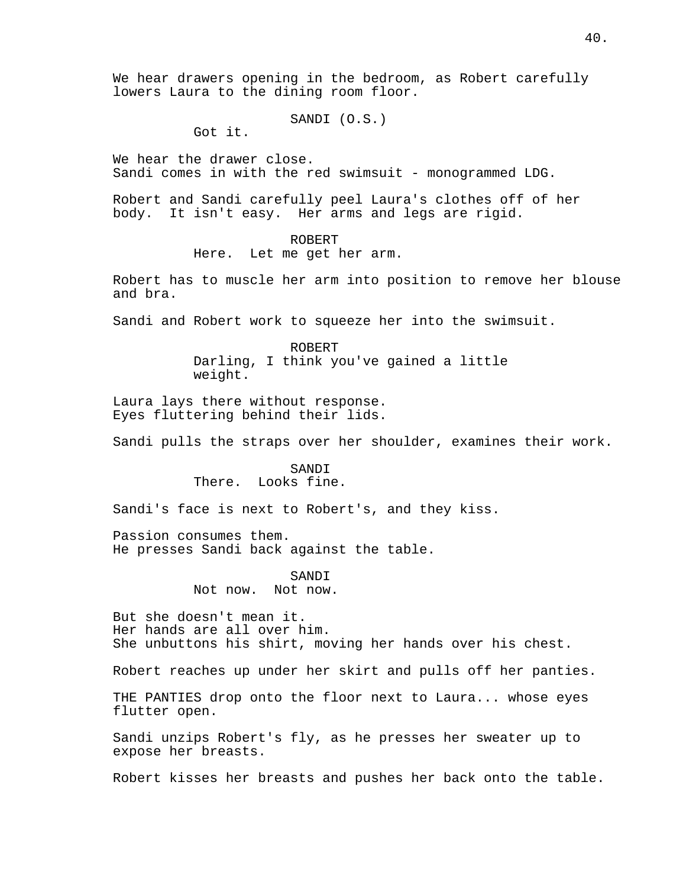We hear drawers opening in the bedroom, as Robert carefully lowers Laura to the dining room floor.

SANDI (O.S.)
Got it.

We hear the drawer close.
Sandi comes in with the red swimsuit - monogrammed LDG.

Robert and Sandi carefully peel Laura's clothes off of her body. It isn't easy. Her arms and legs are rigid.

ROBERT
Here. Let me get her arm.

Robert has to muscle her arm into position to remove her blouse and bra.

Sandi and Robert work to squeeze her into the swimsuit.

ROBERT
Darling, I think you've gained a little weight.

Laura lays there without response.
Eyes fluttering behind their lids.

Sandi pulls the straps over her shoulder, examines their work.

SANDI
There. Looks fine.

Sandi's face is next to Robert's, and they kiss.

Passion consumes them.
He presses Sandi back against the table.

SANDI
Not now. Not now.

But she doesn't mean it.
Her hands are all over him.
She unbuttons his shirt, moving her hands over his chest.

Robert reaches up under her skirt and pulls off her panties.

THE PANTIES drop onto the floor next to Laura... whose eyes flutter open.

Sandi unzips Robert's fly, as he presses her sweater up to expose her breasts.

Robert kisses her breasts and pushes her back onto the table.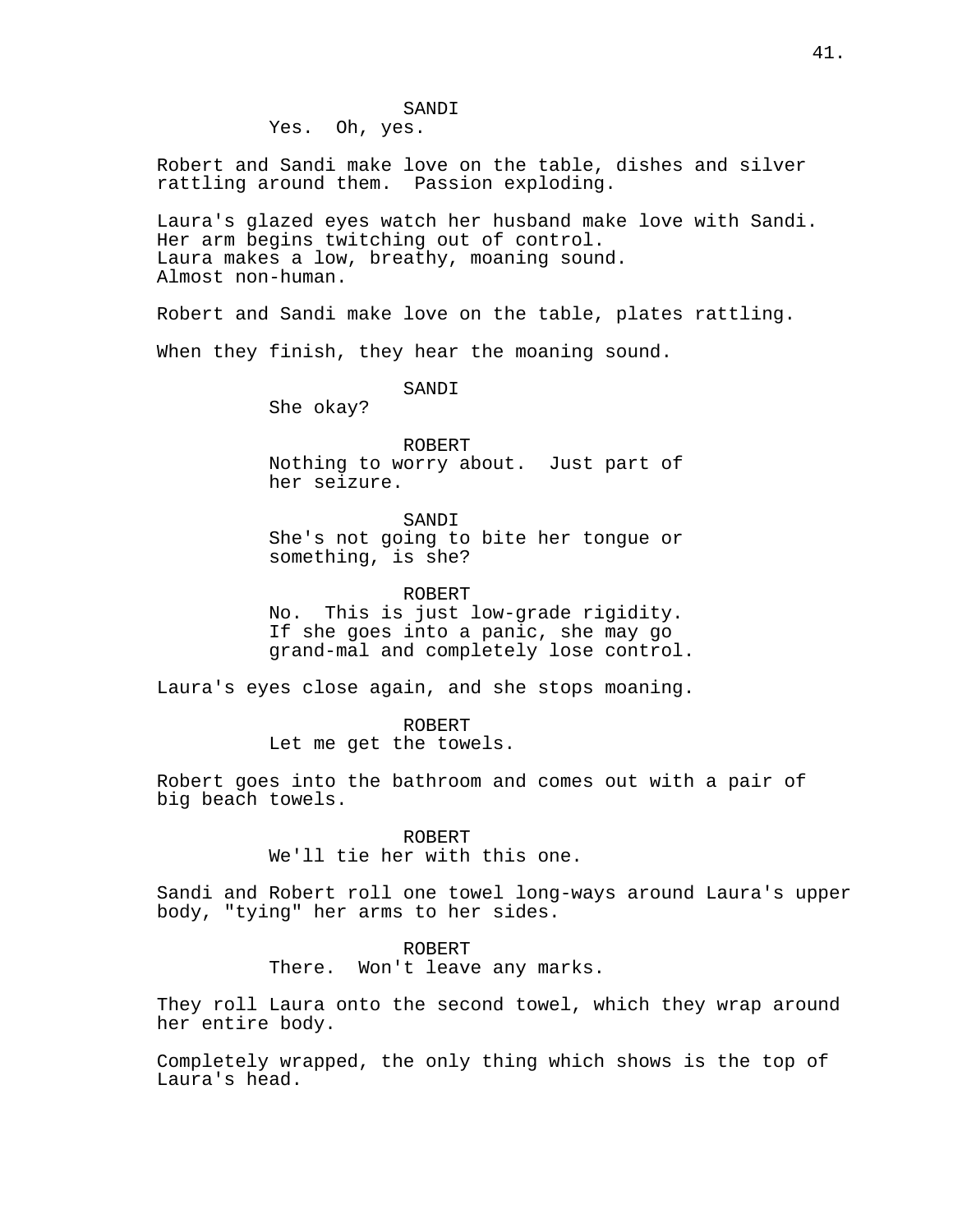SANDI
Yes. Oh, yes.

Robert and Sandi make love on the table, dishes and silver rattling around them. Passion exploding.

Laura's glazed eyes watch her husband make love with Sandi.
Her arm begins twitching out of control.
Laura makes a low, breathy, moaning sound.
Almost non-human.

Robert and Sandi make love on the table, plates rattling.

When they finish, they hear the moaning sound.

SANDI
She okay?

ROBERT
Nothing to worry about. Just part of her seizure.

SANDI
She's not going to bite her tongue or something, is she?

ROBERT
No. This is just low-grade rigidity. If she goes into a panic, she may go grand-mal and completely lose control.

Laura's eyes close again, and she stops moaning.

ROBERT
Let me get the towels.

Robert goes into the bathroom and comes out with a pair of big beach towels.

ROBERT
We'll tie her with this one.

Sandi and Robert roll one towel long-ways around Laura's upper body, "tying" her arms to her sides.

ROBERT
There. Won't leave any marks.

They roll Laura onto the second towel, which they wrap around her entire body.

Completely wrapped, the only thing which shows is the top of Laura's head.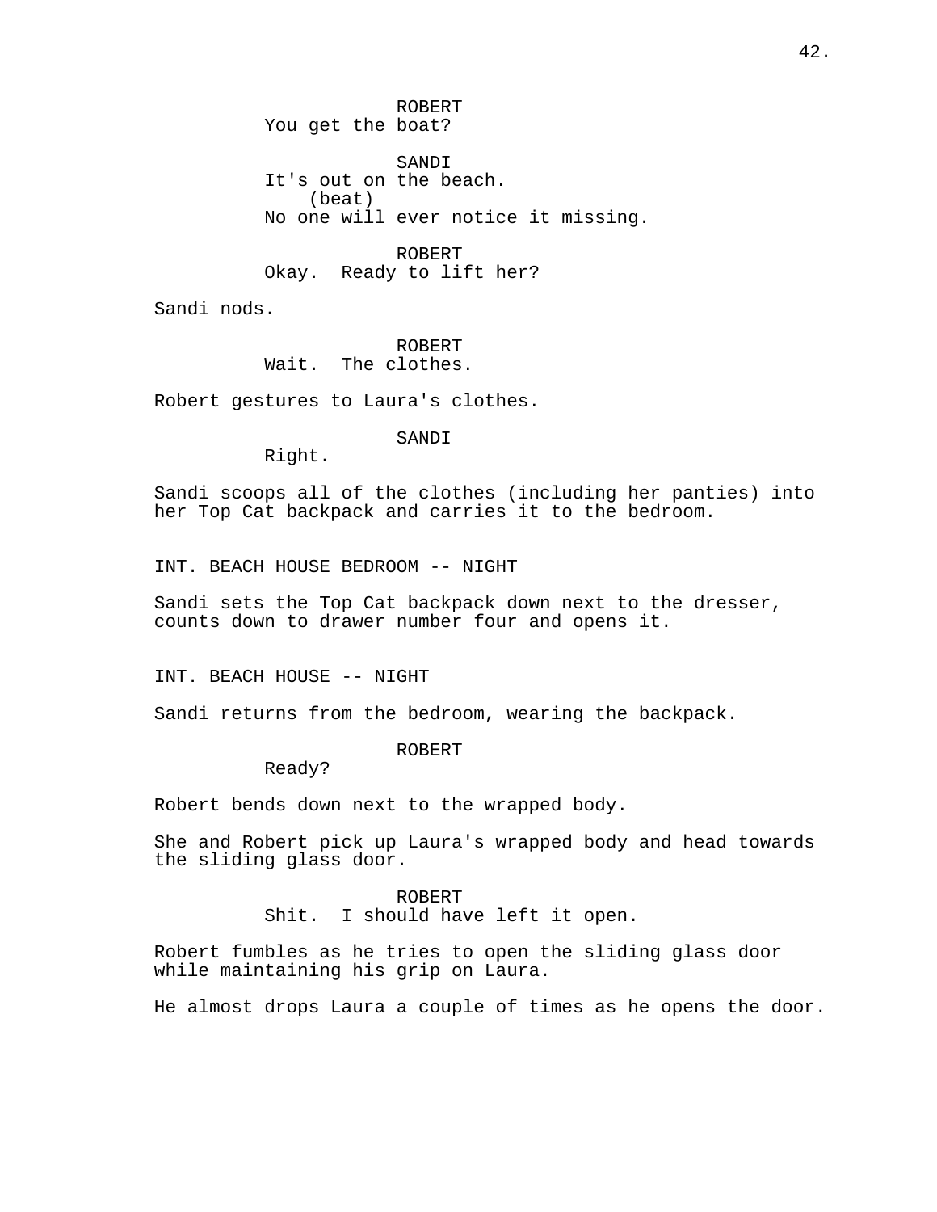ROBERT
You get the boat?

SANDI
It's out on the beach.
(beat)
No one will ever notice it missing.

ROBERT
Okay.  Ready to lift her?

Sandi nods.

ROBERT
Wait.  The clothes.

Robert gestures to Laura's clothes.

SANDI
Right.

Sandi scoops all of the clothes (including her panties) into her Top Cat backpack and carries it to the bedroom.

INT. BEACH HOUSE BEDROOM -- NIGHT

Sandi sets the Top Cat backpack down next to the dresser, counts down to drawer number four and opens it.

INT. BEACH HOUSE -- NIGHT

Sandi returns from the bedroom, wearing the backpack.

ROBERT
Ready?

Robert bends down next to the wrapped body.

She and Robert pick up Laura's wrapped body and head towards the sliding glass door.

ROBERT
Shit.  I should have left it open.

Robert fumbles as he tries to open the sliding glass door while maintaining his grip on Laura.

He almost drops Laura a couple of times as he opens the door.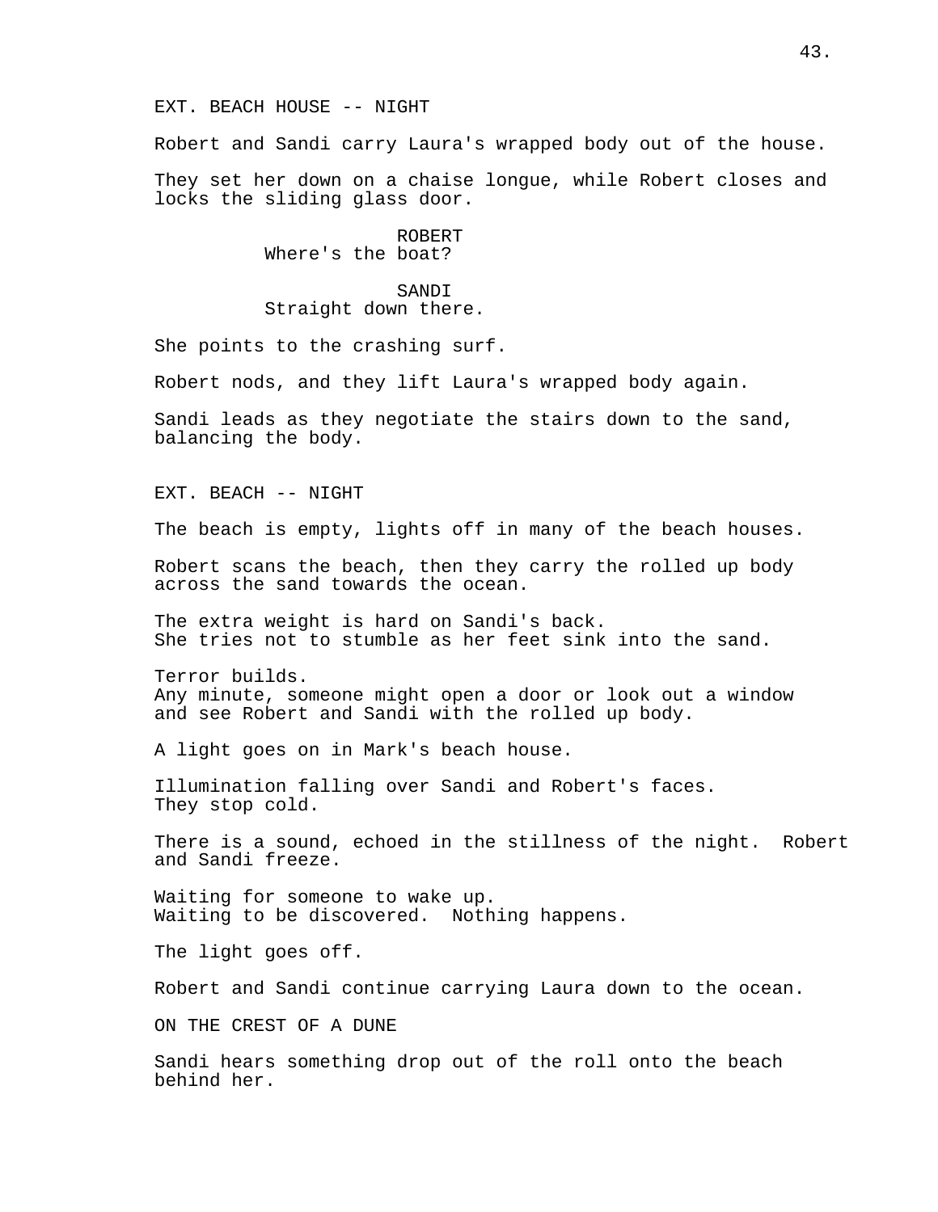EXT. BEACH HOUSE -- NIGHT

Robert and Sandi carry Laura's wrapped body out of the house.

They set her down on a chaise longue, while Robert closes and locks the sliding glass door.

ROBERT
Where's the boat?

SANDI
Straight down there.

She points to the crashing surf.

Robert nods, and they lift Laura's wrapped body again.

Sandi leads as they negotiate the stairs down to the sand, balancing the body.

EXT. BEACH -- NIGHT

The beach is empty, lights off in many of the beach houses.

Robert scans the beach, then they carry the rolled up body across the sand towards the ocean.

The extra weight is hard on Sandi's back.
She tries not to stumble as her feet sink into the sand.

Terror builds.
Any minute, someone might open a door or look out a window and see Robert and Sandi with the rolled up body.

A light goes on in Mark's beach house.

Illumination falling over Sandi and Robert's faces.
They stop cold.

There is a sound, echoed in the stillness of the night. Robert and Sandi freeze.

Waiting for someone to wake up.
Waiting to be discovered. Nothing happens.

The light goes off.

Robert and Sandi continue carrying Laura down to the ocean.

ON THE CREST OF A DUNE

Sandi hears something drop out of the roll onto the beach behind her.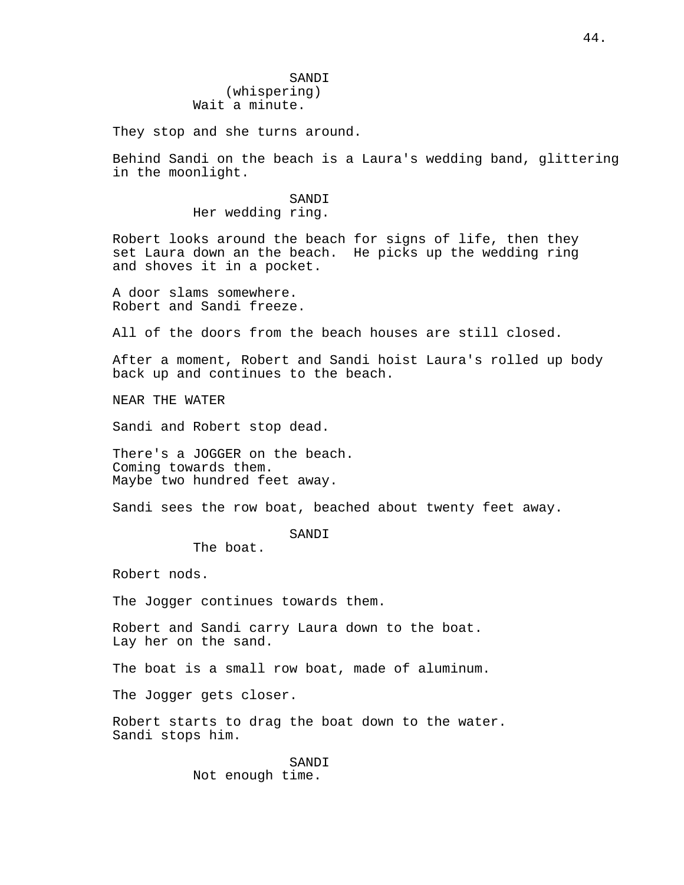SANDI
(whispering)
Wait a minute.

They stop and she turns around.

Behind Sandi on the beach is a Laura's wedding band, glittering in the moonlight.

SANDI
Her wedding ring.

Robert looks around the beach for signs of life, then they set Laura down an the beach. He picks up the wedding ring and shoves it in a pocket.

A door slams somewhere.
Robert and Sandi freeze.

All of the doors from the beach houses are still closed.

After a moment, Robert and Sandi hoist Laura's rolled up body back up and continues to the beach.

NEAR THE WATER

Sandi and Robert stop dead.

There's a JOGGER on the beach.
Coming towards them.
Maybe two hundred feet away.

Sandi sees the row boat, beached about twenty feet away.

SANDI
The boat.

Robert nods.

The Jogger continues towards them.

Robert and Sandi carry Laura down to the boat.
Lay her on the sand.

The boat is a small row boat, made of aluminum.

The Jogger gets closer.

Robert starts to drag the boat down to the water.
Sandi stops him.

SANDI
Not enough time.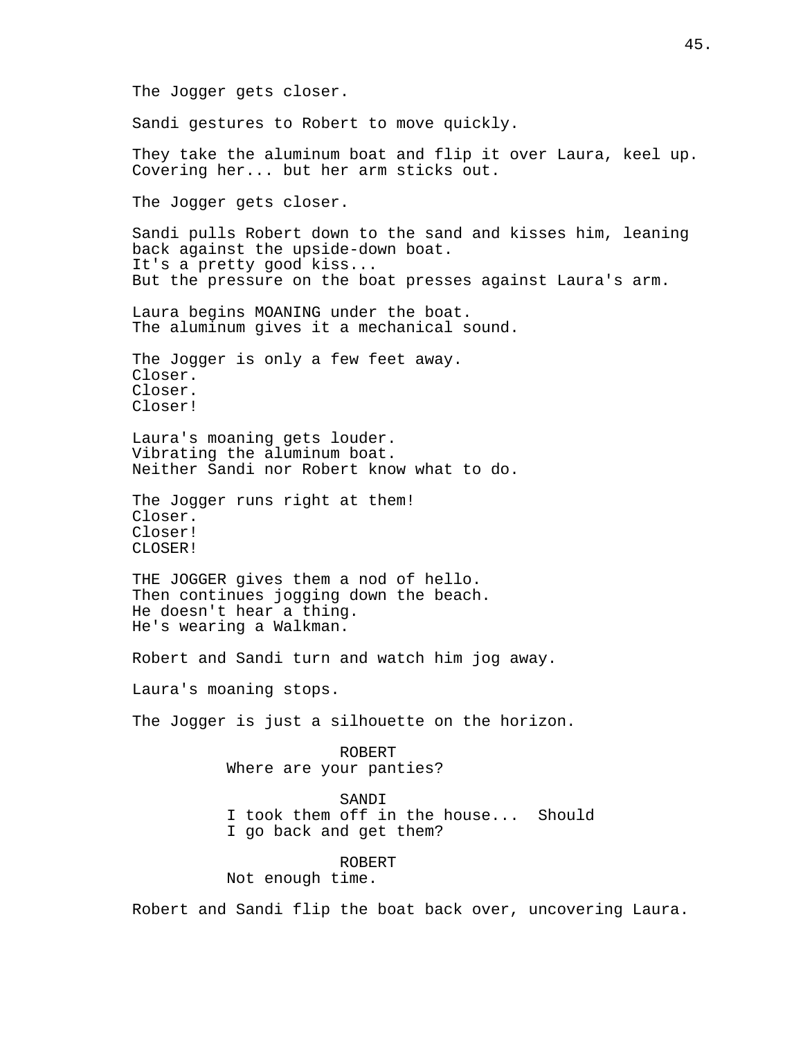The Jogger gets closer.

Sandi gestures to Robert to move quickly.

They take the aluminum boat and flip it over Laura, keel up. Covering her... but her arm sticks out.

The Jogger gets closer.

Sandi pulls Robert down to the sand and kisses him, leaning back against the upside-down boat.
It's a pretty good kiss...
But the pressure on the boat presses against Laura's arm.

Laura begins MOANING under the boat.
The aluminum gives it a mechanical sound.

The Jogger is only a few feet away.
Closer.
Closer.
Closer!

Laura's moaning gets louder.
Vibrating the aluminum boat.
Neither Sandi nor Robert know what to do.

The Jogger runs right at them!
Closer.
Closer!
CLOSER!

THE JOGGER gives them a nod of hello.
Then continues jogging down the beach.
He doesn't hear a thing.
He's wearing a Walkman.

Robert and Sandi turn and watch him jog away.

Laura's moaning stops.

The Jogger is just a silhouette on the horizon.

ROBERT
Where are your panties?

SANDI
I took them off in the house... Should I go back and get them?

ROBERT
Not enough time.

Robert and Sandi flip the boat back over, uncovering Laura.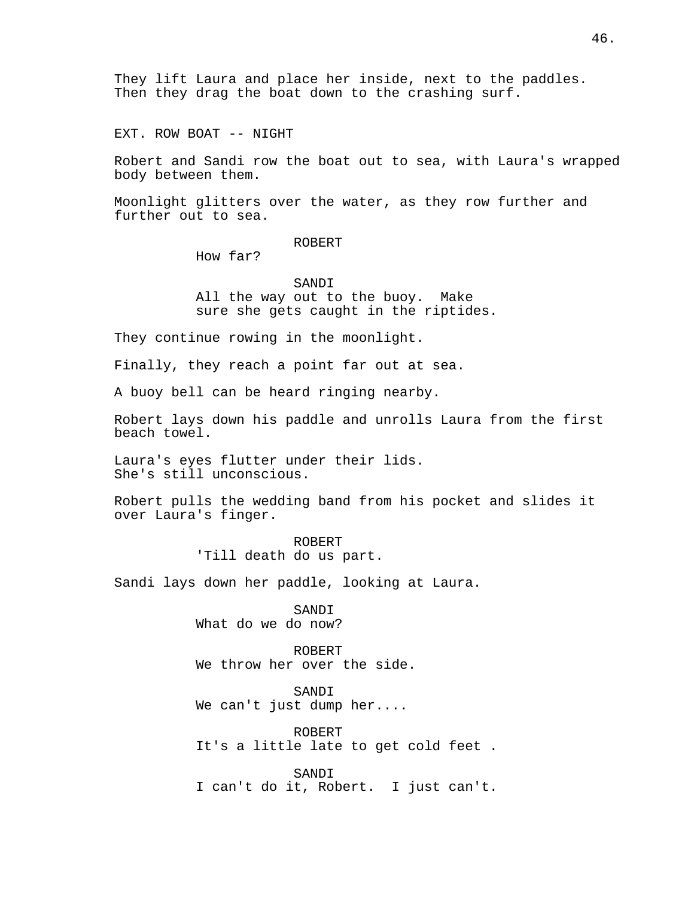They lift Laura and place her inside, next to the paddles. Then they drag the boat down to the crashing surf.

EXT. ROW BOAT -- NIGHT

Robert and Sandi row the boat out to sea, with Laura's wrapped body between them.

Moonlight glitters over the water, as they row further and further out to sea.

ROBERT
How far?

SANDI
All the way out to the buoy. Make sure she gets caught in the riptides.

They continue rowing in the moonlight.

Finally, they reach a point far out at sea.

A buoy bell can be heard ringing nearby.

Robert lays down his paddle and unrolls Laura from the first beach towel.

Laura's eyes flutter under their lids.
She's still unconscious.

Robert pulls the wedding band from his pocket and slides it over Laura's finger.

ROBERT
'Till death do us part.

Sandi lays down her paddle, looking at Laura.

SANDI
What do we do now?

ROBERT
We throw her over the side.

SANDI
We can't just dump her....

ROBERT
It's a little late to get cold feet .

SANDI
I can't do it, Robert. I just can't.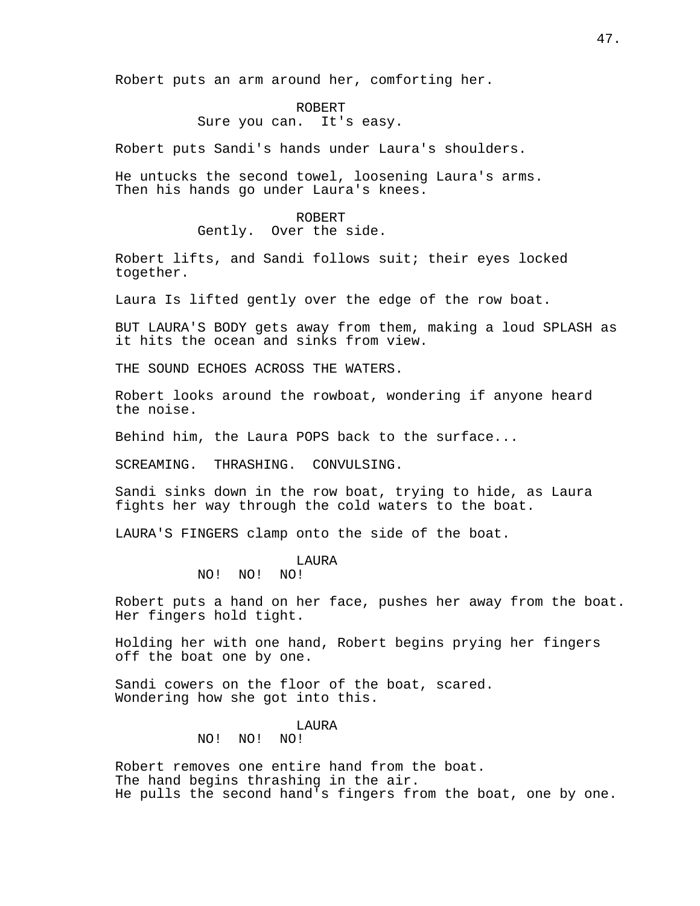Robert puts an arm around her, comforting her.

ROBERT
Sure you can.  It's easy.

Robert puts Sandi's hands under Laura's shoulders.

He untucks the second towel, loosening Laura's arms.
Then his hands go under Laura's knees.

ROBERT
Gently.  Over the side.

Robert lifts, and Sandi follows suit; their eyes locked together.

Laura Is lifted gently over the edge of the row boat.

BUT LAURA'S BODY gets away from them, making a loud SPLASH as it hits the ocean and sinks from view.

THE SOUND ECHOES ACROSS THE WATERS.

Robert looks around the rowboat, wondering if anyone heard the noise.

Behind him, the Laura POPS back to the surface...

SCREAMING.  THRASHING.  CONVULSING.

Sandi sinks down in the row boat, trying to hide, as Laura fights her way through the cold waters to the boat.

LAURA'S FINGERS clamp onto the side of the boat.

LAURA
NO!  NO!  NO!

Robert puts a hand on her face, pushes her away from the boat.
Her fingers hold tight.

Holding her with one hand, Robert begins prying her fingers off the boat one by one.

Sandi cowers on the floor of the boat, scared.
Wondering how she got into this.

LAURA
NO!  NO!  NO!

Robert removes one entire hand from the boat.
The hand begins thrashing in the air.
He pulls the second hand's fingers from the boat, one by one.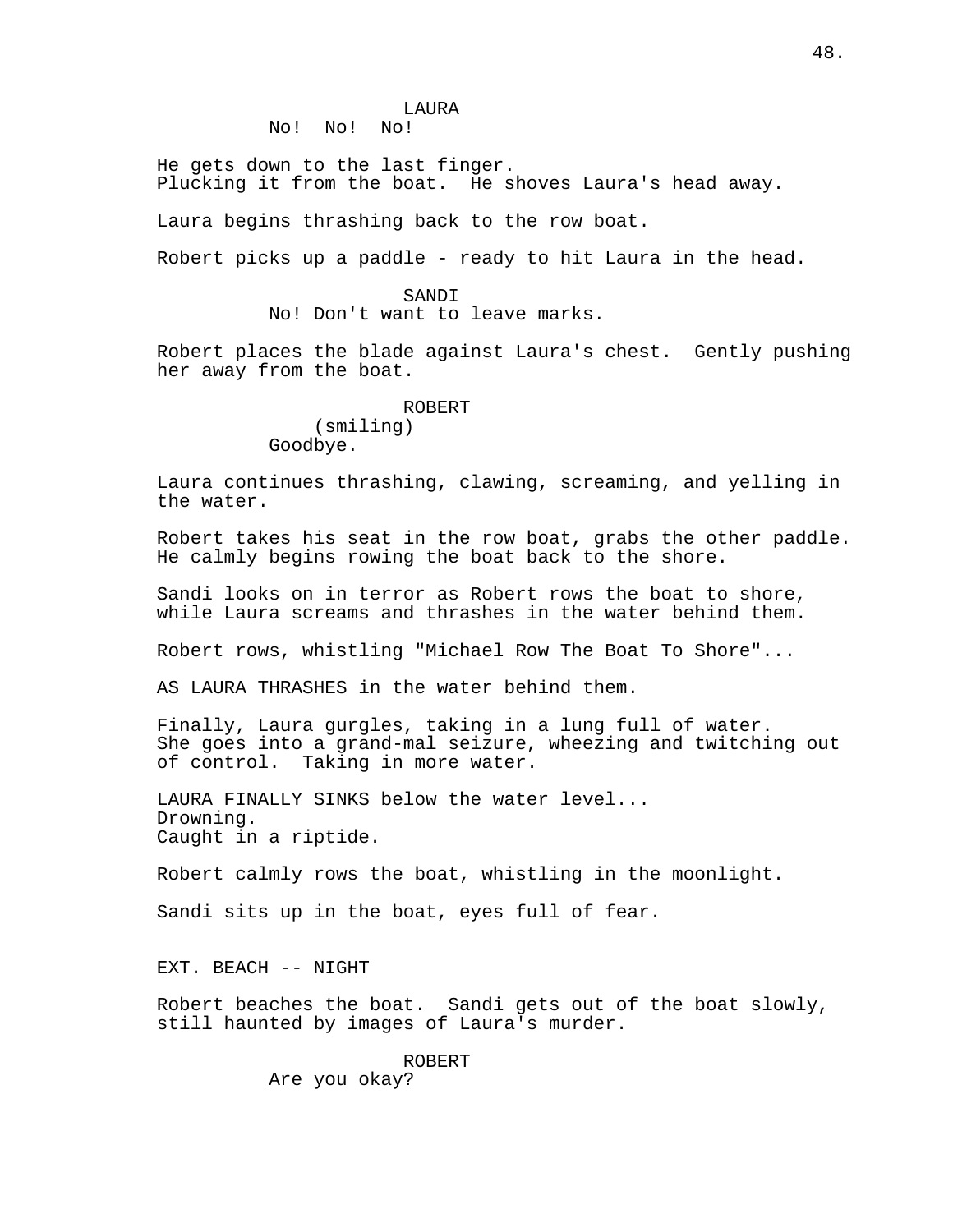LAURA
No! No! No!

He gets down to the last finger.
Plucking it from the boat. He shoves Laura's head away.

Laura begins thrashing back to the row boat.

Robert picks up a paddle - ready to hit Laura in the head.

SANDI
No! Don't want to leave marks.

Robert places the blade against Laura's chest. Gently pushing her away from the boat.

ROBERT
(smiling)
Goodbye.

Laura continues thrashing, clawing, screaming, and yelling in the water.

Robert takes his seat in the row boat, grabs the other paddle. He calmly begins rowing the boat back to the shore.

Sandi looks on in terror as Robert rows the boat to shore, while Laura screams and thrashes in the water behind them.

Robert rows, whistling "Michael Row The Boat To Shore"...

AS LAURA THRASHES in the water behind them.

Finally, Laura gurgles, taking in a lung full of water.
She goes into a grand-mal seizure, wheezing and twitching out of control. Taking in more water.

LAURA FINALLY SINKS below the water level...
Drowning.
Caught in a riptide.

Robert calmly rows the boat, whistling in the moonlight.

Sandi sits up in the boat, eyes full of fear.

EXT. BEACH -- NIGHT

Robert beaches the boat. Sandi gets out of the boat slowly, still haunted by images of Laura's murder.

ROBERT
Are you okay?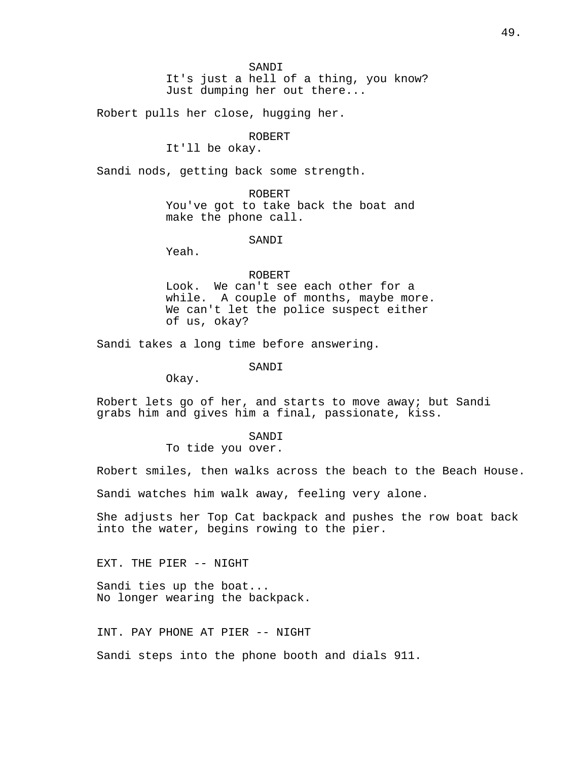SANDI
It's just a hell of a thing, you know?
Just dumping her out there...

Robert pulls her close, hugging her.

ROBERT
It'll be okay.

Sandi nods, getting back some strength.

ROBERT
You've got to take back the boat and
make the phone call.

SANDI
Yeah.

ROBERT
Look. We can't see each other for a
while. A couple of months, maybe more.
We can't let the police suspect either
of us, okay?

Sandi takes a long time before answering.

SANDI
Okay.

Robert lets go of her, and starts to move away; but Sandi grabs him and gives him a final, passionate, kiss.

SANDI
To tide you over.

Robert smiles, then walks across the beach to the Beach House.

Sandi watches him walk away, feeling very alone.

She adjusts her Top Cat backpack and pushes the row boat back into the water, begins rowing to the pier.

EXT. THE PIER -- NIGHT

Sandi ties up the boat...
No longer wearing the backpack.

INT. PAY PHONE AT PIER -- NIGHT

Sandi steps into the phone booth and dials 911.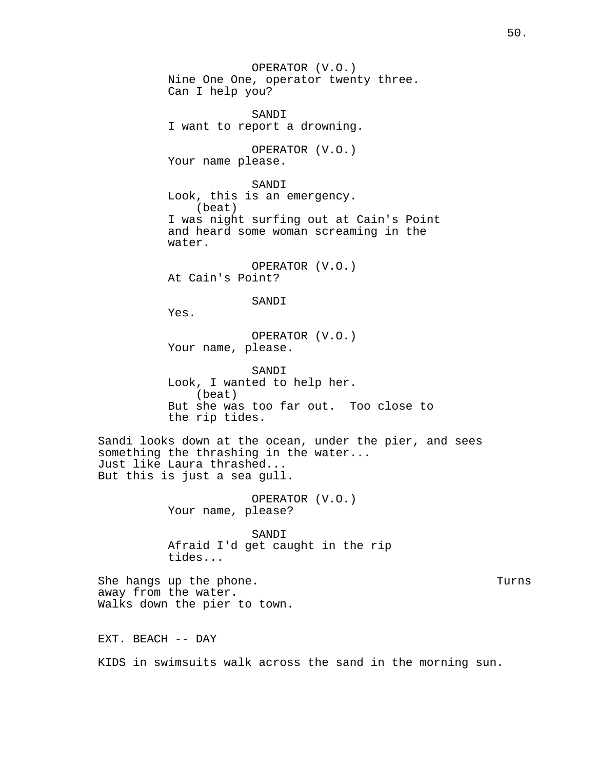OPERATOR (V.O.)
Nine One One, operator twenty three.
Can I help you?

SANDI
I want to report a drowning.

OPERATOR (V.O.)
Your name please.

SANDI
Look, this is an emergency.
(beat)
I was night surfing out at Cain's Point
and heard some woman screaming in the
water.

OPERATOR (V.O.)
At Cain's Point?

SANDI
Yes.

OPERATOR (V.O.)
Your name, please.

SANDI
Look, I wanted to help her.
(beat)
But she was too far out. Too close to
the rip tides.

Sandi looks down at the ocean, under the pier, and sees
something the thrashing in the water...
Just like Laura thrashed...
But this is just a sea gull.

OPERATOR (V.O.)
Your name, please?

SANDI
Afraid I'd get caught in the rip
tides...

She hangs up the phone. Turns
away from the water.
Walks down the pier to town.

EXT. BEACH -- DAY

KIDS in swimsuits walk across the sand in the morning sun.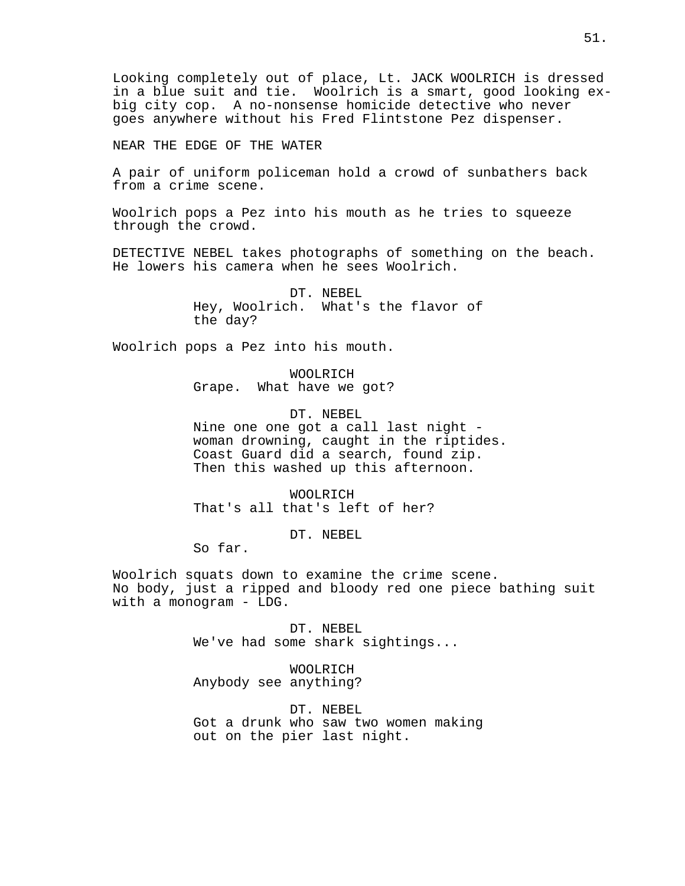Looking completely out of place, Lt. JACK WOOLRICH is dressed in a blue suit and tie. Woolrich is a smart, good looking ex-big city cop. A no-nonsense homicide detective who never goes anywhere without his Fred Flintstone Pez dispenser.

NEAR THE EDGE OF THE WATER

A pair of uniform policeman hold a crowd of sunbathers back from a crime scene.

Woolrich pops a Pez into his mouth as he tries to squeeze through the crowd.

DETECTIVE NEBEL takes photographs of something on the beach. He lowers his camera when he sees Woolrich.

DT. NEBEL
Hey, Woolrich. What's the flavor of the day?

Woolrich pops a Pez into his mouth.

WOOLRICH
Grape. What have we got?

DT. NEBEL
Nine one one got a call last night - woman drowning, caught in the riptides. Coast Guard did a search, found zip. Then this washed up this afternoon.

WOOLRICH
That's all that's left of her?

DT. NEBEL
So far.

Woolrich squats down to examine the crime scene. No body, just a ripped and bloody red one piece bathing suit with a monogram - LDG.

DT. NEBEL
We've had some shark sightings...

WOOLRICH
Anybody see anything?

DT. NEBEL
Got a drunk who saw two women making out on the pier last night.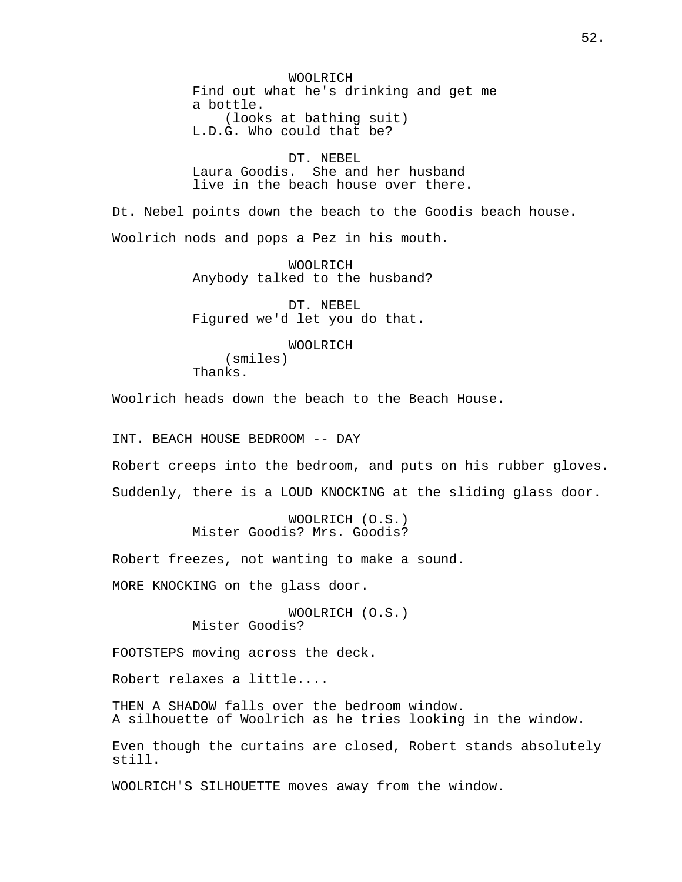WOOLRICH
Find out what he's drinking and get me a bottle.
(looks at bathing suit)
L.D.G. Who could that be?

DT. NEBEL
Laura Goodis.  She and her husband live in the beach house over there.

Dt. Nebel points down the beach to the Goodis beach house.

Woolrich nods and pops a Pez in his mouth.

WOOLRICH
Anybody talked to the husband?

DT. NEBEL
Figured we'd let you do that.

WOOLRICH
(smiles)
Thanks.

Woolrich heads down the beach to the Beach House.

INT. BEACH HOUSE BEDROOM -- DAY

Robert creeps into the bedroom, and puts on his rubber gloves.

Suddenly, there is a LOUD KNOCKING at the sliding glass door.

WOOLRICH (O.S.)
Mister Goodis? Mrs. Goodis?

Robert freezes, not wanting to make a sound.

MORE KNOCKING on the glass door.

WOOLRICH (O.S.)
Mister Goodis?

FOOTSTEPS moving across the deck.

Robert relaxes a little....

THEN A SHADOW falls over the bedroom window.
A silhouette of Woolrich as he tries looking in the window.

Even though the curtains are closed, Robert stands absolutely still.

WOOLRICH'S SILHOUETTE moves away from the window.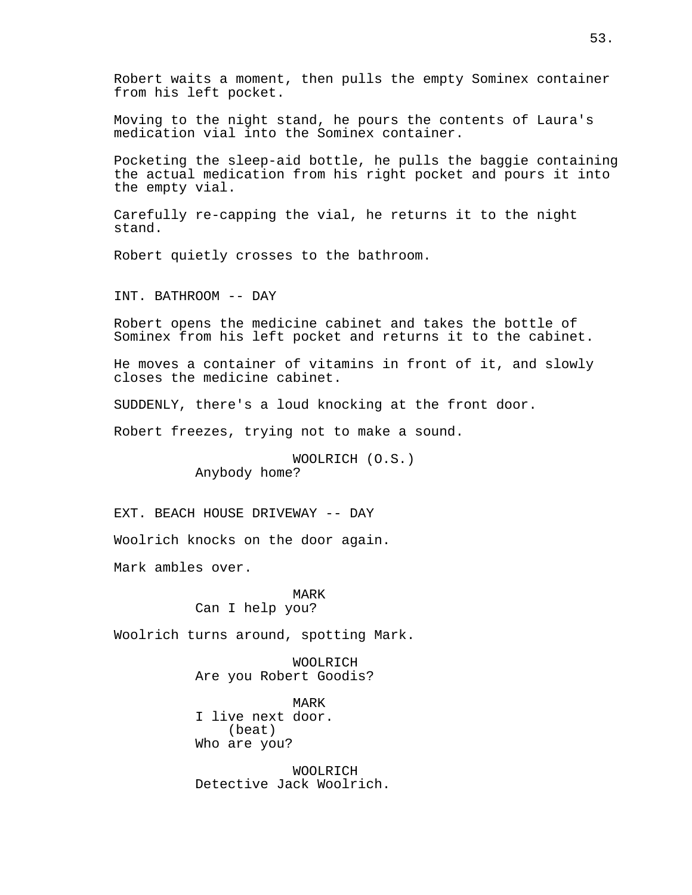Robert waits a moment, then pulls the empty Sominex container from his left pocket.

Moving to the night stand, he pours the contents of Laura's medication vial into the Sominex container.

Pocketing the sleep-aid bottle, he pulls the baggie containing the actual medication from his right pocket and pours it into the empty vial.

Carefully re-capping the vial, he returns it to the night stand.

Robert quietly crosses to the bathroom.

INT. BATHROOM -- DAY

Robert opens the medicine cabinet and takes the bottle of Sominex from his left pocket and returns it to the cabinet.

He moves a container of vitamins in front of it, and slowly closes the medicine cabinet.

SUDDENLY, there's a loud knocking at the front door.

Robert freezes, trying not to make a sound.

WOOLRICH (O.S.)
Anybody home?

EXT. BEACH HOUSE DRIVEWAY -- DAY

Woolrich knocks on the door again.

Mark ambles over.

MARK
Can I help you?

Woolrich turns around, spotting Mark.

WOOLRICH
Are you Robert Goodis?

MARK
I live next door.
(beat)
Who are you?

WOOLRICH
Detective Jack Woolrich.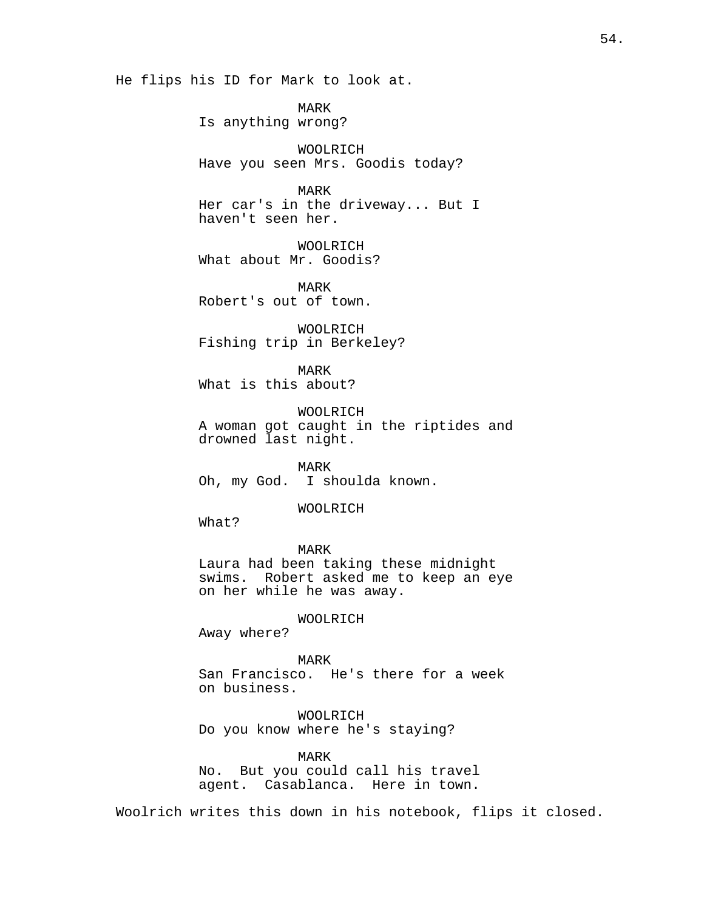He flips his ID for Mark to look at.

MARK
Is anything wrong?

WOOLRICH
Have you seen Mrs. Goodis today?

MARK
Her car's in the driveway... But I haven't seen her.

WOOLRICH
What about Mr. Goodis?

MARK
Robert's out of town.

WOOLRICH
Fishing trip in Berkeley?

MARK
What is this about?

WOOLRICH
A woman got caught in the riptides and drowned last night.

MARK
Oh, my God.  I shoulda known.

WOOLRICH
What?

MARK
Laura had been taking these midnight swims.  Robert asked me to keep an eye on her while he was away.

WOOLRICH
Away where?

MARK
San Francisco.  He's there for a week on business.

WOOLRICH
Do you know where he's staying?

MARK
No.  But you could call his travel agent.  Casablanca.  Here in town.

Woolrich writes this down in his notebook, flips it closed.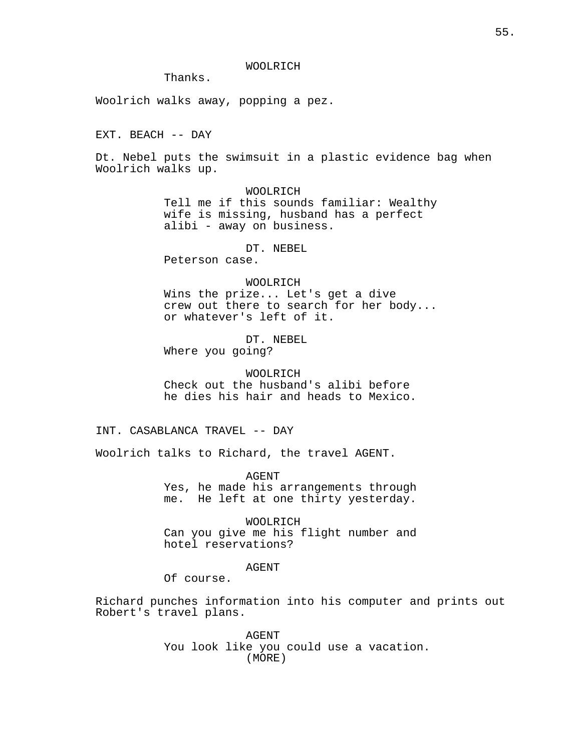WOOLRICH
Thanks.

Woolrich walks away, popping a pez.

EXT. BEACH -- DAY

Dt. Nebel puts the swimsuit in a plastic evidence bag when Woolrich walks up.

WOOLRICH
Tell me if this sounds familiar: Wealthy wife is missing, husband has a perfect alibi - away on business.

DT. NEBEL
Peterson case.

WOOLRICH
Wins the prize... Let's get a dive crew out there to search for her body... or whatever's left of it.

DT. NEBEL
Where you going?

WOOLRICH
Check out the husband's alibi before he dies his hair and heads to Mexico.

INT. CASABLANCA TRAVEL -- DAY

Woolrich talks to Richard, the travel AGENT.

AGENT
Yes, he made his arrangements through me. He left at one thirty yesterday.

WOOLRICH
Can you give me his flight number and hotel reservations?

AGENT
Of course.

Richard punches information into his computer and prints out Robert's travel plans.

AGENT
You look like you could use a vacation.
(MORE)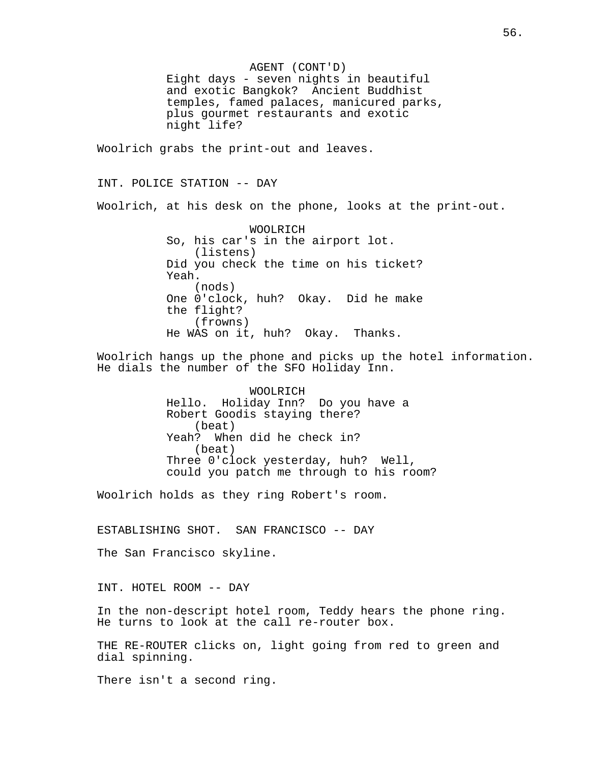AGENT (CONT'D)
Eight days - seven nights in beautiful and exotic Bangkok? Ancient Buddhist temples, famed palaces, manicured parks, plus gourmet restaurants and exotic night life?

Woolrich grabs the print-out and leaves.

INT. POLICE STATION -- DAY

Woolrich, at his desk on the phone, looks at the print-out.

WOOLRICH
So, his car's in the airport lot.
(listens)
Did you check the time on his ticket? Yeah.
(nods)
One 0'clock, huh? Okay. Did he make the flight?
(frowns)
He WAS on it, huh? Okay. Thanks.

Woolrich hangs up the phone and picks up the hotel information. He dials the number of the SFO Holiday Inn.

WOOLRICH
Hello. Holiday Inn? Do you have a Robert Goodis staying there?
(beat)
Yeah? When did he check in?
(beat)
Three 0'clock yesterday, huh? Well, could you patch me through to his room?

Woolrich holds as they ring Robert's room.

ESTABLISHING SHOT. SAN FRANCISCO -- DAY

The San Francisco skyline.

INT. HOTEL ROOM -- DAY

In the non-descript hotel room, Teddy hears the phone ring. He turns to look at the call re-router box.

THE RE-ROUTER clicks on, light going from red to green and dial spinning.

There isn't a second ring.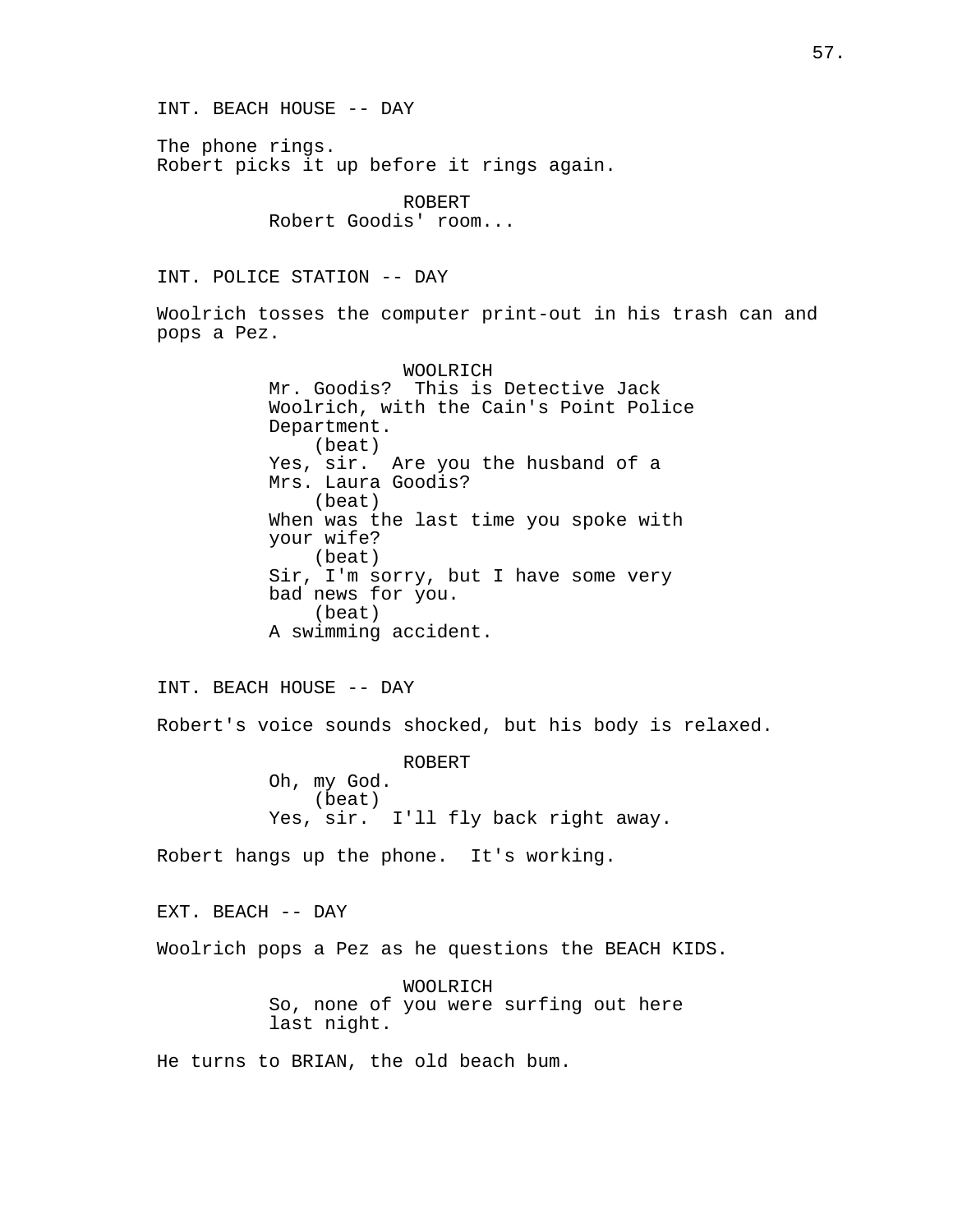INT. BEACH HOUSE -- DAY

The phone rings.
Robert picks it up before it rings again.

ROBERT
Robert Goodis' room...

INT. POLICE STATION -- DAY

Woolrich tosses the computer print-out in his trash can and pops a Pez.

WOOLRICH
Mr. Goodis? This is Detective Jack Woolrich, with the Cain's Point Police Department.
(beat)
Yes, sir. Are you the husband of a Mrs. Laura Goodis?
(beat)
When was the last time you spoke with your wife?
(beat)
Sir, I'm sorry, but I have some very bad news for you.
(beat)
A swimming accident.

INT. BEACH HOUSE -- DAY

Robert's voice sounds shocked, but his body is relaxed.

ROBERT
Oh, my God.
(beat)
Yes, sir. I'll fly back right away.

Robert hangs up the phone. It's working.

EXT. BEACH -- DAY

Woolrich pops a Pez as he questions the BEACH KIDS.

WOOLRICH
So, none of you were surfing out here last night.

He turns to BRIAN, the old beach bum.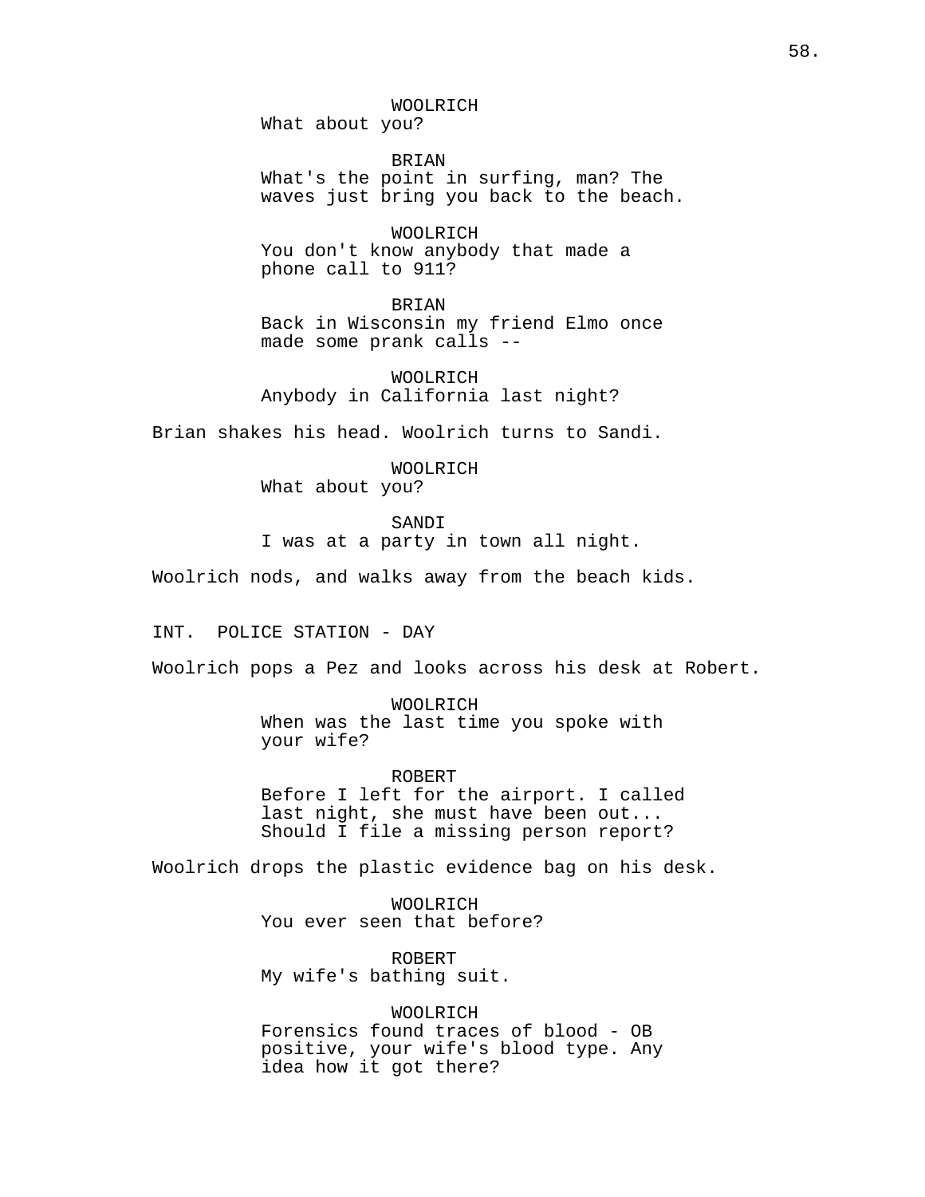WOOLRICH
What about you?

BRIAN
What's the point in surfing, man? The waves just bring you back to the beach.

WOOLRICH
You don't know anybody that made a phone call to 911?

BRIAN
Back in Wisconsin my friend Elmo once made some prank calls --

WOOLRICH
Anybody in California last night?

Brian shakes his head. Woolrich turns to Sandi.

WOOLRICH
What about you?

SANDI
I was at a party in town all night.

Woolrich nods, and walks away from the beach kids.

INT. POLICE STATION - DAY

Woolrich pops a Pez and looks across his desk at Robert.

WOOLRICH
When was the last time you spoke with your wife?

ROBERT
Before I left for the airport. I called last night, she must have been out... Should I file a missing person report?

Woolrich drops the plastic evidence bag on his desk.

WOOLRICH
You ever seen that before?

ROBERT
My wife's bathing suit.

WOOLRICH
Forensics found traces of blood - OB positive, your wife's blood type. Any idea how it got there?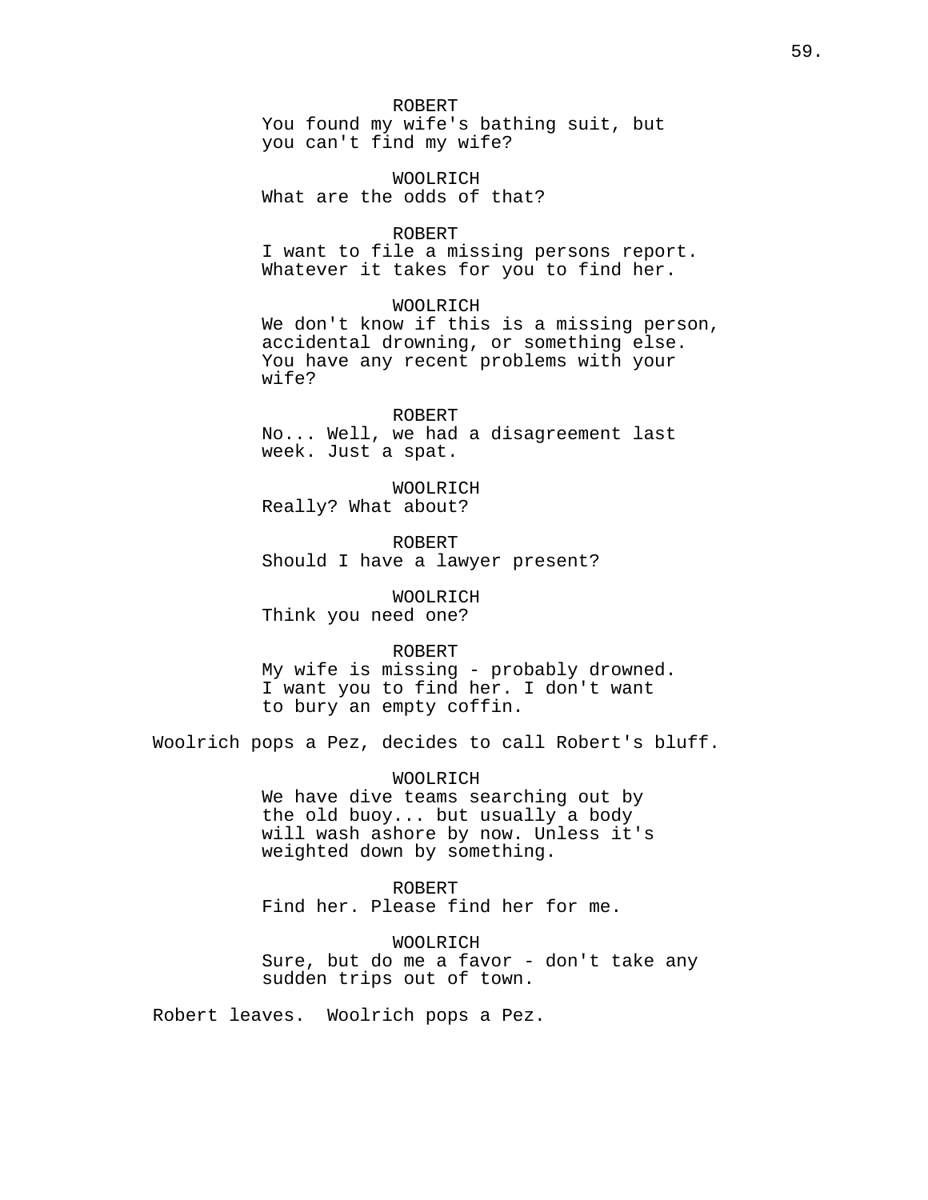ROBERT
You found my wife's bathing suit, but you can't find my wife?

WOOLRICH
What are the odds of that?

ROBERT
I want to file a missing persons report. Whatever it takes for you to find her.

WOOLRICH
We don't know if this is a missing person, accidental drowning, or something else. You have any recent problems with your wife?

ROBERT
No... Well, we had a disagreement last week. Just a spat.

WOOLRICH
Really? What about?

ROBERT
Should I have a lawyer present?

WOOLRICH
Think you need one?

ROBERT
My wife is missing - probably drowned. I want you to find her. I don't want to bury an empty coffin.

Woolrich pops a Pez, decides to call Robert's bluff.

WOOLRICH
We have dive teams searching out by the old buoy... but usually a body will wash ashore by now. Unless it's weighted down by something.

ROBERT
Find her. Please find her for me.

WOOLRICH
Sure, but do me a favor - don't take any sudden trips out of town.

Robert leaves. Woolrich pops a Pez.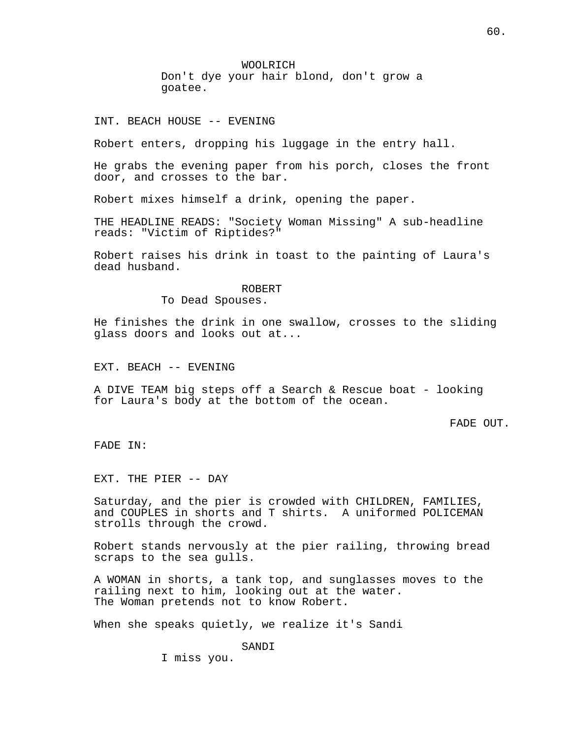WOOLRICH

Don't dye your hair blond, don't grow a goatee.

INT. BEACH HOUSE -- EVENING

Robert enters, dropping his luggage in the entry hall.

He grabs the evening paper from his porch, closes the front door, and crosses to the bar.

Robert mixes himself a drink, opening the paper.

THE HEADLINE READS: "Society Woman Missing" A sub-headline reads: "Victim of Riptides?"

Robert raises his drink in toast to the painting of Laura's dead husband.

ROBERT

To Dead Spouses.

He finishes the drink in one swallow, crosses to the sliding glass doors and looks out at...

EXT. BEACH -- EVENING

A DIVE TEAM big steps off a Search & Rescue boat - looking for Laura's body at the bottom of the ocean.

FADE OUT.

FADE IN:

EXT. THE PIER -- DAY

Saturday, and the pier is crowded with CHILDREN, FAMILIES, and COUPLES in shorts and T shirts. A uniformed POLICEMAN strolls through the crowd.

Robert stands nervously at the pier railing, throwing bread scraps to the sea gulls.

A WOMAN in shorts, a tank top, and sunglasses moves to the railing next to him, looking out at the water.
The Woman pretends not to know Robert.

When she speaks quietly, we realize it's Sandi

SANDI

I miss you.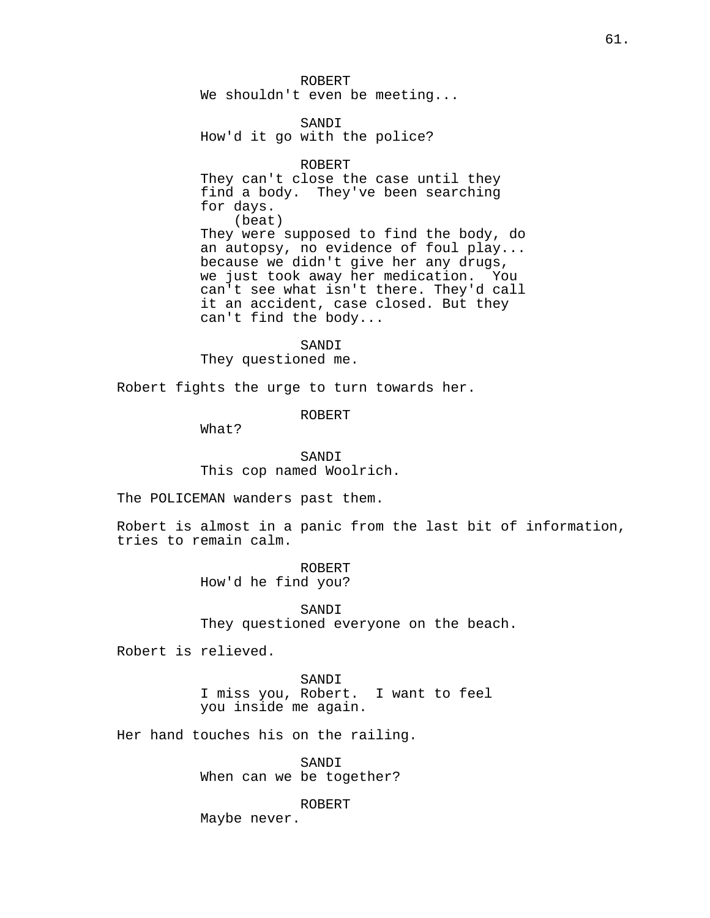ROBERT
We shouldn't even be meeting...

SANDI
How'd it go with the police?

ROBERT
They can't close the case until they find a body. They've been searching for days.
(beat)
They were supposed to find the body, do an autopsy, no evidence of foul play... because we didn't give her any drugs, we just took away her medication. You can't see what isn't there. They'd call it an accident, case closed. But they can't find the body...

SANDI
They questioned me.

Robert fights the urge to turn towards her.

ROBERT
What?

SANDI
This cop named Woolrich.

The POLICEMAN wanders past them.

Robert is almost in a panic from the last bit of information, tries to remain calm.

ROBERT
How'd he find you?

SANDI
They questioned everyone on the beach.

Robert is relieved.

SANDI
I miss you, Robert. I want to feel you inside me again.

Her hand touches his on the railing.

SANDI
When can we be together?

ROBERT
Maybe never.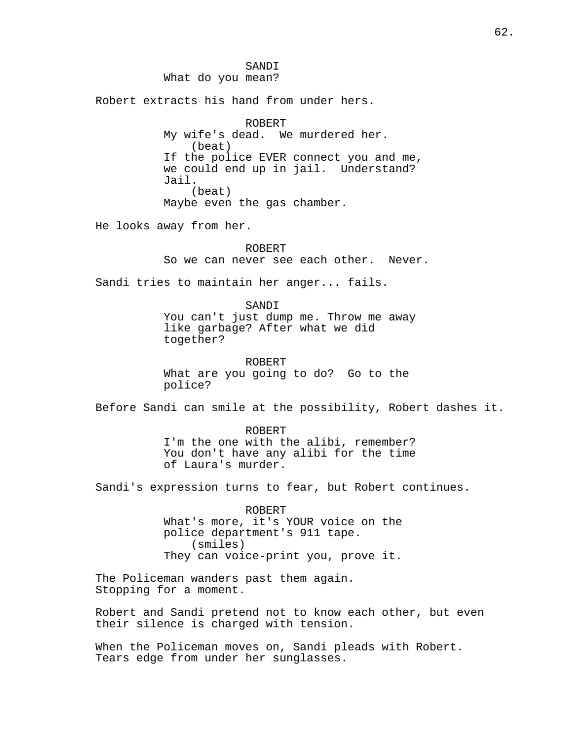SANDI
What do you mean?

Robert extracts his hand from under hers.

ROBERT
My wife's dead. We murdered her.
(beat)
If the police EVER connect you and me, we could end up in jail. Understand? Jail.
(beat)
Maybe even the gas chamber.

He looks away from her.

ROBERT
So we can never see each other. Never.

Sandi tries to maintain her anger... fails.

SANDI
You can't just dump me. Throw me away like garbage? After what we did together?

ROBERT
What are you going to do? Go to the police?

Before Sandi can smile at the possibility, Robert dashes it.

ROBERT
I'm the one with the alibi, remember? You don't have any alibi for the time of Laura's murder.

Sandi's expression turns to fear, but Robert continues.

ROBERT
What's more, it's YOUR voice on the police department's 911 tape.
(smiles)
They can voice-print you, prove it.

The Policeman wanders past them again.
Stopping for a moment.

Robert and Sandi pretend not to know each other, but even their silence is charged with tension.

When the Policeman moves on, Sandi pleads with Robert.
Tears edge from under her sunglasses.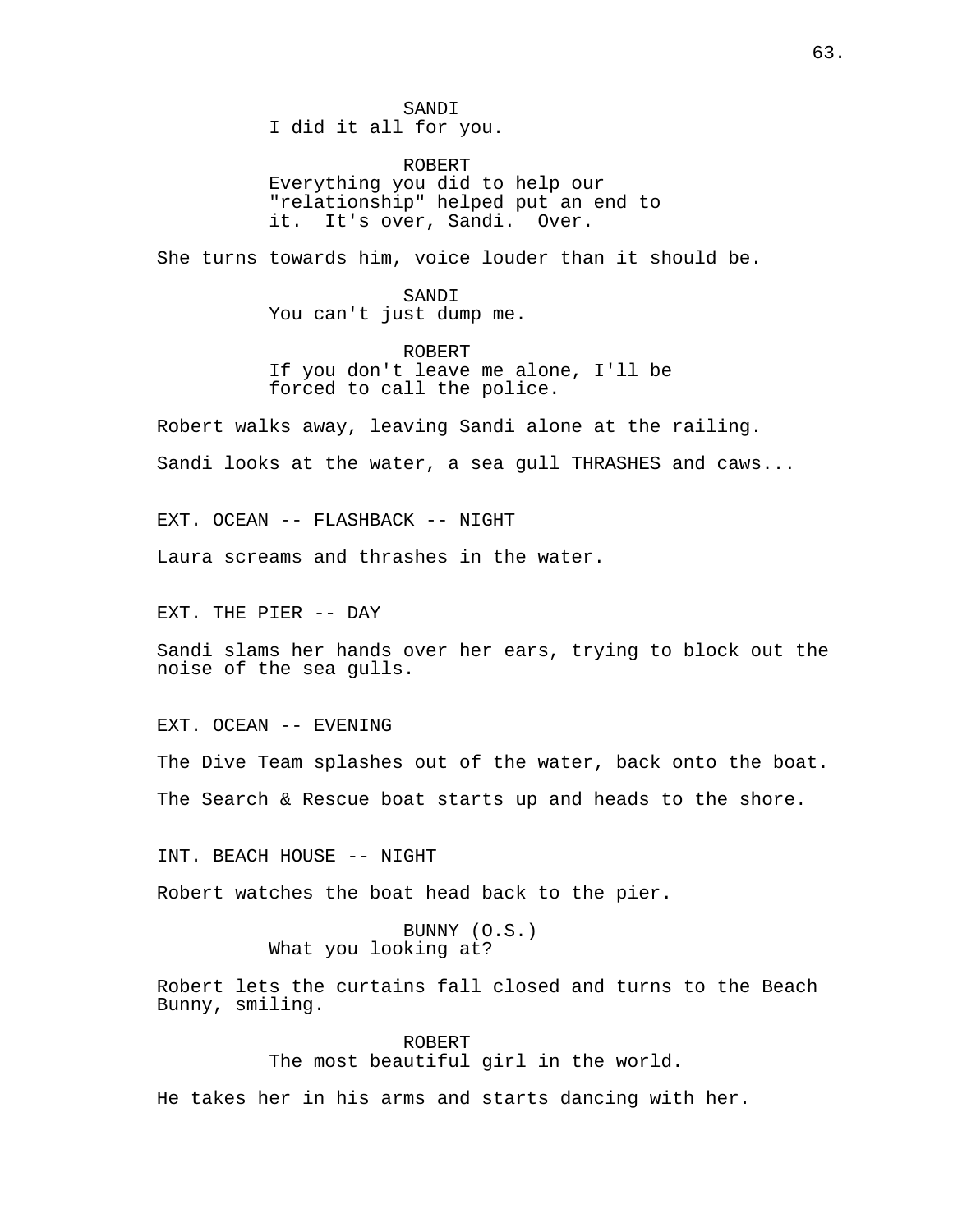SANDI
I did it all for you.

ROBERT
Everything you did to help our "relationship" helped put an end to it. It's over, Sandi. Over.

She turns towards him, voice louder than it should be.

SANDI
You can't just dump me.

ROBERT
If you don't leave me alone, I'll be forced to call the police.

Robert walks away, leaving Sandi alone at the railing.

Sandi looks at the water, a sea gull THRASHES and caws...

EXT. OCEAN -- FLASHBACK -- NIGHT

Laura screams and thrashes in the water.

EXT. THE PIER -- DAY

Sandi slams her hands over her ears, trying to block out the noise of the sea gulls.

EXT. OCEAN -- EVENING

The Dive Team splashes out of the water, back onto the boat.

The Search & Rescue boat starts up and heads to the shore.

INT. BEACH HOUSE -- NIGHT

Robert watches the boat head back to the pier.

BUNNY (O.S.)
What you looking at?

Robert lets the curtains fall closed and turns to the Beach Bunny, smiling.

ROBERT
The most beautiful girl in the world.

He takes her in his arms and starts dancing with her.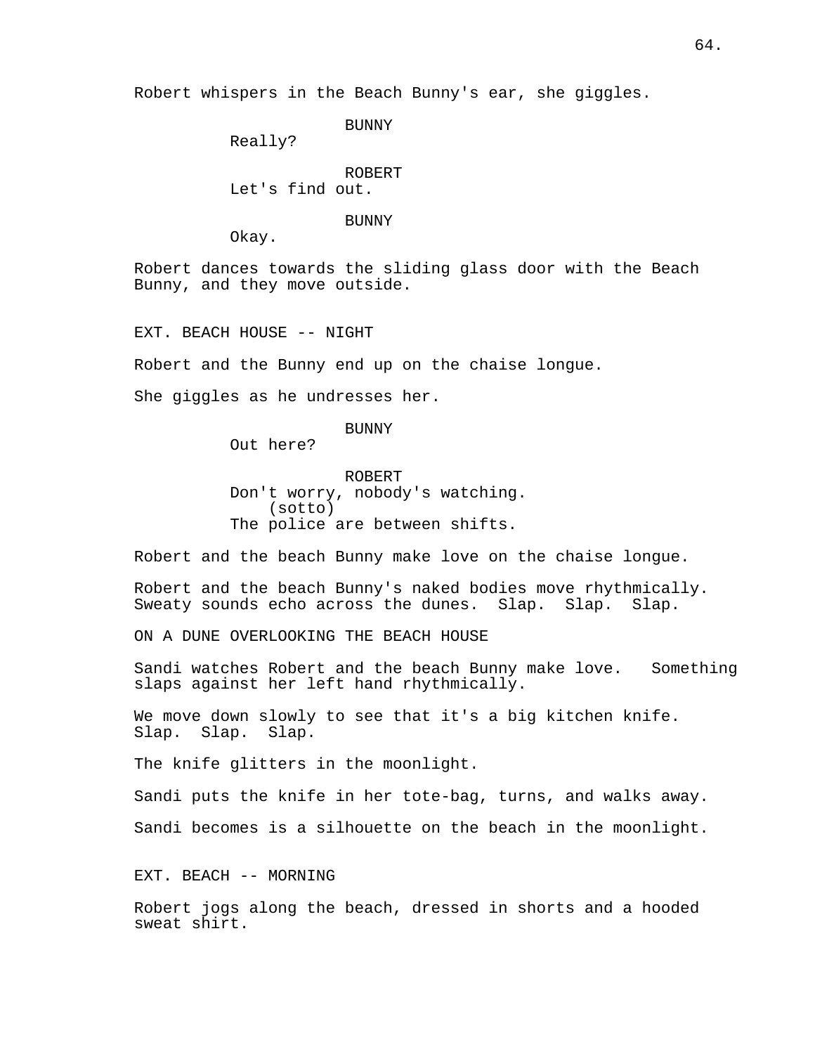Robert whispers in the Beach Bunny's ear, she giggles.

BUNNY
Really?

ROBERT
Let's find out.

BUNNY
Okay.

Robert dances towards the sliding glass door with the Beach Bunny, and they move outside.

EXT. BEACH HOUSE -- NIGHT

Robert and the Bunny end up on the chaise longue.

She giggles as he undresses her.

BUNNY
Out here?

ROBERT
Don't worry, nobody's watching.
(sotto)
The police are between shifts.

Robert and the beach Bunny make love on the chaise longue.

Robert and the beach Bunny's naked bodies move rhythmically. Sweaty sounds echo across the dunes. Slap. Slap. Slap.

ON A DUNE OVERLOOKING THE BEACH HOUSE

Sandi watches Robert and the beach Bunny make love. Something slaps against her left hand rhythmically.

We move down slowly to see that it's a big kitchen knife. Slap. Slap. Slap.

The knife glitters in the moonlight.

Sandi puts the knife in her tote-bag, turns, and walks away.

Sandi becomes is a silhouette on the beach in the moonlight.

EXT. BEACH -- MORNING

Robert jogs along the beach, dressed in shorts and a hooded sweat shirt.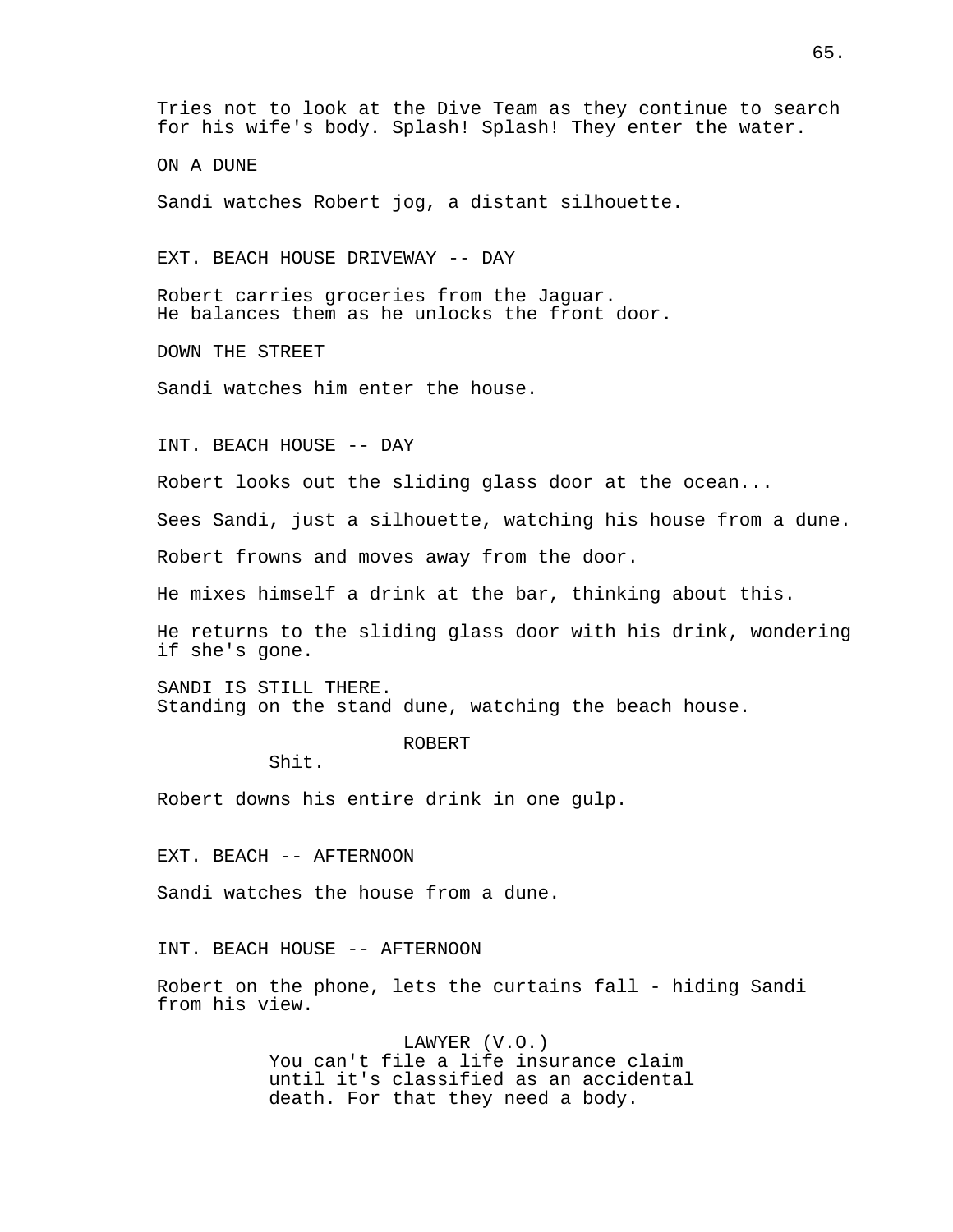Tries not to look at the Dive Team as they continue to search for his wife's body. Splash! Splash! They enter the water.

ON A DUNE

Sandi watches Robert jog, a distant silhouette.

EXT. BEACH HOUSE DRIVEWAY -- DAY

Robert carries groceries from the Jaguar.
He balances them as he unlocks the front door.

DOWN THE STREET

Sandi watches him enter the house.

INT. BEACH HOUSE -- DAY

Robert looks out the sliding glass door at the ocean...

Sees Sandi, just a silhouette, watching his house from a dune.

Robert frowns and moves away from the door.

He mixes himself a drink at the bar, thinking about this.

He returns to the sliding glass door with his drink, wondering if she's gone.

SANDI IS STILL THERE.
Standing on the stand dune, watching the beach house.

ROBERT
Shit.

Robert downs his entire drink in one gulp.

EXT. BEACH -- AFTERNOON

Sandi watches the house from a dune.

INT. BEACH HOUSE -- AFTERNOON

Robert on the phone, lets the curtains fall - hiding Sandi from his view.

LAWYER (V.O.)
You can't file a life insurance claim until it's classified as an accidental death. For that they need a body.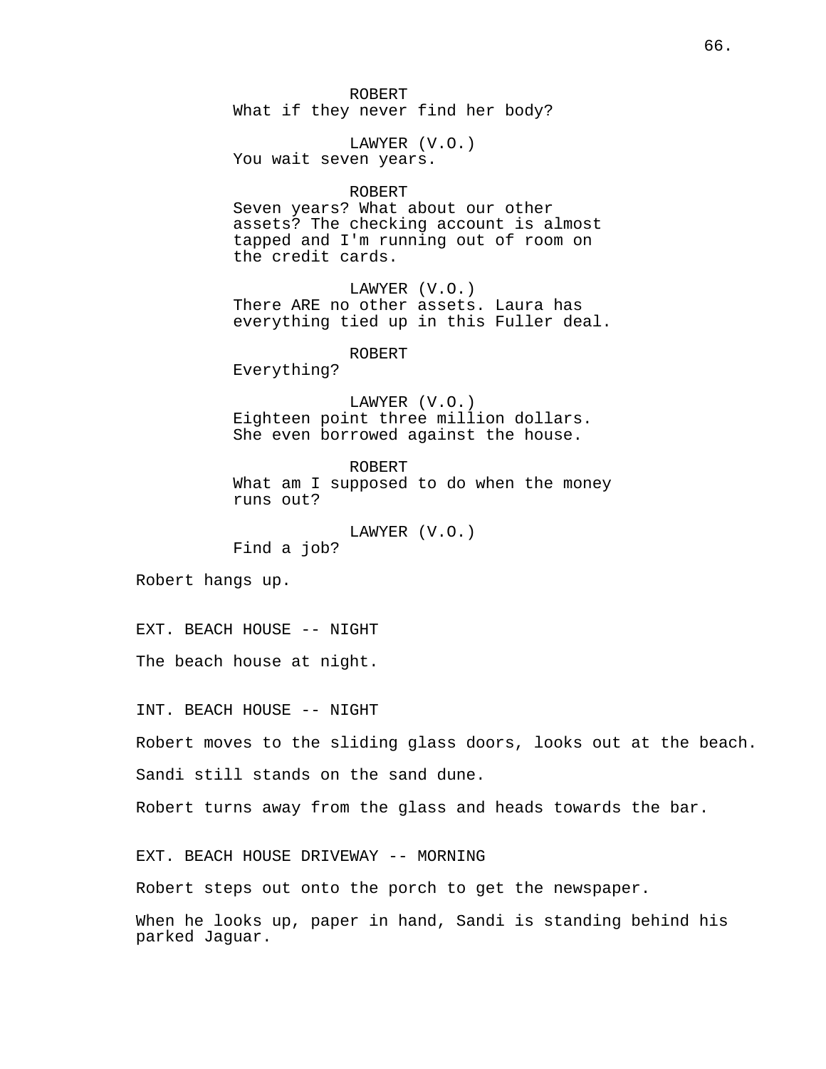ROBERT
What if they never find her body?

LAWYER (V.O.)
You wait seven years.

ROBERT
Seven years? What about our other assets? The checking account is almost tapped and I'm running out of room on the credit cards.

LAWYER (V.O.)
There ARE no other assets. Laura has everything tied up in this Fuller deal.

ROBERT
Everything?

LAWYER (V.O.)
Eighteen point three million dollars. She even borrowed against the house.

ROBERT
What am I supposed to do when the money runs out?

LAWYER (V.O.)
Find a job?

Robert hangs up.

EXT. BEACH HOUSE -- NIGHT

The beach house at night.

INT. BEACH HOUSE -- NIGHT

Robert moves to the sliding glass doors, looks out at the beach.

Sandi still stands on the sand dune.

Robert turns away from the glass and heads towards the bar.

EXT. BEACH HOUSE DRIVEWAY -- MORNING

Robert steps out onto the porch to get the newspaper.

When he looks up, paper in hand, Sandi is standing behind his parked Jaguar.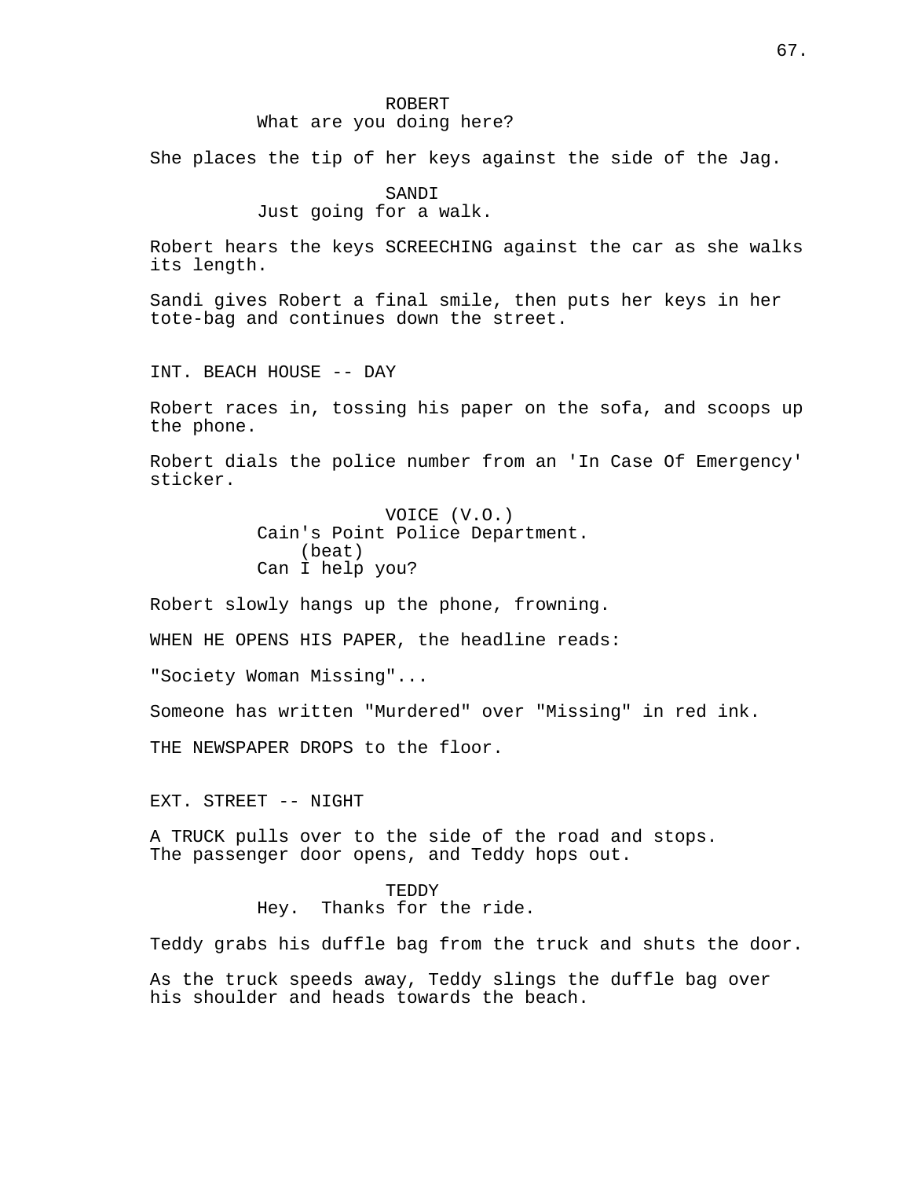ROBERT
What are you doing here?

She places the tip of her keys against the side of the Jag.

SANDI
Just going for a walk.

Robert hears the keys SCREECHING against the car as she walks its length.

Sandi gives Robert a final smile, then puts her keys in her tote-bag and continues down the street.

INT. BEACH HOUSE -- DAY

Robert races in, tossing his paper on the sofa, and scoops up the phone.

Robert dials the police number from an 'In Case Of Emergency' sticker.

VOICE (V.O.)
Cain's Point Police Department.
(beat)
Can I help you?

Robert slowly hangs up the phone, frowning.

WHEN HE OPENS HIS PAPER, the headline reads:

"Society Woman Missing"...

Someone has written "Murdered" over "Missing" in red ink.

THE NEWSPAPER DROPS to the floor.

EXT. STREET -- NIGHT

A TRUCK pulls over to the side of the road and stops. The passenger door opens, and Teddy hops out.

TEDDY
Hey. Thanks for the ride.

Teddy grabs his duffle bag from the truck and shuts the door.

As the truck speeds away, Teddy slings the duffle bag over his shoulder and heads towards the beach.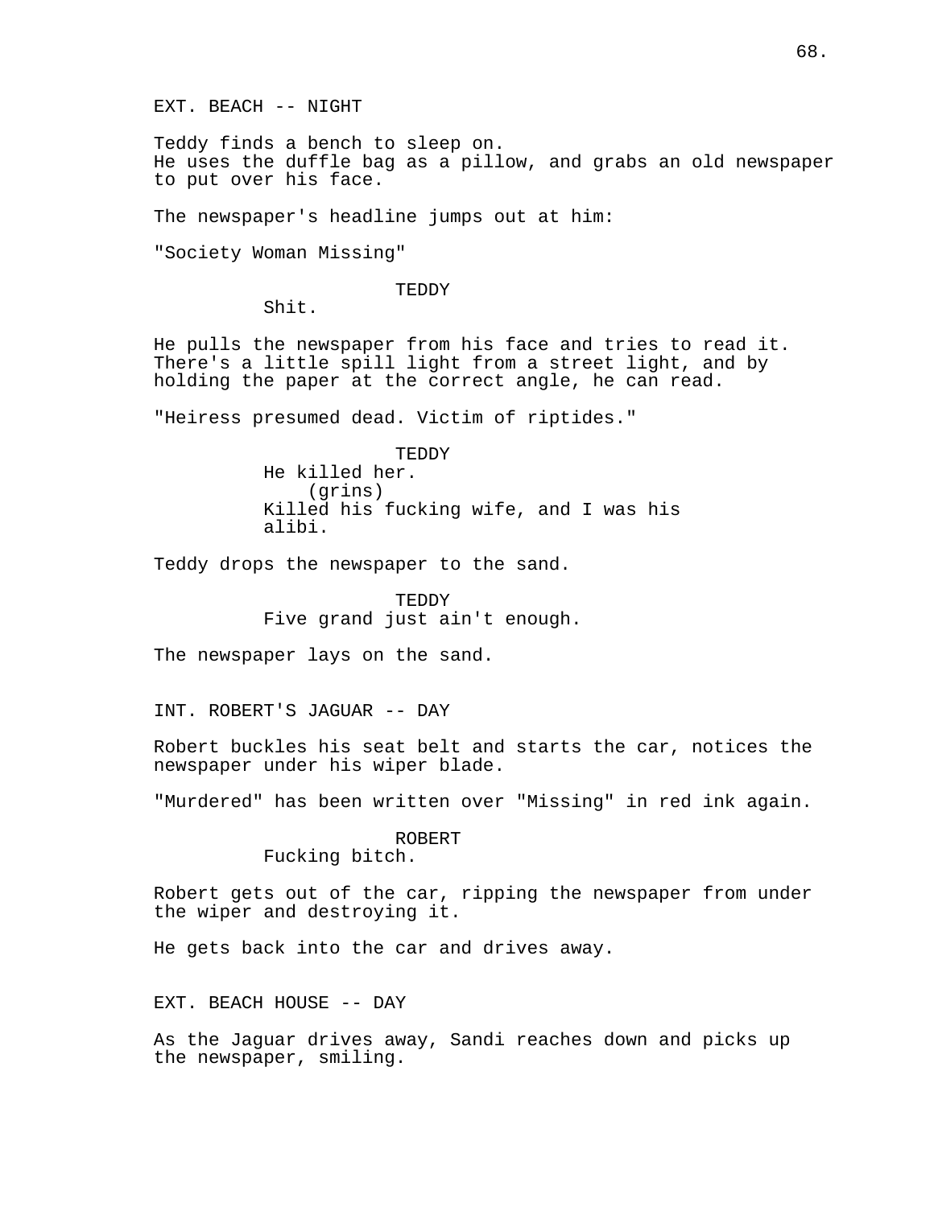EXT. BEACH -- NIGHT

Teddy finds a bench to sleep on.
He uses the duffle bag as a pillow, and grabs an old newspaper to put over his face.

The newspaper's headline jumps out at him:

"Society Woman Missing"

TEDDY
Shit.

He pulls the newspaper from his face and tries to read it. There's a little spill light from a street light, and by holding the paper at the correct angle, he can read.

"Heiress presumed dead. Victim of riptides."

TEDDY
He killed her.
(grins)
Killed his fucking wife, and I was his alibi.

Teddy drops the newspaper to the sand.

TEDDY
Five grand just ain't enough.

The newspaper lays on the sand.

INT. ROBERT'S JAGUAR -- DAY

Robert buckles his seat belt and starts the car, notices the newspaper under his wiper blade.

"Murdered" has been written over "Missing" in red ink again.

ROBERT
Fucking bitch.

Robert gets out of the car, ripping the newspaper from under the wiper and destroying it.

He gets back into the car and drives away.

EXT. BEACH HOUSE -- DAY

As the Jaguar drives away, Sandi reaches down and picks up the newspaper, smiling.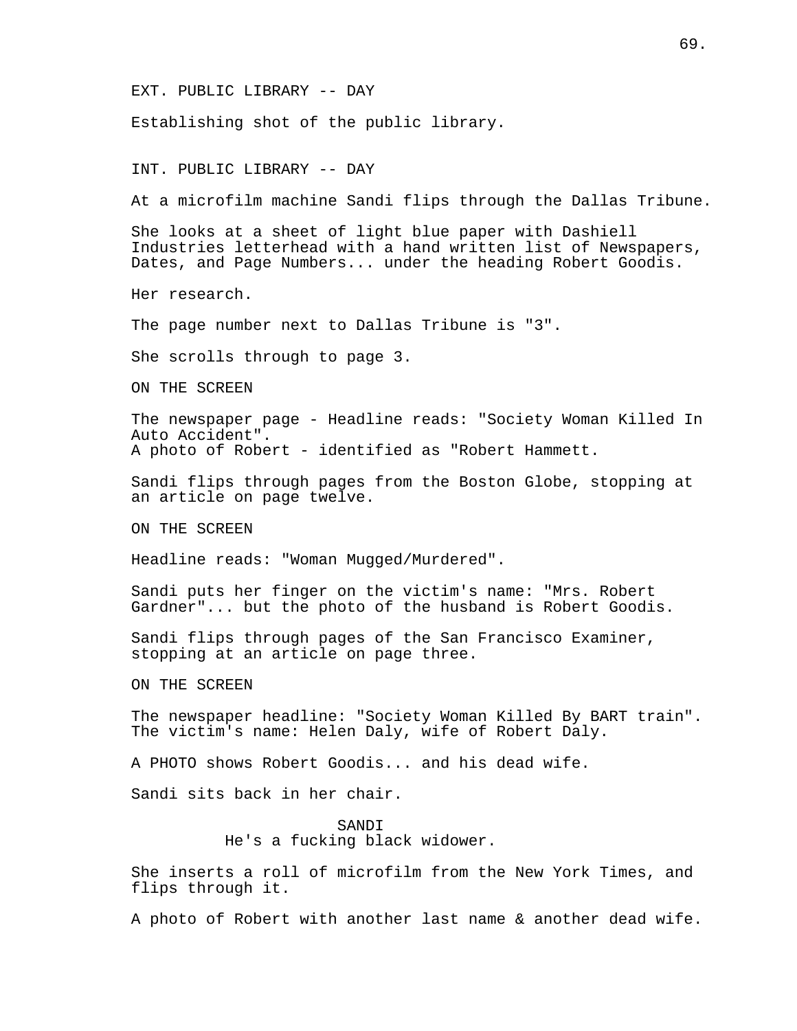EXT. PUBLIC LIBRARY -- DAY

Establishing shot of the public library.

INT. PUBLIC LIBRARY -- DAY

At a microfilm machine Sandi flips through the Dallas Tribune.

She looks at a sheet of light blue paper with Dashiell Industries letterhead with a hand written list of Newspapers, Dates, and Page Numbers... under the heading Robert Goodis.

Her research.

The page number next to Dallas Tribune is "3".

She scrolls through to page 3.

ON THE SCREEN

The newspaper page - Headline reads: "Society Woman Killed In Auto Accident".
A photo of Robert - identified as "Robert Hammett.

Sandi flips through pages from the Boston Globe, stopping at an article on page twelve.

ON THE SCREEN

Headline reads: "Woman Mugged/Murdered".

Sandi puts her finger on the victim's name: "Mrs. Robert Gardner"... but the photo of the husband is Robert Goodis.

Sandi flips through pages of the San Francisco Examiner, stopping at an article on page three.

ON THE SCREEN

The newspaper headline: "Society Woman Killed By BART train".
The victim's name: Helen Daly, wife of Robert Daly.

A PHOTO shows Robert Goodis... and his dead wife.

Sandi sits back in her chair.

SANDI
He's a fucking black widower.

She inserts a roll of microfilm from the New York Times, and flips through it.

A photo of Robert with another last name & another dead wife.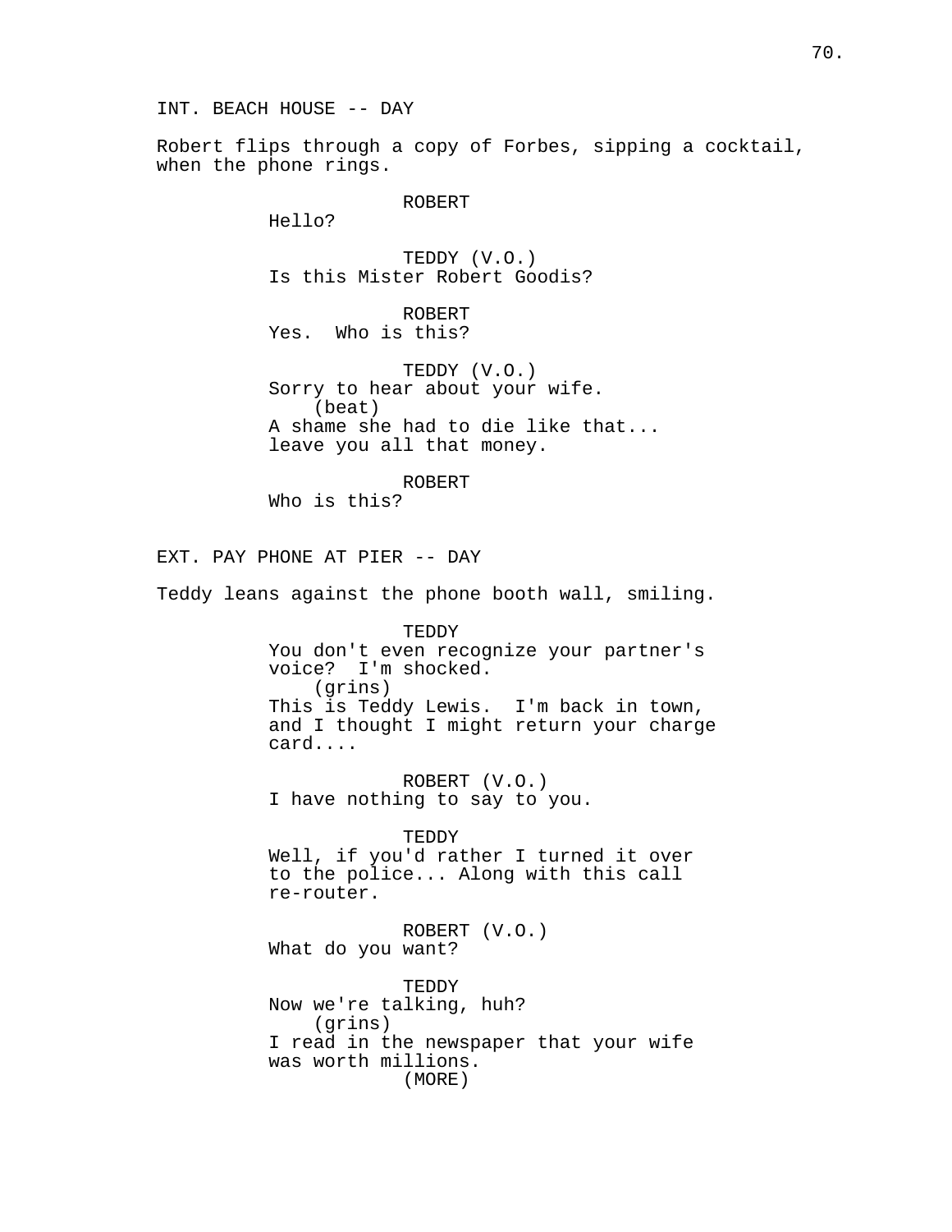INT. BEACH HOUSE -- DAY

Robert flips through a copy of Forbes, sipping a cocktail, when the phone rings.

ROBERT
Hello?

TEDDY (V.O.)
Is this Mister Robert Goodis?

ROBERT
Yes.  Who is this?

TEDDY (V.O.)
Sorry to hear about your wife.
(beat)
A shame she had to die like that... leave you all that money.

ROBERT
Who is this?

EXT. PAY PHONE AT PIER -- DAY

Teddy leans against the phone booth wall, smiling.

TEDDY
You don't even recognize your partner's voice?  I'm shocked.
(grins)
This is Teddy Lewis.  I'm back in town, and I thought I might return your charge card....

ROBERT (V.O.)
I have nothing to say to you.

TEDDY
Well, if you'd rather I turned it over to the police... Along with this call re-router.

ROBERT (V.O.)
What do you want?

TEDDY
Now we're talking, huh?
(grins)
I read in the newspaper that your wife was worth millions.
(MORE)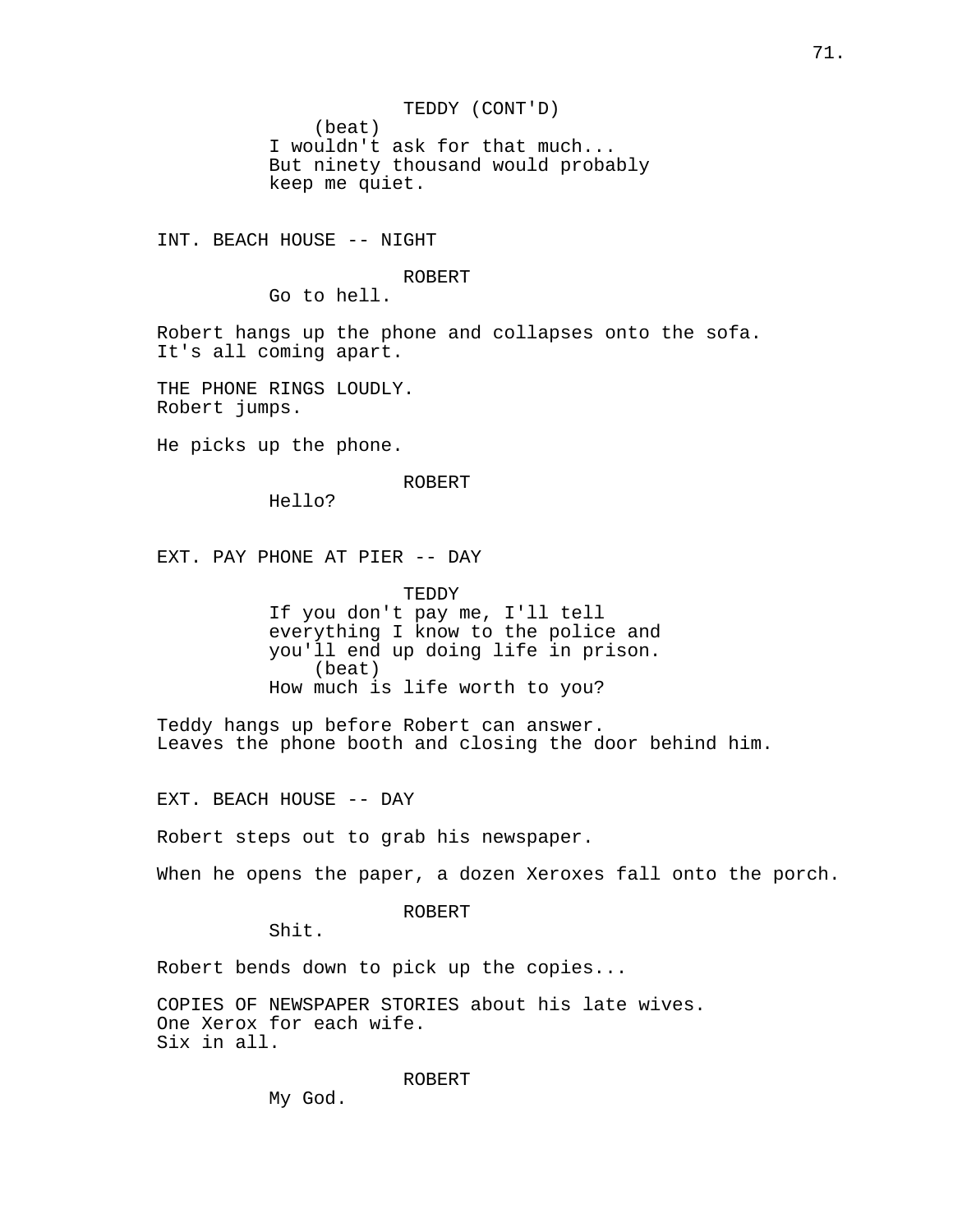TEDDY (CONT'D)
(beat)
I wouldn't ask for that much...
But ninety thousand would probably
keep me quiet.

INT. BEACH HOUSE -- NIGHT

ROBERT
Go to hell.

Robert hangs up the phone and collapses onto the sofa.
It's all coming apart.

THE PHONE RINGS LOUDLY.
Robert jumps.

He picks up the phone.

ROBERT
Hello?

EXT. PAY PHONE AT PIER -- DAY

TEDDY
If you don't pay me, I'll tell
everything I know to the police and
you'll end up doing life in prison.
(beat)
How much is life worth to you?

Teddy hangs up before Robert can answer.
Leaves the phone booth and closing the door behind him.

EXT. BEACH HOUSE -- DAY

Robert steps out to grab his newspaper.

When he opens the paper, a dozen Xeroxes fall onto the porch.

ROBERT
Shit.

Robert bends down to pick up the copies...

COPIES OF NEWSPAPER STORIES about his late wives.
One Xerox for each wife.
Six in all.

ROBERT
My God.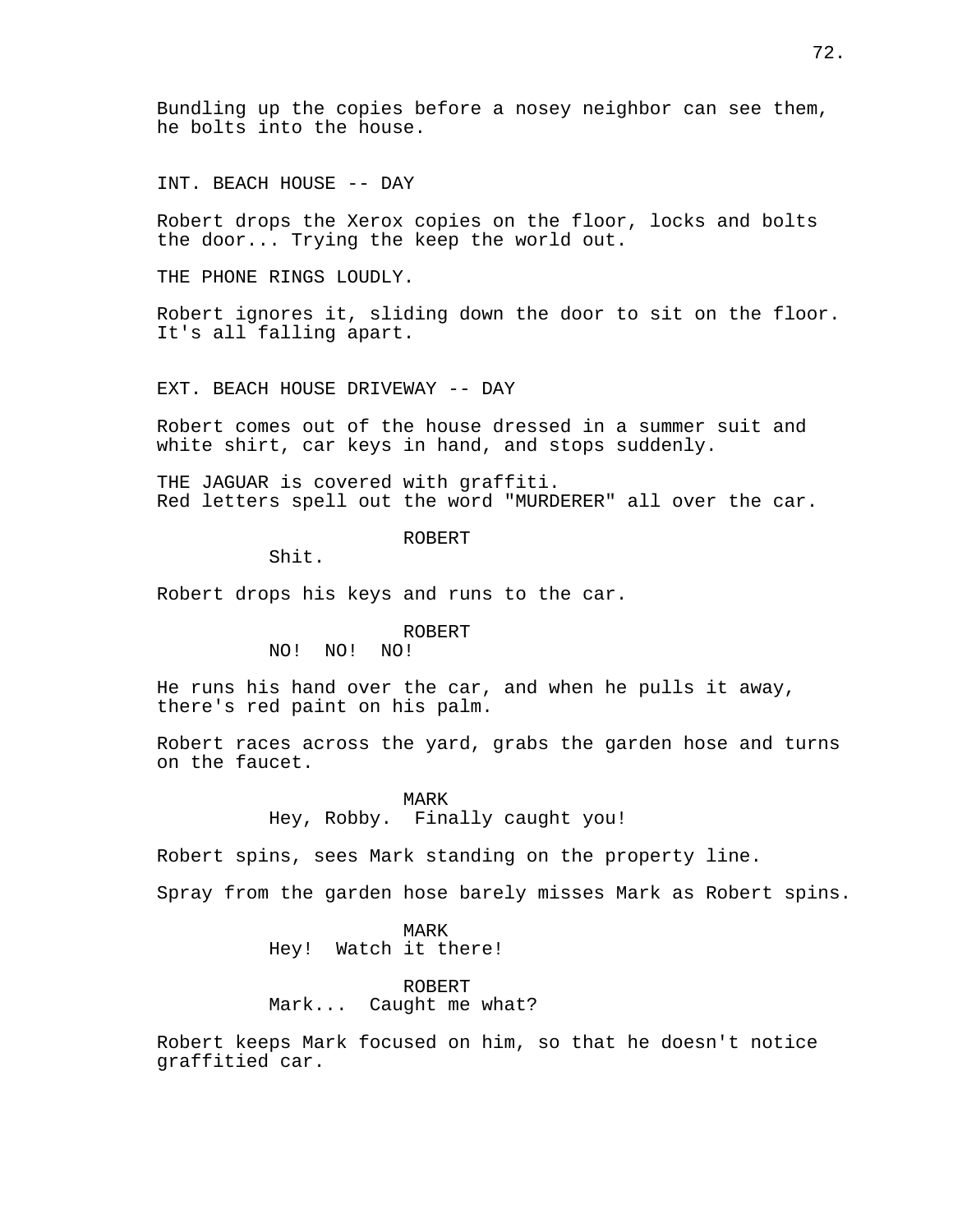Bundling up the copies before a nosey neighbor can see them, he bolts into the house.

INT. BEACH HOUSE -- DAY

Robert drops the Xerox copies on the floor, locks and bolts the door... Trying the keep the world out.

THE PHONE RINGS LOUDLY.

Robert ignores it, sliding down the door to sit on the floor. It's all falling apart.

EXT. BEACH HOUSE DRIVEWAY -- DAY

Robert comes out of the house dressed in a summer suit and white shirt, car keys in hand, and stops suddenly.

THE JAGUAR is covered with graffiti.
Red letters spell out the word "MURDERER" all over the car.

ROBERT
Shit.

Robert drops his keys and runs to the car.

ROBERT
NO! NO! NO!

He runs his hand over the car, and when he pulls it away, there's red paint on his palm.

Robert races across the yard, grabs the garden hose and turns on the faucet.

MARK
Hey, Robby. Finally caught you!

Robert spins, sees Mark standing on the property line.

Spray from the garden hose barely misses Mark as Robert spins.

MARK
Hey! Watch it there!

ROBERT
Mark... Caught me what?

Robert keeps Mark focused on him, so that he doesn't notice graffitied car.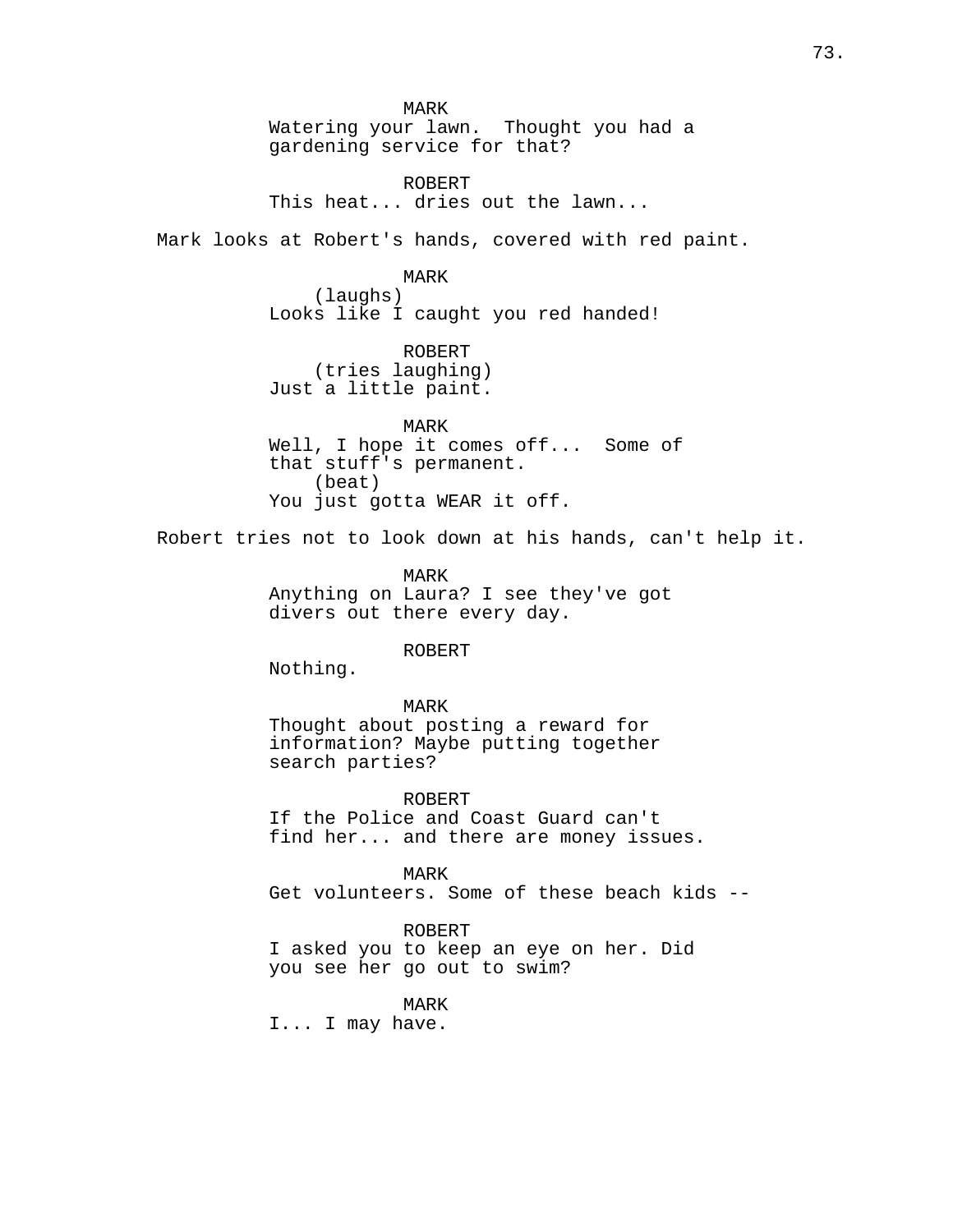MARK
Watering your lawn.  Thought you had a gardening service for that?

ROBERT
This heat... dries out the lawn...

Mark looks at Robert's hands, covered with red paint.

MARK
(laughs)
Looks like I caught you red handed!

ROBERT
(tries laughing)
Just a little paint.

MARK
Well, I hope it comes off...  Some of that stuff's permanent.
(beat)
You just gotta WEAR it off.

Robert tries not to look down at his hands, can't help it.

MARK
Anything on Laura? I see they've got divers out there every day.

ROBERT
Nothing.

MARK
Thought about posting a reward for information? Maybe putting together search parties?

ROBERT
If the Police and Coast Guard can't find her... and there are money issues.

MARK
Get volunteers. Some of these beach kids --

ROBERT
I asked you to keep an eye on her. Did you see her go out to swim?

MARK
I... I may have.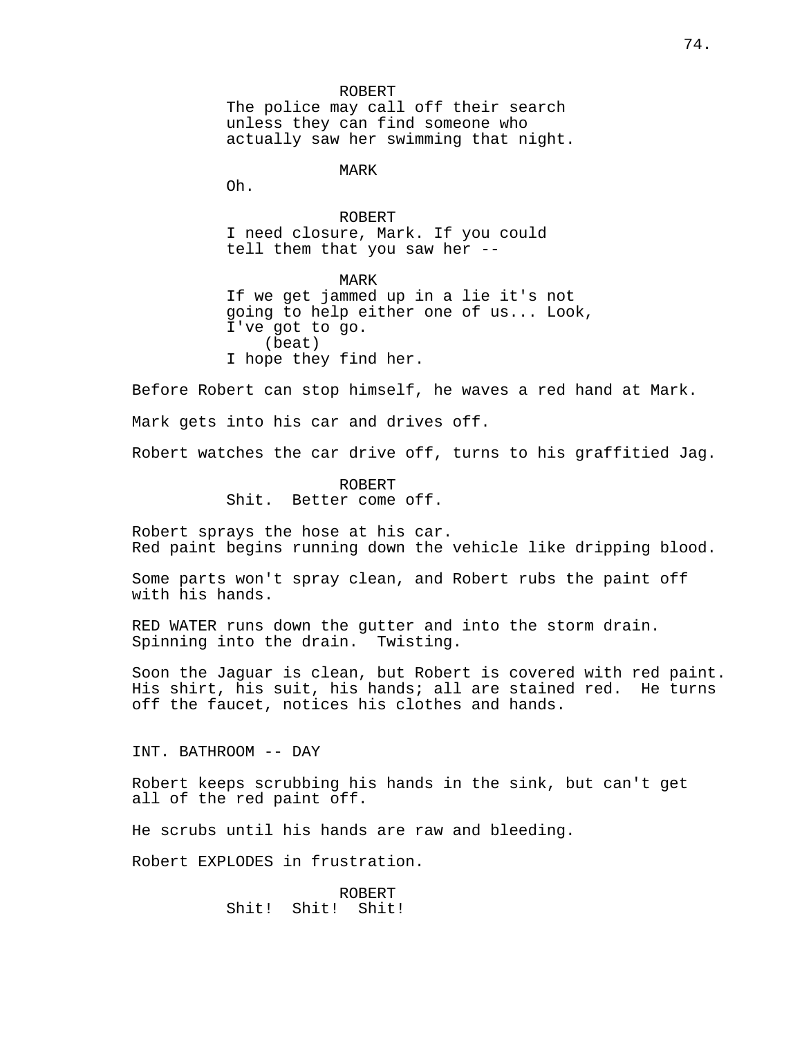ROBERT
The police may call off their search unless they can find someone who actually saw her swimming that night.

MARK
Oh.

ROBERT
I need closure, Mark. If you could tell them that you saw her --

MARK
If we get jammed up in a lie it's not going to help either one of us... Look, I've got to go.
(beat)
I hope they find her.

Before Robert can stop himself, he waves a red hand at Mark.

Mark gets into his car and drives off.

Robert watches the car drive off, turns to his graffitied Jag.

ROBERT
Shit.  Better come off.

Robert sprays the hose at his car.
Red paint begins running down the vehicle like dripping blood.

Some parts won't spray clean, and Robert rubs the paint off with his hands.

RED WATER runs down the gutter and into the storm drain.
Spinning into the drain.  Twisting.

Soon the Jaguar is clean, but Robert is covered with red paint.
His shirt, his suit, his hands; all are stained red.  He turns off the faucet, notices his clothes and hands.

INT. BATHROOM -- DAY

Robert keeps scrubbing his hands in the sink, but can't get all of the red paint off.

He scrubs until his hands are raw and bleeding.

Robert EXPLODES in frustration.

ROBERT
Shit!  Shit!  Shit!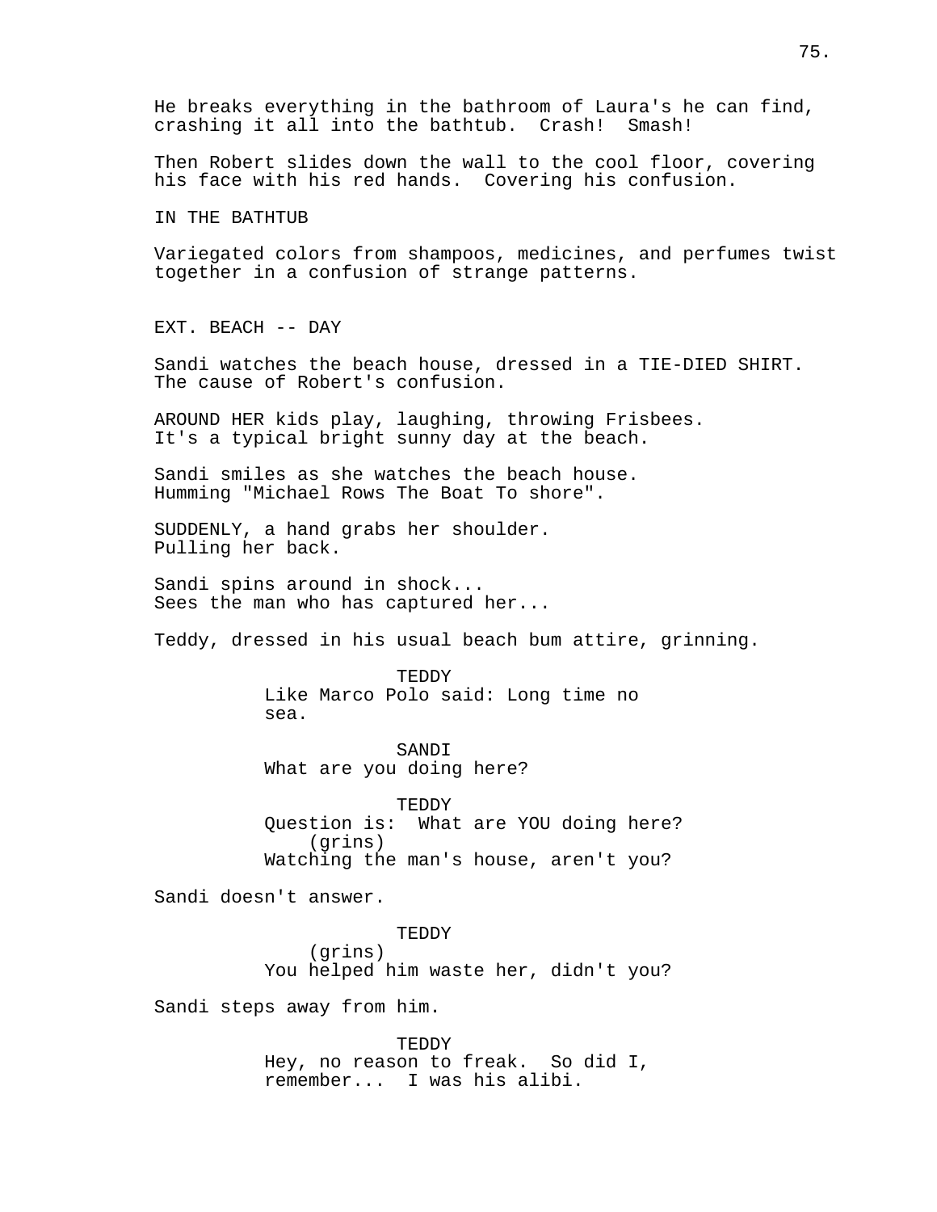He breaks everything in the bathroom of Laura's he can find, crashing it all into the bathtub.  Crash!  Smash!

Then Robert slides down the wall to the cool floor, covering his face with his red hands.  Covering his confusion.

IN THE BATHTUB

Variegated colors from shampoos, medicines, and perfumes twist together in a confusion of strange patterns.

EXT. BEACH -- DAY

Sandi watches the beach house, dressed in a TIE-DIED SHIRT. The cause of Robert's confusion.

AROUND HER kids play, laughing, throwing Frisbees. It's a typical bright sunny day at the beach.

Sandi smiles as she watches the beach house. Humming "Michael Rows The Boat To shore".

SUDDENLY, a hand grabs her shoulder. Pulling her back.

Sandi spins around in shock... Sees the man who has captured her...

Teddy, dressed in his usual beach bum attire, grinning.

TEDDY
Like Marco Polo said: Long time no sea.

SANDI
What are you doing here?

TEDDY
Question is:  What are YOU doing here?
(grins)
Watching the man's house, aren't you?

Sandi doesn't answer.

TEDDY
(grins)
You helped him waste her, didn't you?

Sandi steps away from him.

TEDDY
Hey, no reason to freak.  So did I, remember...  I was his alibi.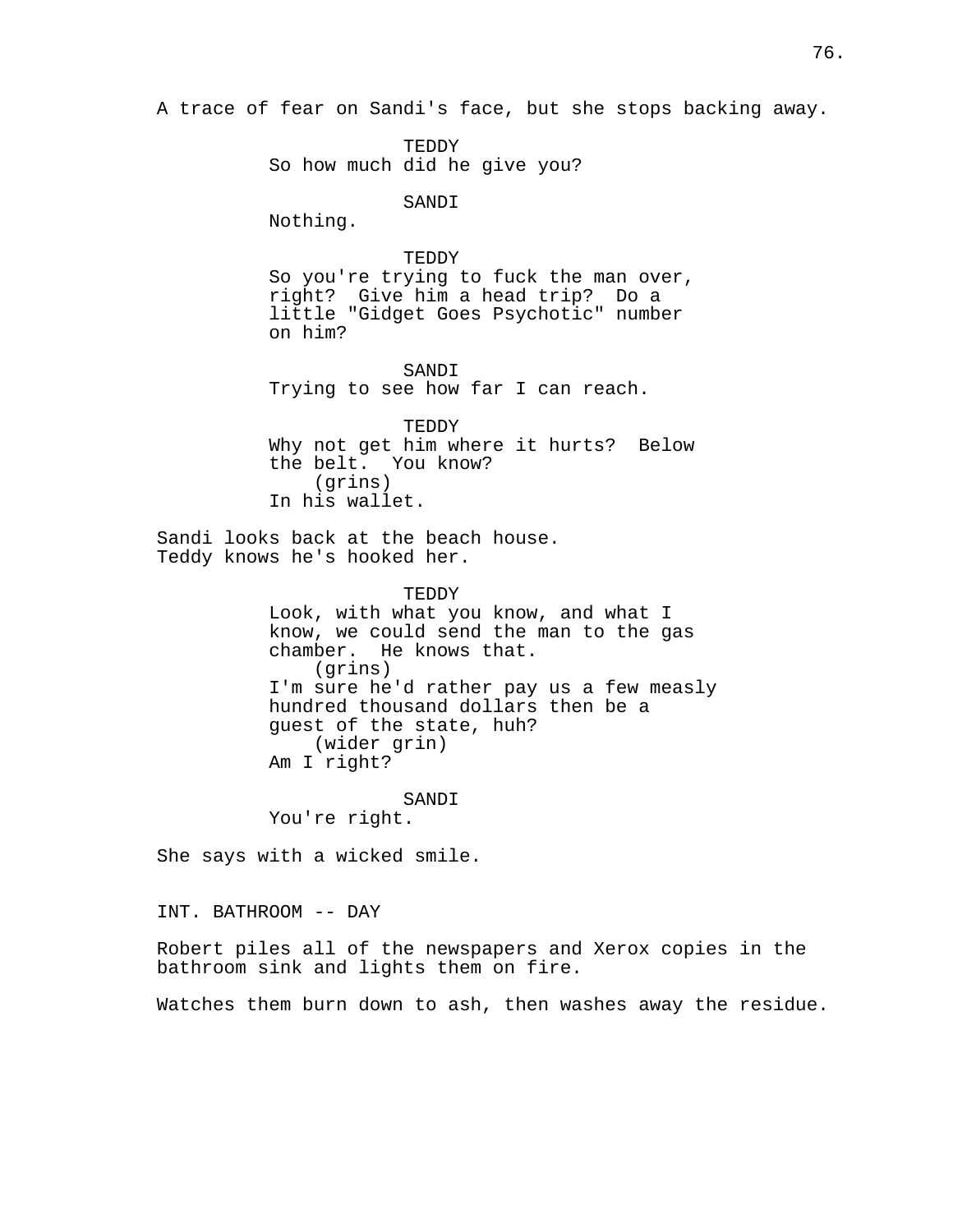A trace of fear on Sandi's face, but she stops backing away.

TEDDY
So how much did he give you?

SANDI
Nothing.

TEDDY
So you're trying to fuck the man over, right? Give him a head trip? Do a little "Gidget Goes Psychotic" number on him?

SANDI
Trying to see how far I can reach.

TEDDY
Why not get him where it hurts? Below the belt. You know?
(grins)
In his wallet.

Sandi looks back at the beach house.
Teddy knows he's hooked her.

TEDDY
Look, with what you know, and what I know, we could send the man to the gas chamber. He knows that.
(grins)
I'm sure he'd rather pay us a few measly hundred thousand dollars then be a guest of the state, huh?
(wider grin)
Am I right?

SANDI
You're right.

She says with a wicked smile.

INT. BATHROOM -- DAY

Robert piles all of the newspapers and Xerox copies in the bathroom sink and lights them on fire.

Watches them burn down to ash, then washes away the residue.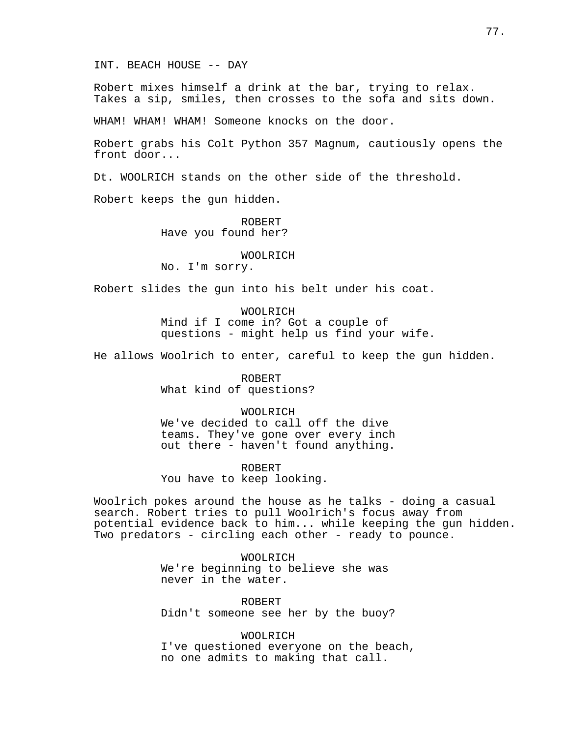INT. BEACH HOUSE -- DAY

Robert mixes himself a drink at the bar, trying to relax. Takes a sip, smiles, then crosses to the sofa and sits down.

WHAM! WHAM! WHAM! Someone knocks on the door.

Robert grabs his Colt Python 357 Magnum, cautiously opens the front door...

Dt. WOOLRICH stands on the other side of the threshold.

Robert keeps the gun hidden.

ROBERT
Have you found her?

WOOLRICH
No. I'm sorry.

Robert slides the gun into his belt under his coat.

WOOLRICH
Mind if I come in? Got a couple of questions - might help us find your wife.

He allows Woolrich to enter, careful to keep the gun hidden.

ROBERT
What kind of questions?

WOOLRICH
We've decided to call off the dive teams. They've gone over every inch out there - haven't found anything.

ROBERT
You have to keep looking.

Woolrich pokes around the house as he talks - doing a casual search. Robert tries to pull Woolrich's focus away from potential evidence back to him... while keeping the gun hidden. Two predators - circling each other - ready to pounce.

WOOLRICH
We're beginning to believe she was never in the water.

ROBERT
Didn't someone see her by the buoy?

WOOLRICH
I've questioned everyone on the beach, no one admits to making that call.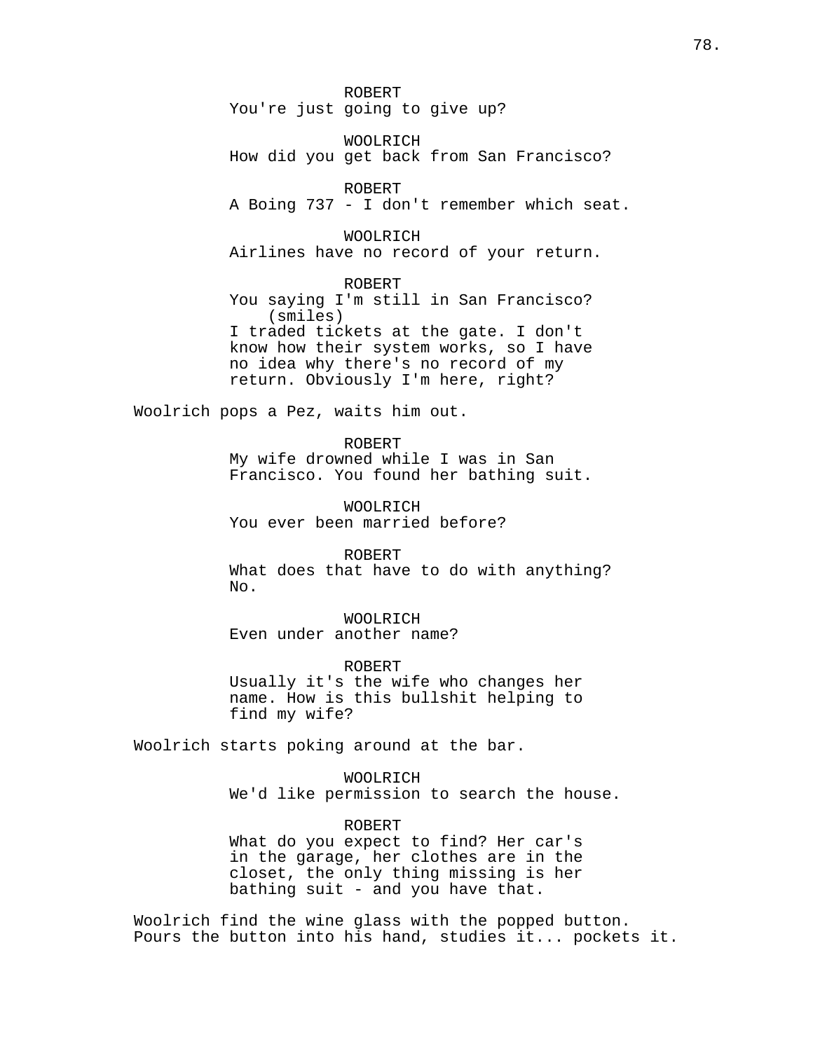ROBERT
You're just going to give up?

WOOLRICH
How did you get back from San Francisco?

ROBERT
A Boing 737 - I don't remember which seat.

WOOLRICH
Airlines have no record of your return.

ROBERT
You saying I'm still in San Francisco?
(smiles)
I traded tickets at the gate. I don't know how their system works, so I have no idea why there's no record of my return. Obviously I'm here, right?

Woolrich pops a Pez, waits him out.

ROBERT
My wife drowned while I was in San Francisco. You found her bathing suit.

WOOLRICH
You ever been married before?

ROBERT
What does that have to do with anything? No.

WOOLRICH
Even under another name?

ROBERT
Usually it's the wife who changes her name. How is this bullshit helping to find my wife?

Woolrich starts poking around at the bar.

WOOLRICH
We'd like permission to search the house.

ROBERT
What do you expect to find? Her car's in the garage, her clothes are in the closet, the only thing missing is her bathing suit - and you have that.

Woolrich find the wine glass with the popped button. Pours the button into his hand, studies it... pockets it.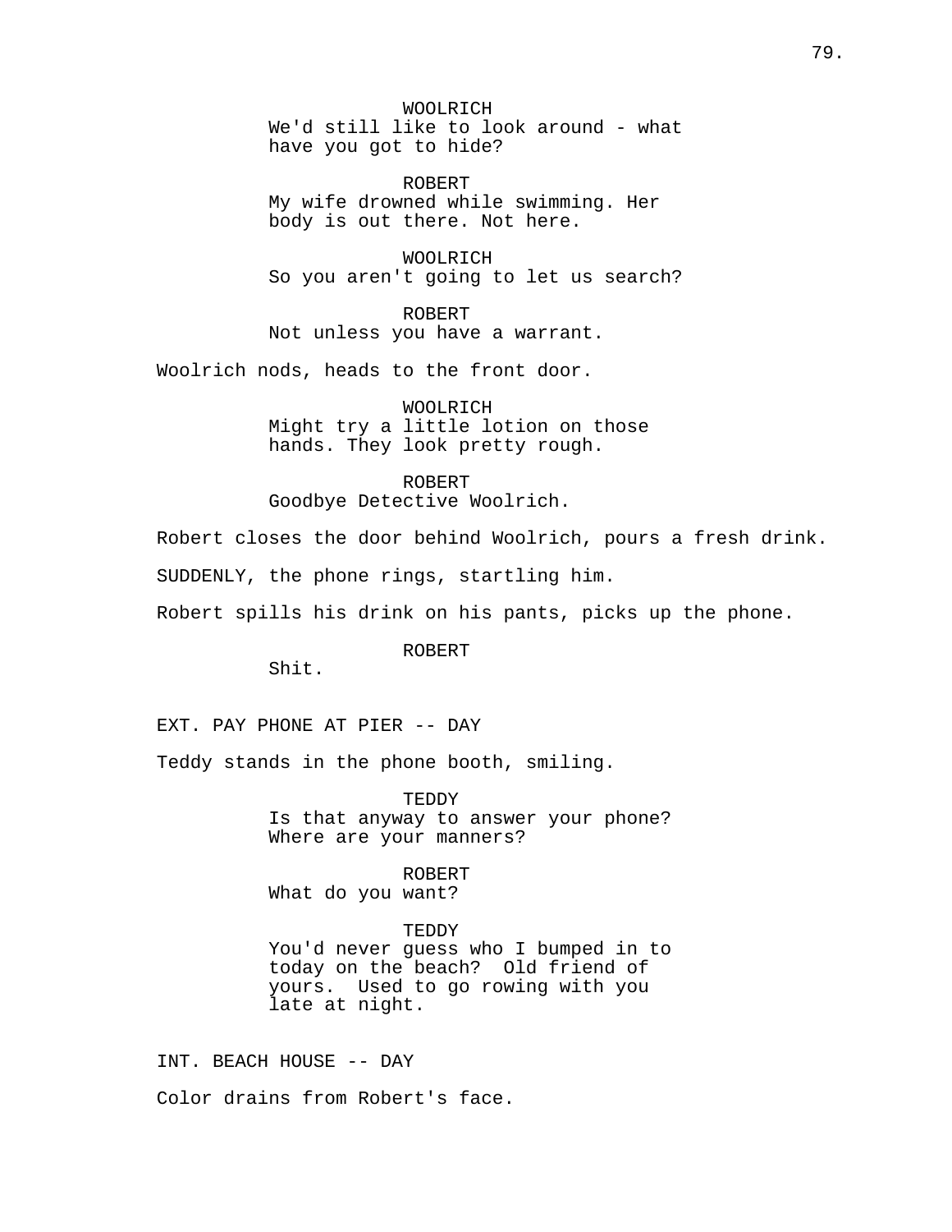WOOLRICH
We'd still like to look around - what have you got to hide?

ROBERT
My wife drowned while swimming. Her body is out there. Not here.

WOOLRICH
So you aren't going to let us search?

ROBERT
Not unless you have a warrant.

Woolrich nods, heads to the front door.

WOOLRICH
Might try a little lotion on those hands. They look pretty rough.

ROBERT
Goodbye Detective Woolrich.

Robert closes the door behind Woolrich, pours a fresh drink.

SUDDENLY, the phone rings, startling him.

Robert spills his drink on his pants, picks up the phone.

ROBERT
Shit.

EXT. PAY PHONE AT PIER -- DAY

Teddy stands in the phone booth, smiling.

TEDDY
Is that anyway to answer your phone? Where are your manners?

ROBERT
What do you want?

TEDDY
You'd never guess who I bumped in to today on the beach? Old friend of yours. Used to go rowing with you late at night.

INT. BEACH HOUSE -- DAY

Color drains from Robert's face.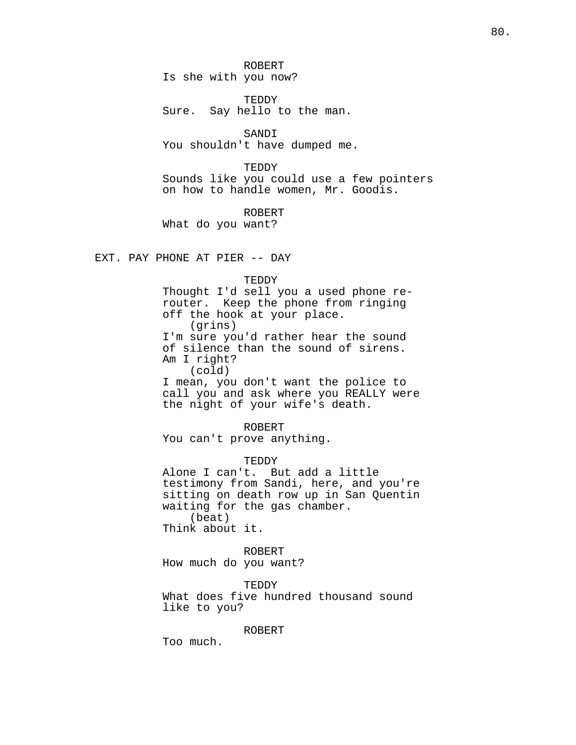ROBERT
Is she with you now?

TEDDY
Sure.  Say hello to the man.

SANDI
You shouldn't have dumped me.

TEDDY
Sounds like you could use a few pointers on how to handle women, Mr. Goodis.

ROBERT
What do you want?

EXT. PAY PHONE AT PIER -- DAY

TEDDY
Thought I'd sell you a used phone re-router.  Keep the phone from ringing off the hook at your place.
(grins)
I'm sure you'd rather hear the sound of silence than the sound of sirens.
Am I right?
(cold)
I mean, you don't want the police to call you and ask where you REALLY were the night of your wife's death.

ROBERT
You can't prove anything.

TEDDY
Alone I can't.  But add a little testimony from Sandi, here, and you're sitting on death row up in San Quentin waiting for the gas chamber.
(beat)
Think about it.

ROBERT
How much do you want?

TEDDY
What does five hundred thousand sound like to you?

ROBERT
Too much.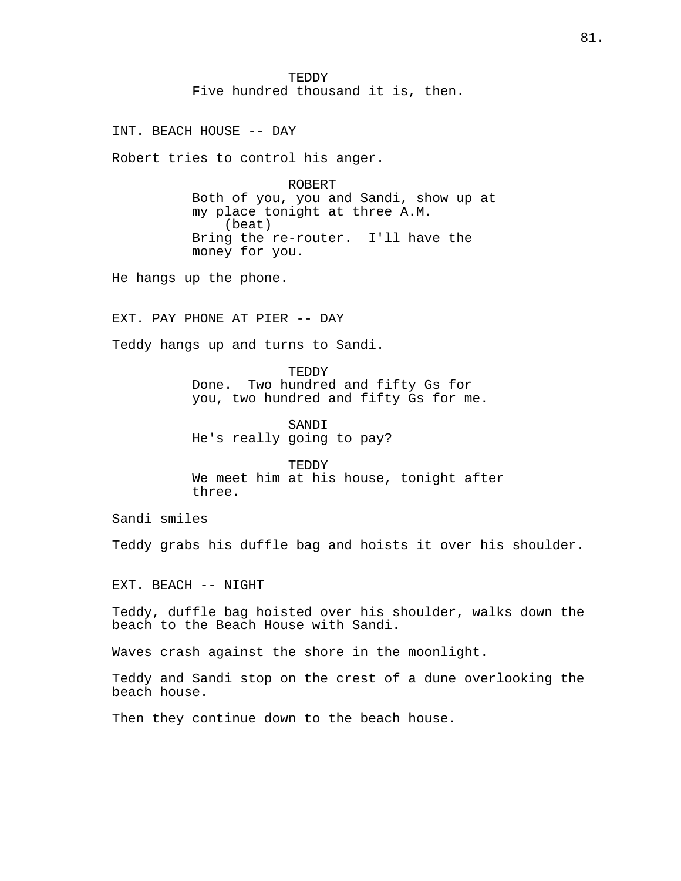TEDDY
Five hundred thousand it is, then.

INT. BEACH HOUSE -- DAY

Robert tries to control his anger.

ROBERT
Both of you, you and Sandi, show up at my place tonight at three A.M.
(beat)
Bring the re-router. I'll have the money for you.

He hangs up the phone.

EXT. PAY PHONE AT PIER -- DAY

Teddy hangs up and turns to Sandi.

TEDDY
Done. Two hundred and fifty Gs for you, two hundred and fifty Gs for me.

SANDI
He's really going to pay?

TEDDY
We meet him at his house, tonight after three.

Sandi smiles

Teddy grabs his duffle bag and hoists it over his shoulder.

EXT. BEACH -- NIGHT

Teddy, duffle bag hoisted over his shoulder, walks down the beach to the Beach House with Sandi.

Waves crash against the shore in the moonlight.

Teddy and Sandi stop on the crest of a dune overlooking the beach house.

Then they continue down to the beach house.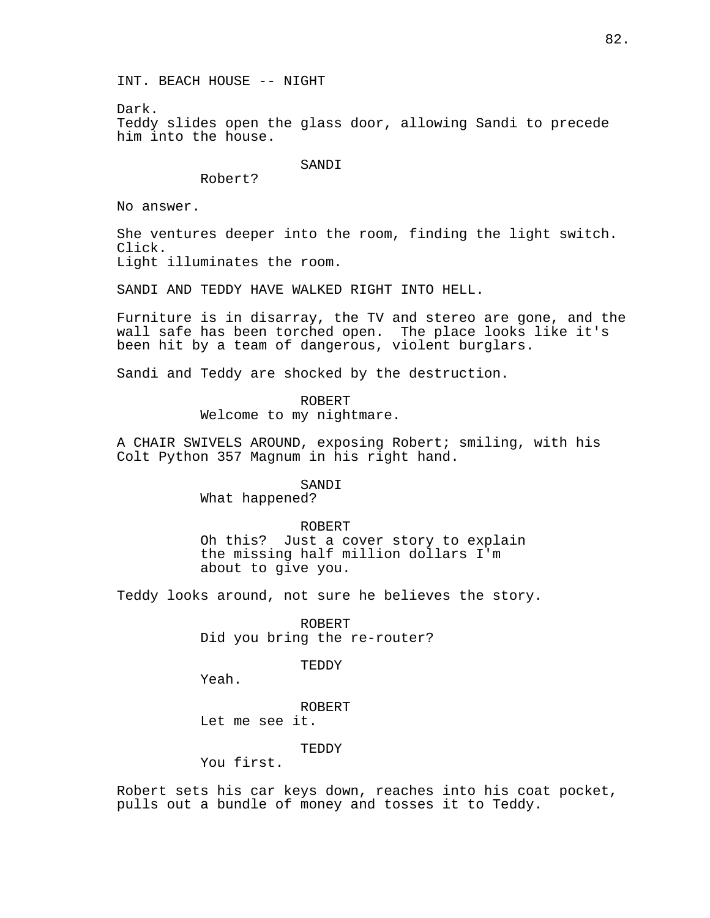INT. BEACH HOUSE -- NIGHT

Dark.
Teddy slides open the glass door, allowing Sandi to precede him into the house.

SANDI
Robert?

No answer.

She ventures deeper into the room, finding the light switch.
Click.
Light illuminates the room.

SANDI AND TEDDY HAVE WALKED RIGHT INTO HELL.

Furniture is in disarray, the TV and stereo are gone, and the wall safe has been torched open. The place looks like it's been hit by a team of dangerous, violent burglars.

Sandi and Teddy are shocked by the destruction.

ROBERT
Welcome to my nightmare.

A CHAIR SWIVELS AROUND, exposing Robert; smiling, with his Colt Python 357 Magnum in his right hand.

SANDI
What happened?

ROBERT
Oh this? Just a cover story to explain the missing half million dollars I'm about to give you.

Teddy looks around, not sure he believes the story.

ROBERT
Did you bring the re-router?

TEDDY
Yeah.

ROBERT
Let me see it.

TEDDY
You first.

Robert sets his car keys down, reaches into his coat pocket, pulls out a bundle of money and tosses it to Teddy.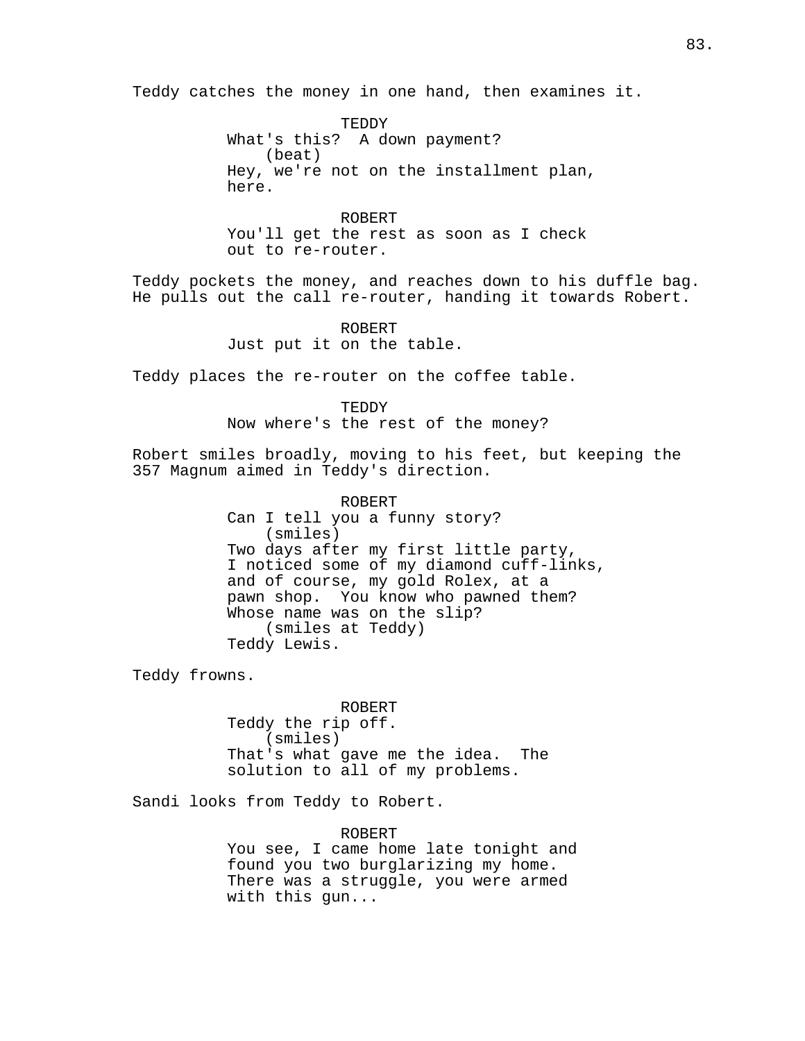Teddy catches the money in one hand, then examines it.

TEDDY
What's this?  A down payment?
(beat)
Hey, we're not on the installment plan, here.

ROBERT
You'll get the rest as soon as I check out to re-router.

Teddy pockets the money, and reaches down to his duffle bag. He pulls out the call re-router, handing it towards Robert.

ROBERT
Just put it on the table.

Teddy places the re-router on the coffee table.

TEDDY
Now where's the rest of the money?

Robert smiles broadly, moving to his feet, but keeping the 357 Magnum aimed in Teddy's direction.

ROBERT
Can I tell you a funny story?
(smiles)
Two days after my first little party, I noticed some of my diamond cuff-links, and of course, my gold Rolex, at a pawn shop.  You know who pawned them? Whose name was on the slip?
(smiles at Teddy)
Teddy Lewis.

Teddy frowns.

ROBERT
Teddy the rip off.
(smiles)
That's what gave me the idea.  The solution to all of my problems.

Sandi looks from Teddy to Robert.

ROBERT
You see, I came home late tonight and found you two burglarizing my home. There was a struggle, you were armed with this gun...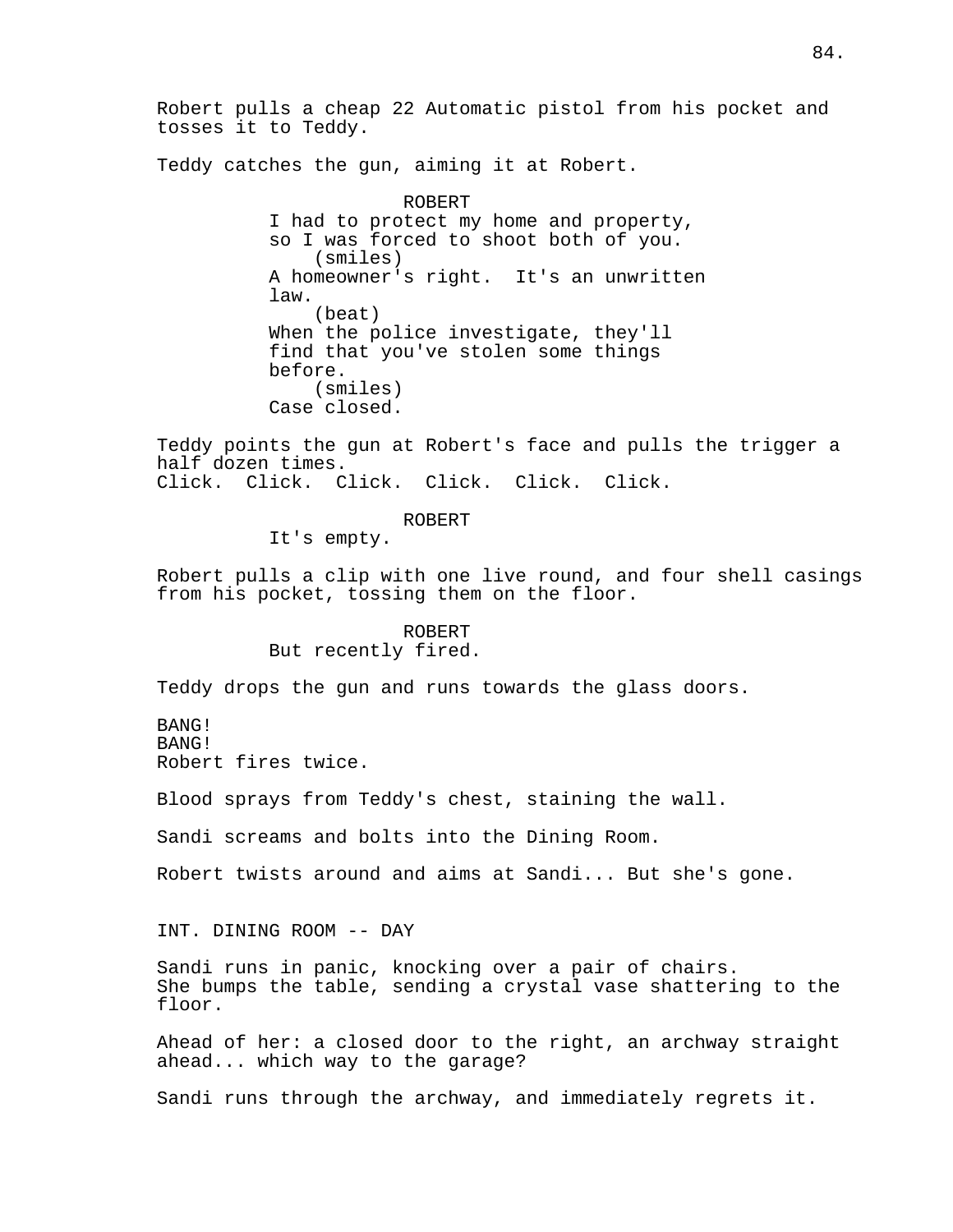Robert pulls a cheap 22 Automatic pistol from his pocket and tosses it to Teddy.

Teddy catches the gun, aiming it at Robert.

ROBERT
I had to protect my home and property, so I was forced to shoot both of you.
(smiles)
A homeowner's right. It's an unwritten law.
(beat)
When the police investigate, they'll find that you've stolen some things before.
(smiles)
Case closed.

Teddy points the gun at Robert's face and pulls the trigger a half dozen times.
Click. Click. Click. Click. Click. Click.

ROBERT
It's empty.

Robert pulls a clip with one live round, and four shell casings from his pocket, tossing them on the floor.

ROBERT
But recently fired.

Teddy drops the gun and runs towards the glass doors.

BANG!
BANG!
Robert fires twice.

Blood sprays from Teddy's chest, staining the wall.

Sandi screams and bolts into the Dining Room.

Robert twists around and aims at Sandi... But she's gone.

INT. DINING ROOM -- DAY

Sandi runs in panic, knocking over a pair of chairs.
She bumps the table, sending a crystal vase shattering to the floor.

Ahead of her: a closed door to the right, an archway straight ahead... which way to the garage?

Sandi runs through the archway, and immediately regrets it.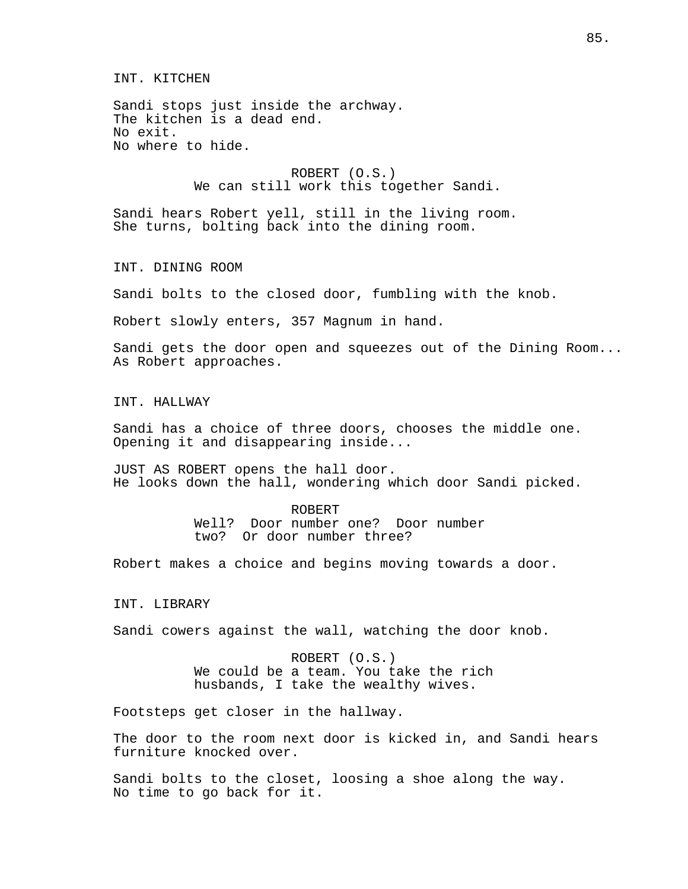INT. KITCHEN

Sandi stops just inside the archway.
The kitchen is a dead end.
No exit.
No where to hide.

ROBERT (O.S.)
We can still work this together Sandi.

Sandi hears Robert yell, still in the living room.
She turns, bolting back into the dining room.

INT. DINING ROOM

Sandi bolts to the closed door, fumbling with the knob.

Robert slowly enters, 357 Magnum in hand.

Sandi gets the door open and squeezes out of the Dining Room...
As Robert approaches.

INT. HALLWAY

Sandi has a choice of three doors, chooses the middle one.
Opening it and disappearing inside...

JUST AS ROBERT opens the hall door.
He looks down the hall, wondering which door Sandi picked.

ROBERT
Well? Door number one? Door number two? Or door number three?

Robert makes a choice and begins moving towards a door.

INT. LIBRARY

Sandi cowers against the wall, watching the door knob.

ROBERT (O.S.)
We could be a team. You take the rich husbands, I take the wealthy wives.

Footsteps get closer in the hallway.

The door to the room next door is kicked in, and Sandi hears furniture knocked over.

Sandi bolts to the closet, loosing a shoe along the way.
No time to go back for it.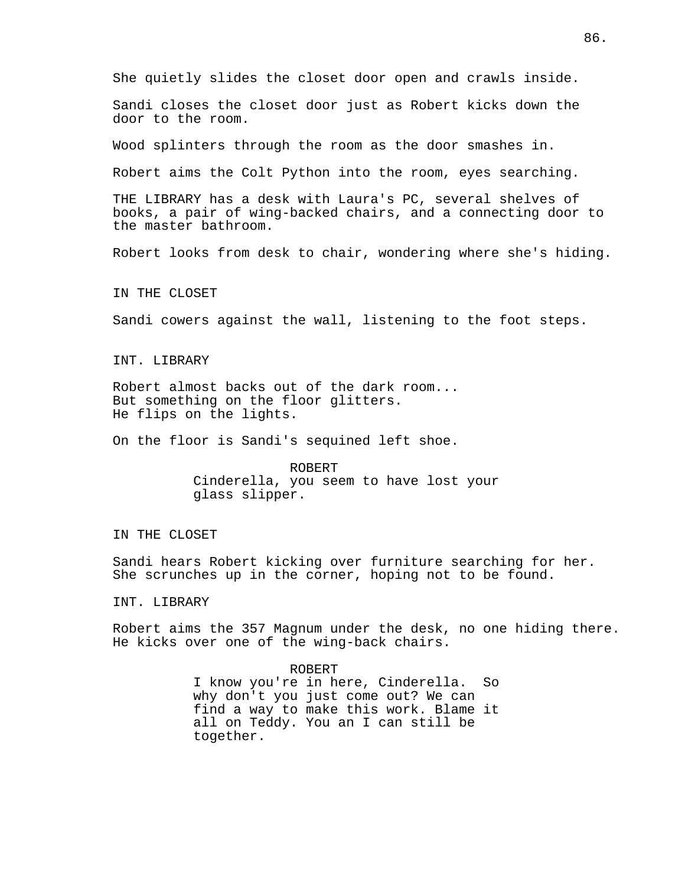She quietly slides the closet door open and crawls inside.

Sandi closes the closet door just as Robert kicks down the door to the room.

Wood splinters through the room as the door smashes in.

Robert aims the Colt Python into the room, eyes searching.

THE LIBRARY has a desk with Laura's PC, several shelves of books, a pair of wing-backed chairs, and a connecting door to the master bathroom.

Robert looks from desk to chair, wondering where she's hiding.

IN THE CLOSET

Sandi cowers against the wall, listening to the foot steps.

INT. LIBRARY

Robert almost backs out of the dark room...
But something on the floor glitters.
He flips on the lights.

On the floor is Sandi's sequined left shoe.

ROBERT
Cinderella, you seem to have lost your glass slipper.

IN THE CLOSET

Sandi hears Robert kicking over furniture searching for her.
She scrunches up in the corner, hoping not to be found.

INT. LIBRARY

Robert aims the 357 Magnum under the desk, no one hiding there.
He kicks over one of the wing-back chairs.

ROBERT
I know you're in here, Cinderella. So why don't you just come out? We can find a way to make this work. Blame it all on Teddy. You an I can still be together.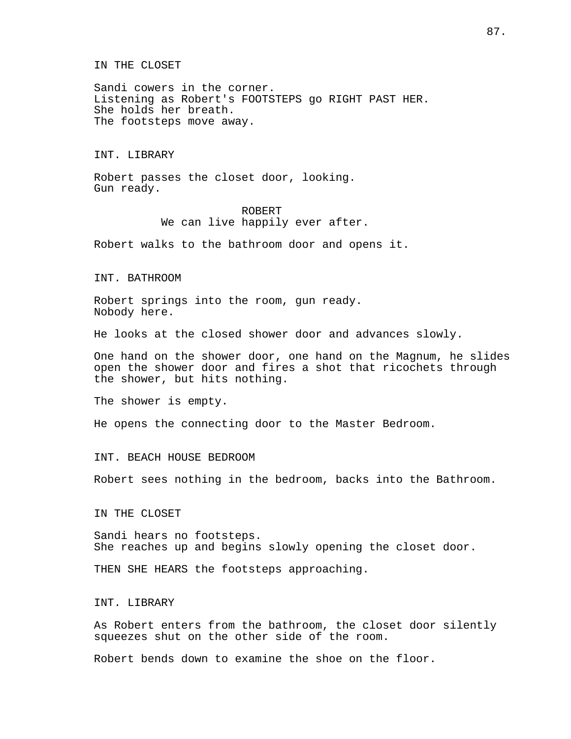IN THE CLOSET

Sandi cowers in the corner.
Listening as Robert's FOOTSTEPS go RIGHT PAST HER.
She holds her breath.
The footsteps move away.

INT. LIBRARY

Robert passes the closet door, looking.
Gun ready.

ROBERT
We can live happily ever after.

Robert walks to the bathroom door and opens it.

INT. BATHROOM

Robert springs into the room, gun ready.
Nobody here.

He looks at the closed shower door and advances slowly.

One hand on the shower door, one hand on the Magnum, he slides open the shower door and fires a shot that ricochets through the shower, but hits nothing.

The shower is empty.

He opens the connecting door to the Master Bedroom.

INT. BEACH HOUSE BEDROOM

Robert sees nothing in the bedroom, backs into the Bathroom.

IN THE CLOSET

Sandi hears no footsteps.
She reaches up and begins slowly opening the closet door.

THEN SHE HEARS the footsteps approaching.

INT. LIBRARY

As Robert enters from the bathroom, the closet door silently squeezes shut on the other side of the room.

Robert bends down to examine the shoe on the floor.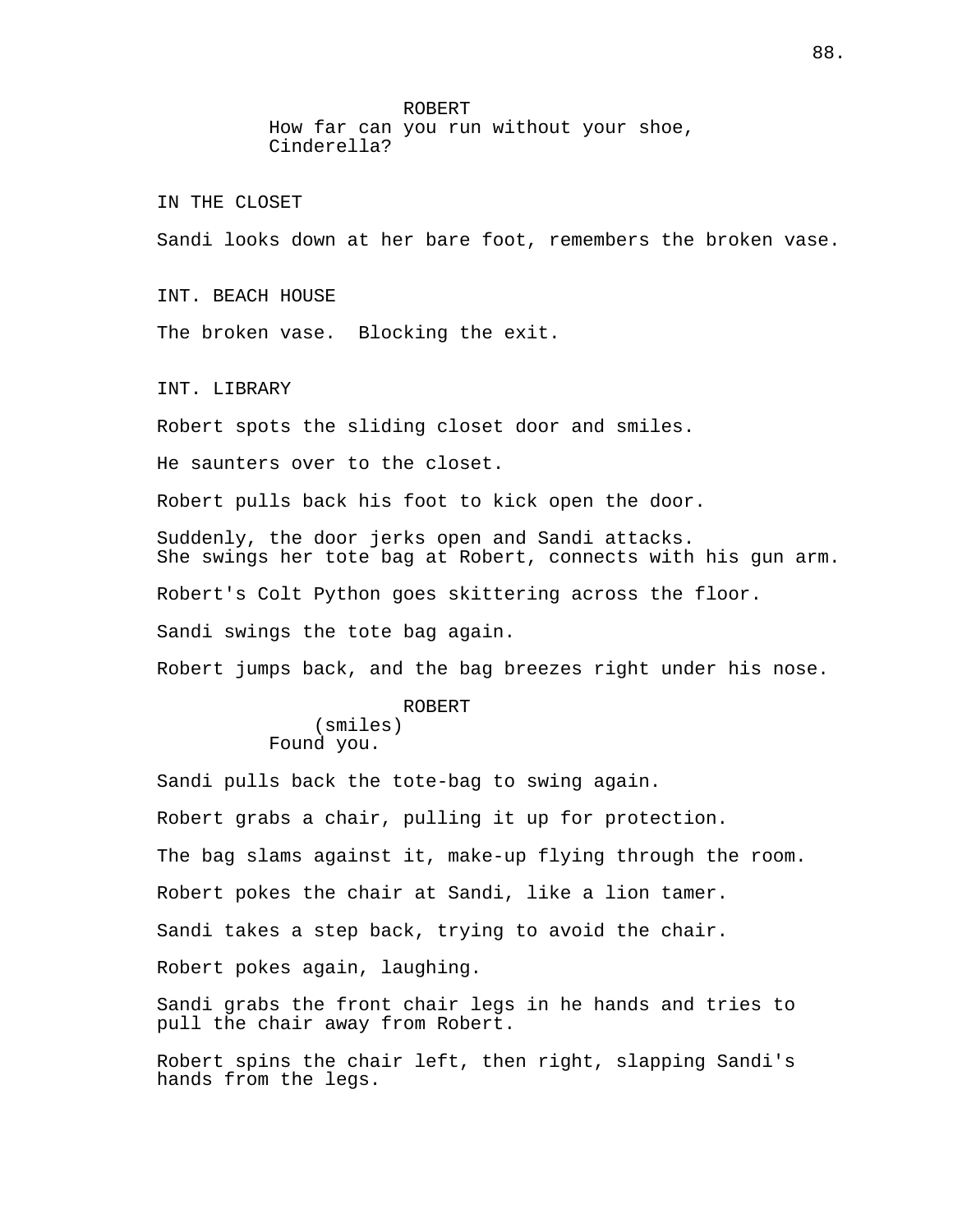ROBERT
How far can you run without your shoe, Cinderella?

IN THE CLOSET

Sandi looks down at her bare foot, remembers the broken vase.

INT. BEACH HOUSE

The broken vase.  Blocking the exit.

INT. LIBRARY

Robert spots the sliding closet door and smiles.

He saunters over to the closet.

Robert pulls back his foot to kick open the door.

Suddenly, the door jerks open and Sandi attacks.
She swings her tote bag at Robert, connects with his gun arm.

Robert's Colt Python goes skittering across the floor.

Sandi swings the tote bag again.

Robert jumps back, and the bag breezes right under his nose.

ROBERT
(smiles)
Found you.

Sandi pulls back the tote-bag to swing again.

Robert grabs a chair, pulling it up for protection.

The bag slams against it, make-up flying through the room.

Robert pokes the chair at Sandi, like a lion tamer.

Sandi takes a step back, trying to avoid the chair.

Robert pokes again, laughing.

Sandi grabs the front chair legs in he hands and tries to pull the chair away from Robert.

Robert spins the chair left, then right, slapping Sandi's hands from the legs.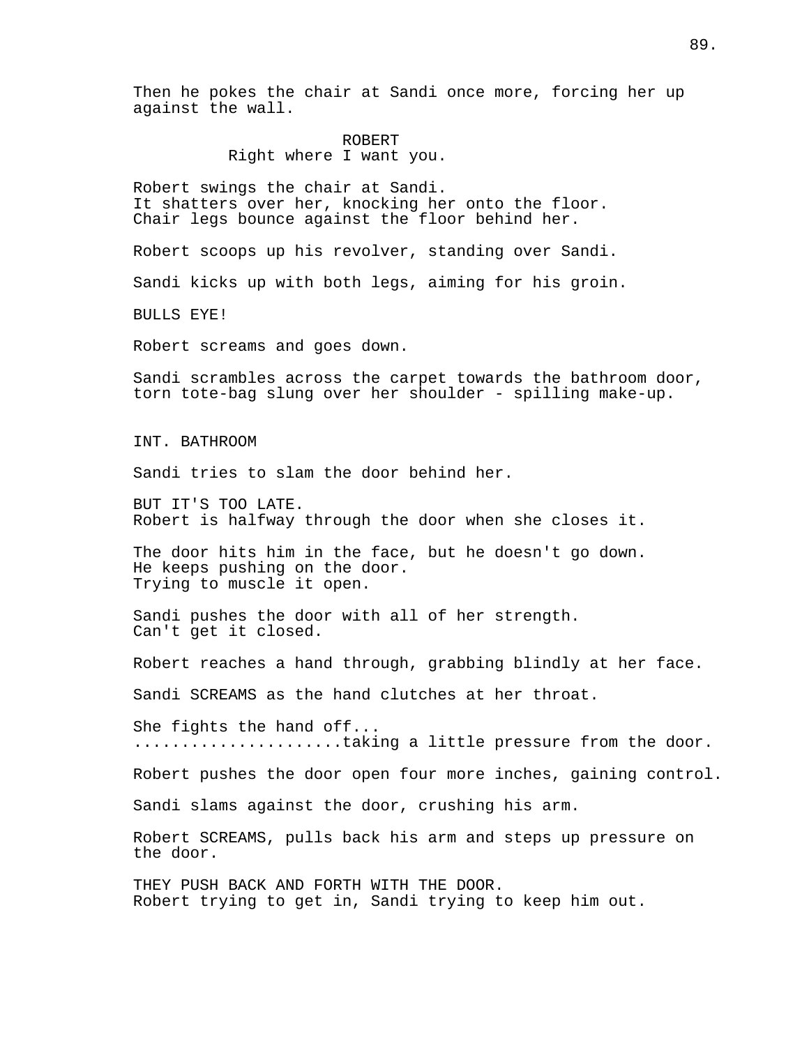Then he pokes the chair at Sandi once more, forcing her up against the wall.

ROBERT
Right where I want you.

Robert swings the chair at Sandi.
It shatters over her, knocking her onto the floor.
Chair legs bounce against the floor behind her.

Robert scoops up his revolver, standing over Sandi.

Sandi kicks up with both legs, aiming for his groin.

BULLS EYE!

Robert screams and goes down.

Sandi scrambles across the carpet towards the bathroom door, torn tote-bag slung over her shoulder - spilling make-up.

INT. BATHROOM

Sandi tries to slam the door behind her.

BUT IT'S TOO LATE.
Robert is halfway through the door when she closes it.

The door hits him in the face, but he doesn't go down.
He keeps pushing on the door.
Trying to muscle it open.

Sandi pushes the door with all of her strength.
Can't get it closed.

Robert reaches a hand through, grabbing blindly at her face.

Sandi SCREAMS as the hand clutches at her throat.

She fights the hand off...
.....................taking a little pressure from the door.

Robert pushes the door open four more inches, gaining control.

Sandi slams against the door, crushing his arm.

Robert SCREAMS, pulls back his arm and steps up pressure on the door.

THEY PUSH BACK AND FORTH WITH THE DOOR.
Robert trying to get in, Sandi trying to keep him out.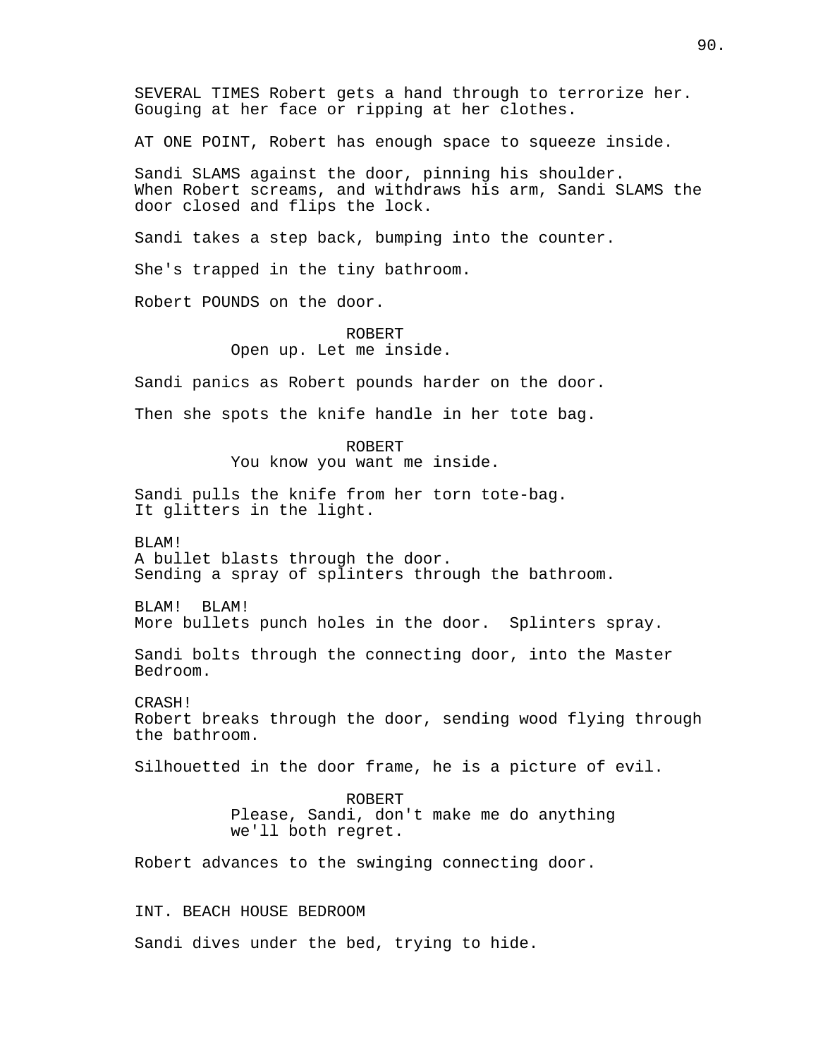SEVERAL TIMES Robert gets a hand through to terrorize her. Gouging at her face or ripping at her clothes.

AT ONE POINT, Robert has enough space to squeeze inside.

Sandi SLAMS against the door, pinning his shoulder. When Robert screams, and withdraws his arm, Sandi SLAMS the door closed and flips the lock.

Sandi takes a step back, bumping into the counter.

She's trapped in the tiny bathroom.

Robert POUNDS on the door.

ROBERT
Open up. Let me inside.

Sandi panics as Robert pounds harder on the door.

Then she spots the knife handle in her tote bag.

ROBERT
You know you want me inside.

Sandi pulls the knife from her torn tote-bag. It glitters in the light.

BLAM!
A bullet blasts through the door.
Sending a spray of splinters through the bathroom.

BLAM! BLAM!
More bullets punch holes in the door. Splinters spray.

Sandi bolts through the connecting door, into the Master Bedroom.

CRASH!
Robert breaks through the door, sending wood flying through the bathroom.

Silhouetted in the door frame, he is a picture of evil.

ROBERT
Please, Sandi, don't make me do anything we'll both regret.

Robert advances to the swinging connecting door.

INT. BEACH HOUSE BEDROOM

Sandi dives under the bed, trying to hide.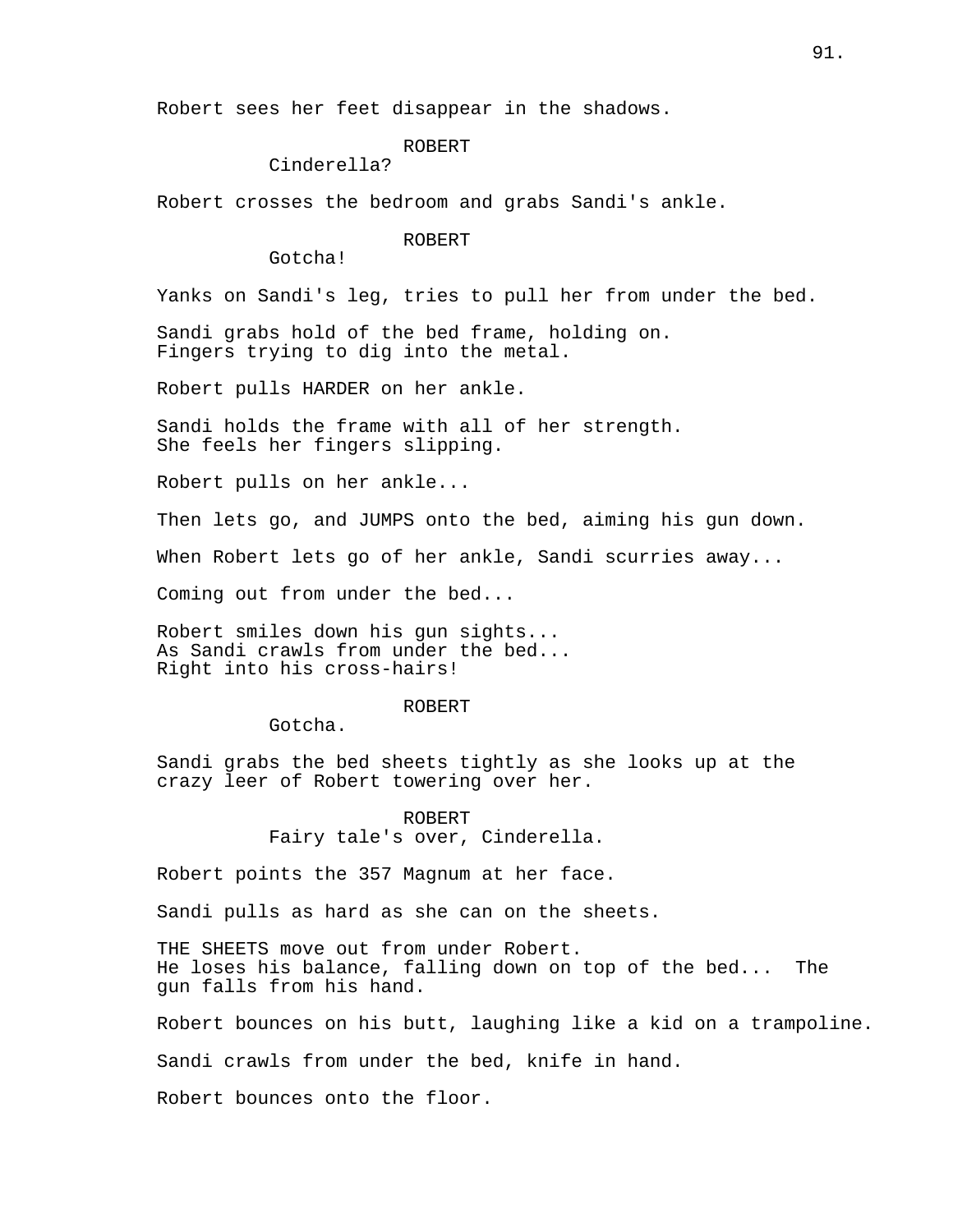Robert sees her feet disappear in the shadows.

ROBERT
Cinderella?

Robert crosses the bedroom and grabs Sandi's ankle.

ROBERT
Gotcha!

Yanks on Sandi's leg, tries to pull her from under the bed.

Sandi grabs hold of the bed frame, holding on.
Fingers trying to dig into the metal.

Robert pulls HARDER on her ankle.

Sandi holds the frame with all of her strength.
She feels her fingers slipping.

Robert pulls on her ankle...

Then lets go, and JUMPS onto the bed, aiming his gun down.

When Robert lets go of her ankle, Sandi scurries away...

Coming out from under the bed...

Robert smiles down his gun sights...
As Sandi crawls from under the bed...
Right into his cross-hairs!

ROBERT
Gotcha.

Sandi grabs the bed sheets tightly as she looks up at the crazy leer of Robert towering over her.

ROBERT
Fairy tale's over, Cinderella.

Robert points the 357 Magnum at her face.

Sandi pulls as hard as she can on the sheets.

THE SHEETS move out from under Robert.
He loses his balance, falling down on top of the bed... The gun falls from his hand.

Robert bounces on his butt, laughing like a kid on a trampoline.

Sandi crawls from under the bed, knife in hand.

Robert bounces onto the floor.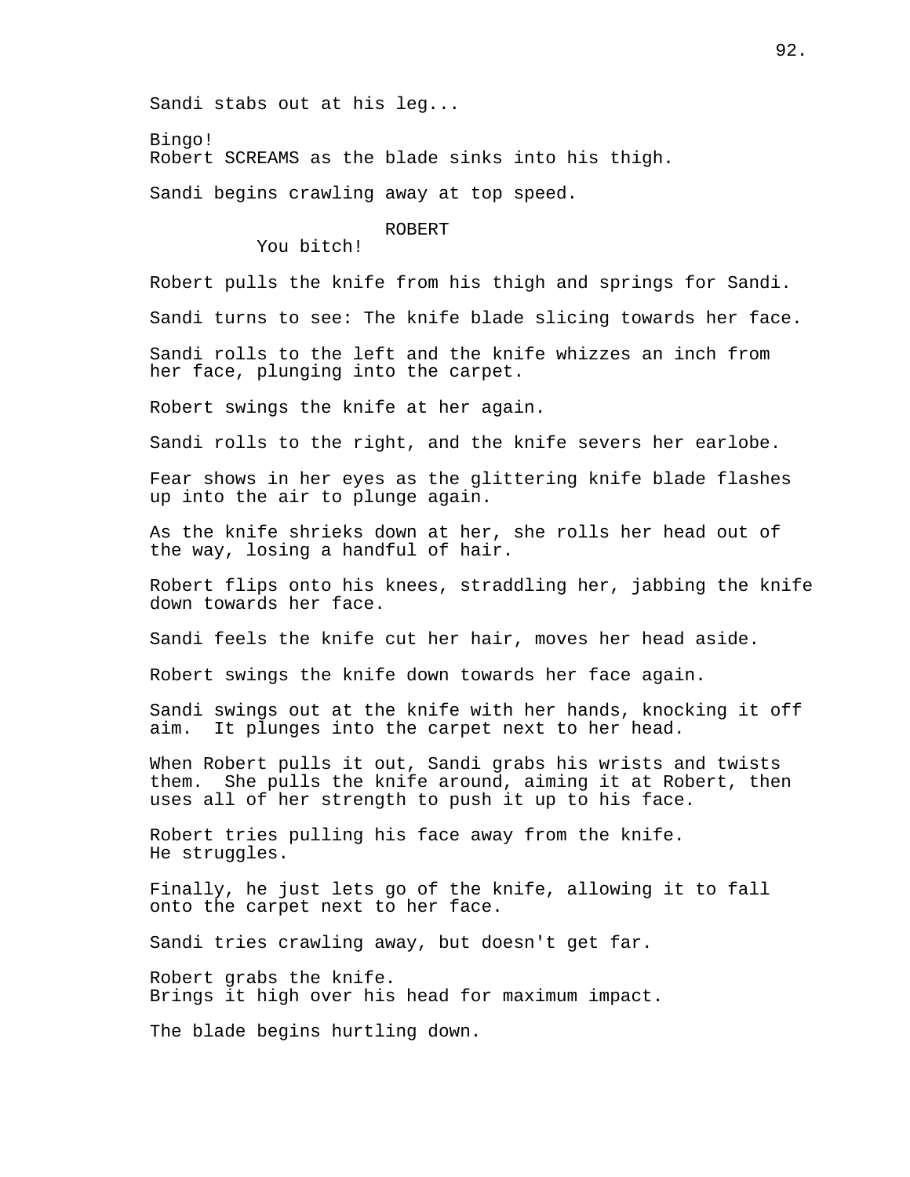Sandi stabs out at his leg...

Bingo!
Robert SCREAMS as the blade sinks into his thigh.

Sandi begins crawling away at top speed.

ROBERT
You bitch!

Robert pulls the knife from his thigh and springs for Sandi.

Sandi turns to see: The knife blade slicing towards her face.

Sandi rolls to the left and the knife whizzes an inch from her face, plunging into the carpet.

Robert swings the knife at her again.

Sandi rolls to the right, and the knife severs her earlobe.

Fear shows in her eyes as the glittering knife blade flashes up into the air to plunge again.

As the knife shrieks down at her, she rolls her head out of the way, losing a handful of hair.

Robert flips onto his knees, straddling her, jabbing the knife down towards her face.

Sandi feels the knife cut her hair, moves her head aside.

Robert swings the knife down towards her face again.

Sandi swings out at the knife with her hands, knocking it off aim. It plunges into the carpet next to her head.

When Robert pulls it out, Sandi grabs his wrists and twists them. She pulls the knife around, aiming it at Robert, then uses all of her strength to push it up to his face.

Robert tries pulling his face away from the knife.
He struggles.

Finally, he just lets go of the knife, allowing it to fall onto the carpet next to her face.

Sandi tries crawling away, but doesn't get far.

Robert grabs the knife.
Brings it high over his head for maximum impact.

The blade begins hurtling down.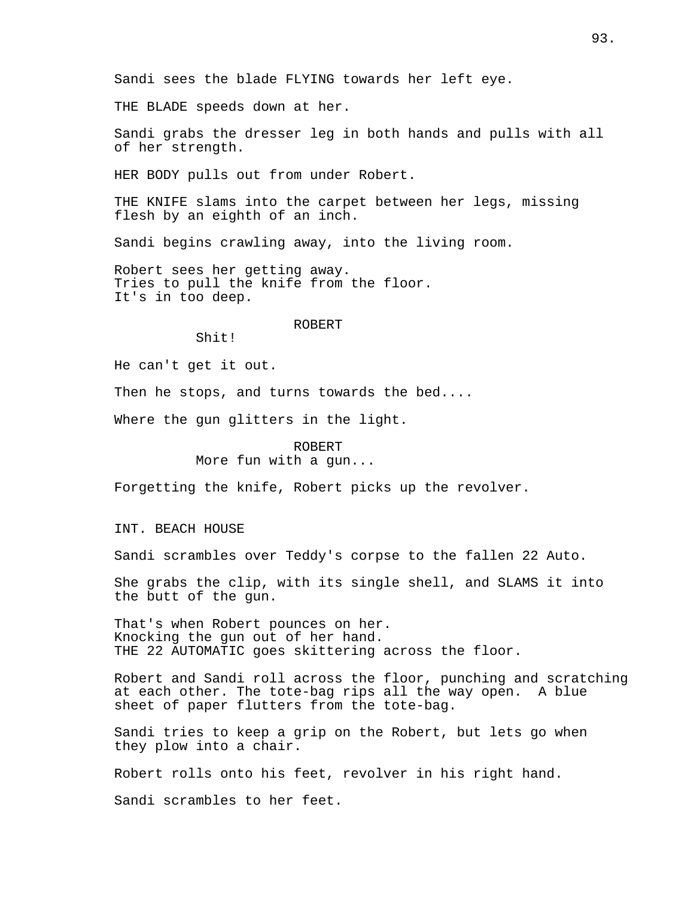Sandi sees the blade FLYING towards her left eye.

THE BLADE speeds down at her.

Sandi grabs the dresser leg in both hands and pulls with all of her strength.

HER BODY pulls out from under Robert.

THE KNIFE slams into the carpet between her legs, missing flesh by an eighth of an inch.

Sandi begins crawling away, into the living room.

Robert sees her getting away.
Tries to pull the knife from the floor.
It's in too deep.

ROBERT
Shit!

He can't get it out.

Then he stops, and turns towards the bed....

Where the gun glitters in the light.

ROBERT
More fun with a gun...

Forgetting the knife, Robert picks up the revolver.

INT. BEACH HOUSE

Sandi scrambles over Teddy's corpse to the fallen 22 Auto.

She grabs the clip, with its single shell, and SLAMS it into the butt of the gun.

That's when Robert pounces on her.
Knocking the gun out of her hand.
THE 22 AUTOMATIC goes skittering across the floor.

Robert and Sandi roll across the floor, punching and scratching at each other. The tote-bag rips all the way open. A blue sheet of paper flutters from the tote-bag.

Sandi tries to keep a grip on the Robert, but lets go when they plow into a chair.

Robert rolls onto his feet, revolver in his right hand.

Sandi scrambles to her feet.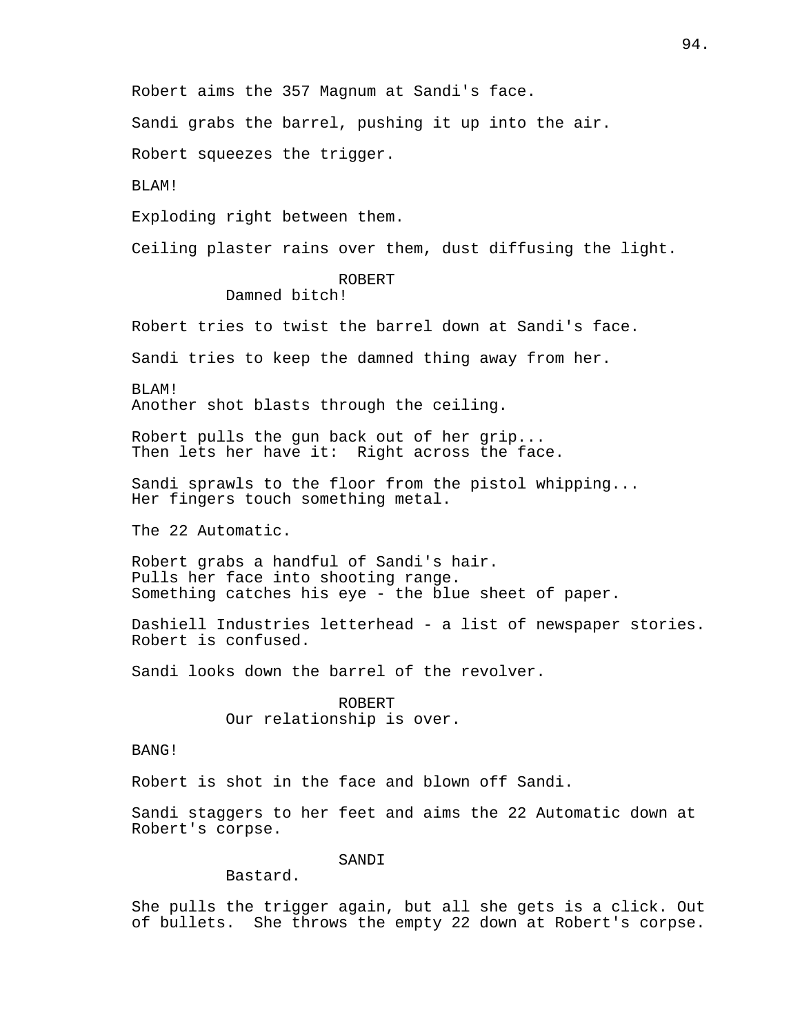Robert aims the 357 Magnum at Sandi's face.

Sandi grabs the barrel, pushing it up into the air.

Robert squeezes the trigger.

BLAM!

Exploding right between them.

Ceiling plaster rains over them, dust diffusing the light.

ROBERT
Damned bitch!

Robert tries to twist the barrel down at Sandi's face.

Sandi tries to keep the damned thing away from her.

BLAM!
Another shot blasts through the ceiling.

Robert pulls the gun back out of her grip...
Then lets her have it:  Right across the face.

Sandi sprawls to the floor from the pistol whipping...
Her fingers touch something metal.

The 22 Automatic.

Robert grabs a handful of Sandi's hair.
Pulls her face into shooting range.
Something catches his eye - the blue sheet of paper.

Dashiell Industries letterhead - a list of newspaper stories.
Robert is confused.

Sandi looks down the barrel of the revolver.

ROBERT
Our relationship is over.

BANG!

Robert is shot in the face and blown off Sandi.

Sandi staggers to her feet and aims the 22 Automatic down at Robert's corpse.

SANDI
Bastard.

She pulls the trigger again, but all she gets is a click. Out of bullets.  She throws the empty 22 down at Robert's corpse.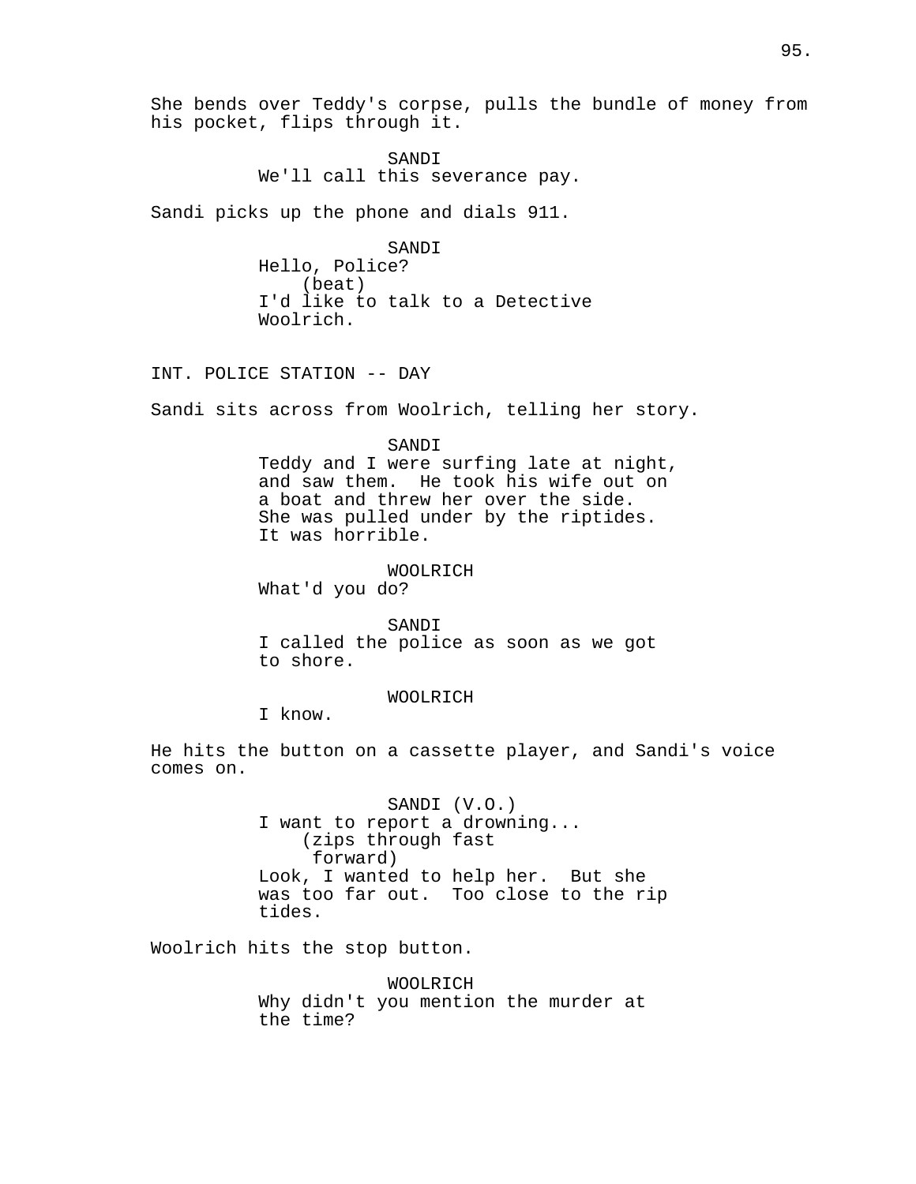She bends over Teddy's corpse, pulls the bundle of money from his pocket, flips through it.

SANDI
We'll call this severance pay.

Sandi picks up the phone and dials 911.

SANDI
Hello, Police?
(beat)
I'd like to talk to a Detective Woolrich.

INT. POLICE STATION -- DAY

Sandi sits across from Woolrich, telling her story.

SANDI
Teddy and I were surfing late at night, and saw them. He took his wife out on a boat and threw her over the side. She was pulled under by the riptides. It was horrible.

WOOLRICH
What'd you do?

SANDI
I called the police as soon as we got to shore.

WOOLRICH
I know.

He hits the button on a cassette player, and Sandi's voice comes on.

SANDI (V.O.)
I want to report a drowning...
(zips through fast forward)
Look, I wanted to help her. But she was too far out. Too close to the rip tides.

Woolrich hits the stop button.

WOOLRICH
Why didn't you mention the murder at the time?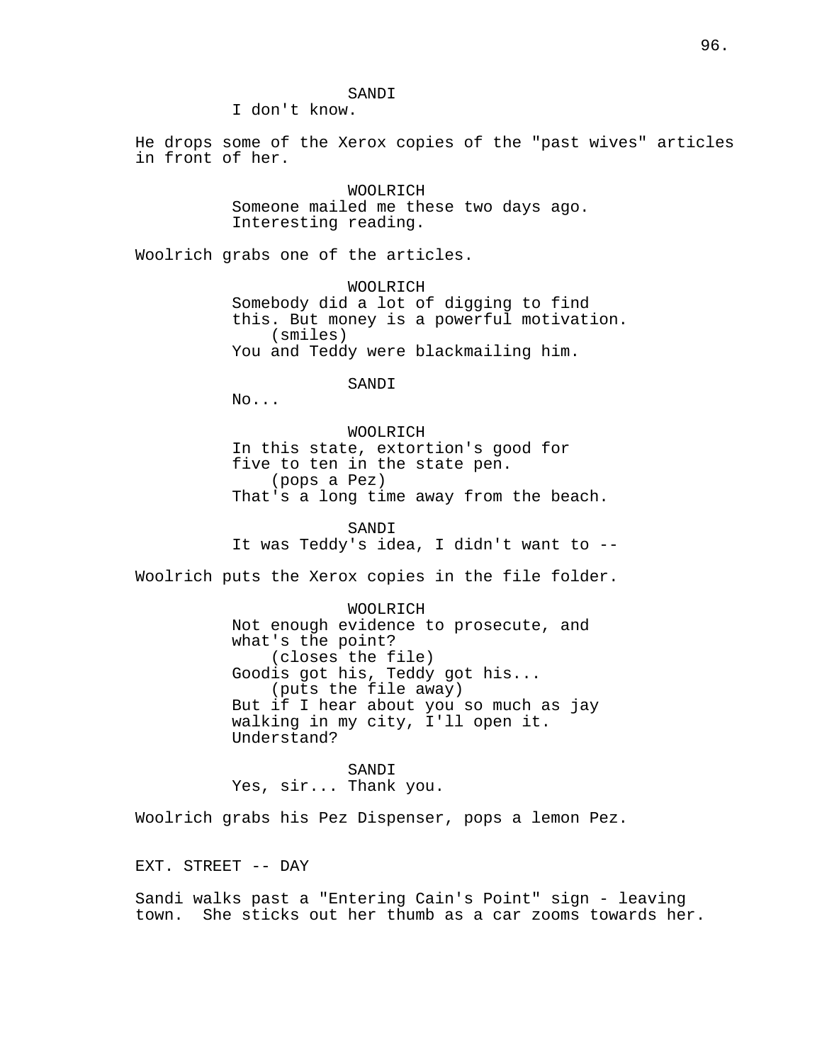SANDI
I don't know.

He drops some of the Xerox copies of the "past wives" articles in front of her.

WOOLRICH
Someone mailed me these two days ago. Interesting reading.

Woolrich grabs one of the articles.

WOOLRICH
Somebody did a lot of digging to find this. But money is a powerful motivation.
(smiles)
You and Teddy were blackmailing him.

SANDI
No...

WOOLRICH
In this state, extortion's good for five to ten in the state pen.
(pops a Pez)
That's a long time away from the beach.

SANDI
It was Teddy's idea, I didn't want to --

Woolrich puts the Xerox copies in the file folder.

WOOLRICH
Not enough evidence to prosecute, and what's the point?
(closes the file)
Goodis got his, Teddy got his...
(puts the file away)
But if I hear about you so much as jay walking in my city, I'll open it. Understand?

SANDI
Yes, sir... Thank you.

Woolrich grabs his Pez Dispenser, pops a lemon Pez.

EXT. STREET -- DAY

Sandi walks past a "Entering Cain's Point" sign - leaving town. She sticks out her thumb as a car zooms towards her.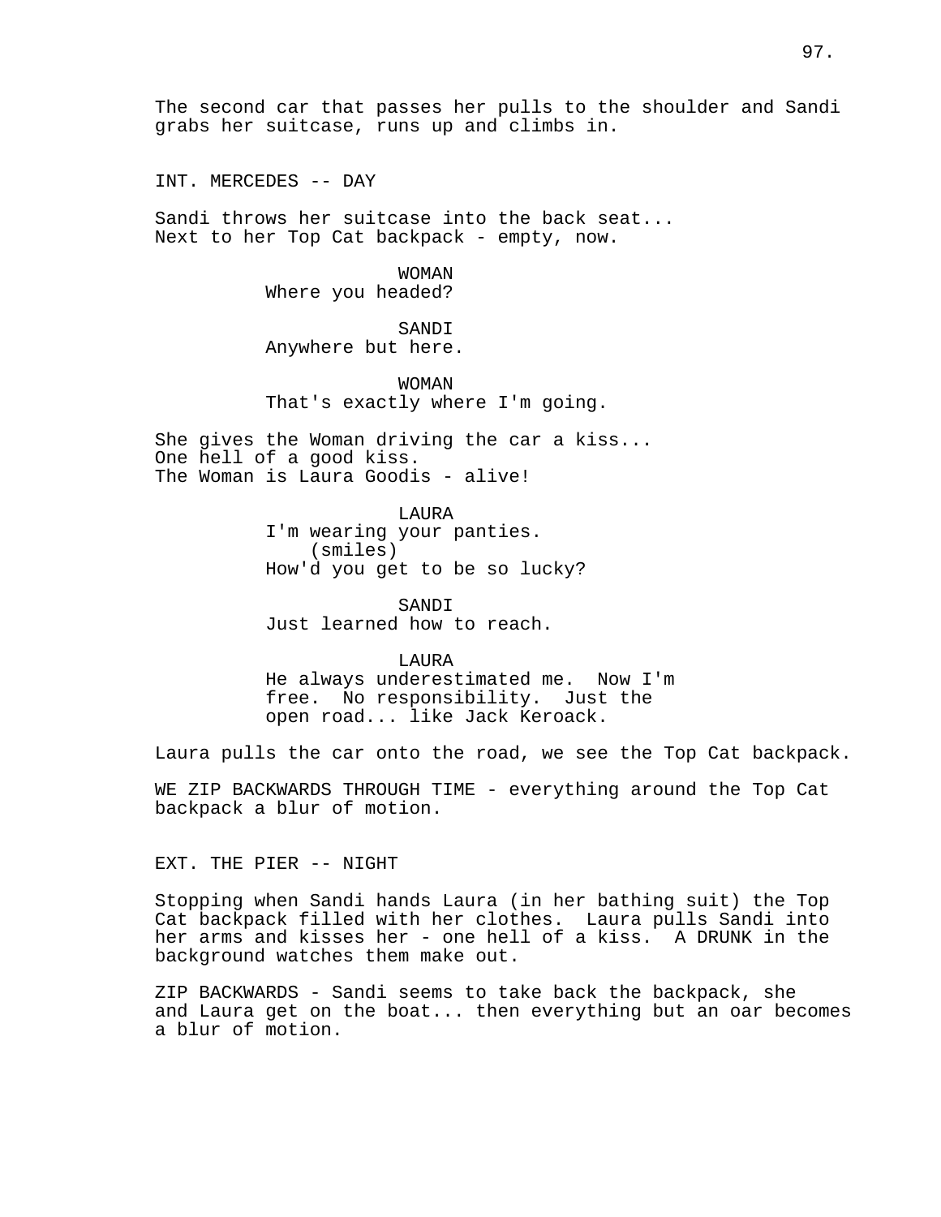The second car that passes her pulls to the shoulder and Sandi grabs her suitcase, runs up and climbs in.

INT. MERCEDES -- DAY

Sandi throws her suitcase into the back seat...
Next to her Top Cat backpack - empty, now.

WOMAN
Where you headed?

SANDI
Anywhere but here.

WOMAN
That's exactly where I'm going.

She gives the Woman driving the car a kiss...
One hell of a good kiss.
The Woman is Laura Goodis - alive!

LAURA
I'm wearing your panties.
(smiles)
How'd you get to be so lucky?

SANDI
Just learned how to reach.

LAURA
He always underestimated me. Now I'm free. No responsibility. Just the open road... like Jack Keroack.

Laura pulls the car onto the road, we see the Top Cat backpack.

WE ZIP BACKWARDS THROUGH TIME - everything around the Top Cat backpack a blur of motion.

EXT. THE PIER -- NIGHT

Stopping when Sandi hands Laura (in her bathing suit) the Top Cat backpack filled with her clothes. Laura pulls Sandi into her arms and kisses her - one hell of a kiss. A DRUNK in the background watches them make out.

ZIP BACKWARDS - Sandi seems to take back the backpack, she and Laura get on the boat... then everything but an oar becomes a blur of motion.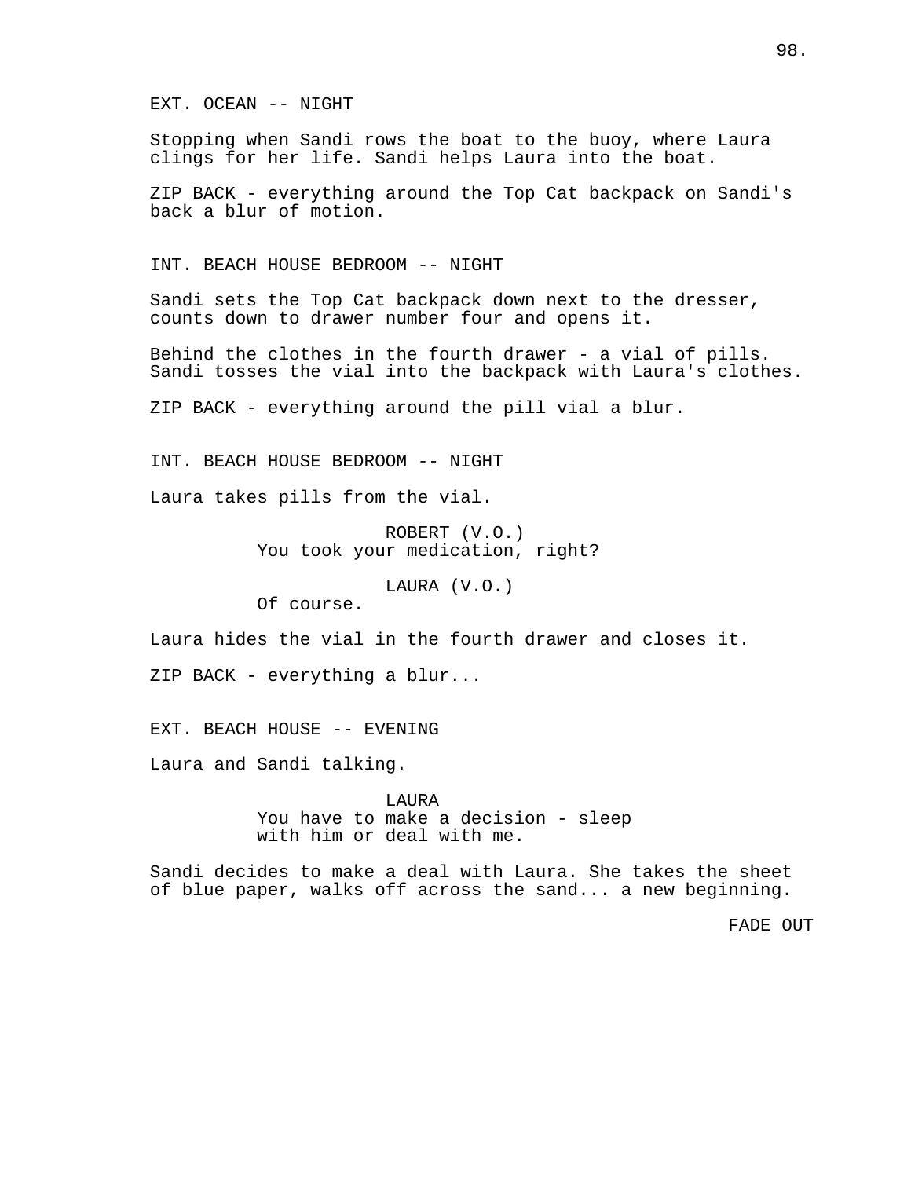EXT. OCEAN -- NIGHT

Stopping when Sandi rows the boat to the buoy, where Laura clings for her life. Sandi helps Laura into the boat.

ZIP BACK - everything around the Top Cat backpack on Sandi's back a blur of motion.

INT. BEACH HOUSE BEDROOM -- NIGHT

Sandi sets the Top Cat backpack down next to the dresser, counts down to drawer number four and opens it.

Behind the clothes in the fourth drawer - a vial of pills. Sandi tosses the vial into the backpack with Laura's clothes.

ZIP BACK - everything around the pill vial a blur.

INT. BEACH HOUSE BEDROOM -- NIGHT

Laura takes pills from the vial.

ROBERT (V.O.)
You took your medication, right?

LAURA (V.O.)
Of course.

Laura hides the vial in the fourth drawer and closes it.

ZIP BACK - everything a blur...

EXT. BEACH HOUSE -- EVENING

Laura and Sandi talking.

LAURA
You have to make a decision - sleep with him or deal with me.

Sandi decides to make a deal with Laura. She takes the sheet of blue paper, walks off across the sand... a new beginning.

FADE OUT